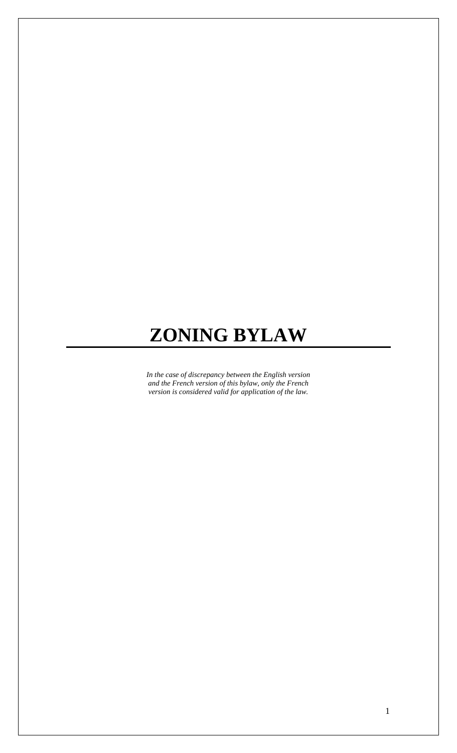# ZONING BYLAW

*In the case of discrepancy between the English version and the French version of this bylaw, only the French version is considered valid for application of the law.*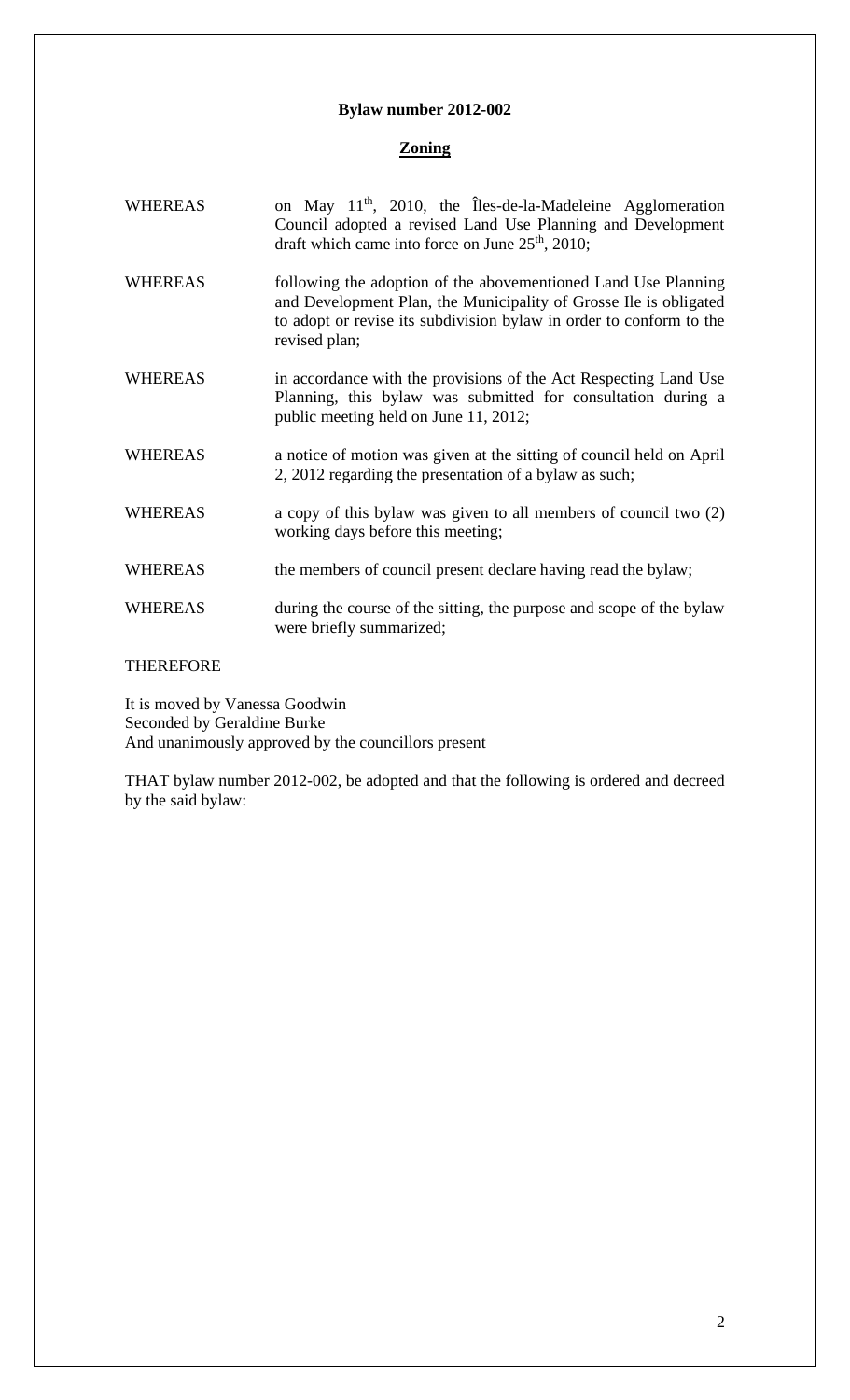**Bylaw number 2012-002**

**Zoning**

| | |
|---|---|
| WHEREAS | on May 11th, 2010, the Îles-de-la-Madeleine Agglomeration Council adopted a revised Land Use Planning and Development draft which came into force on June 25th, 2010; |
| WHEREAS | following the adoption of the abovementioned Land Use Planning and Development Plan, the Municipality of Grosse Ile is obligated to adopt or revise its subdivision bylaw in order to conform to the revised plan; |
| WHEREAS | in accordance with the provisions of the Act Respecting Land Use Planning, this bylaw was submitted for consultation during a public meeting held on June 11, 2012; |
| WHEREAS | a notice of motion was given at the sitting of council held on April 2, 2012 regarding the presentation of a bylaw as such; |
| WHEREAS | a copy of this bylaw was given to all members of council two (2) working days before this meeting; |
| WHEREAS | the members of council present declare having read the bylaw; |
| WHEREAS | during the course of the sitting, the purpose and scope of the bylaw were briefly summarized; |

THEREFORE

It is moved by Vanessa Goodwin
Seconded by Geraldine Burke
And unanimously approved by the councillors present

THAT bylaw number 2012-002, be adopted and that the following is ordered and decreed by the said bylaw: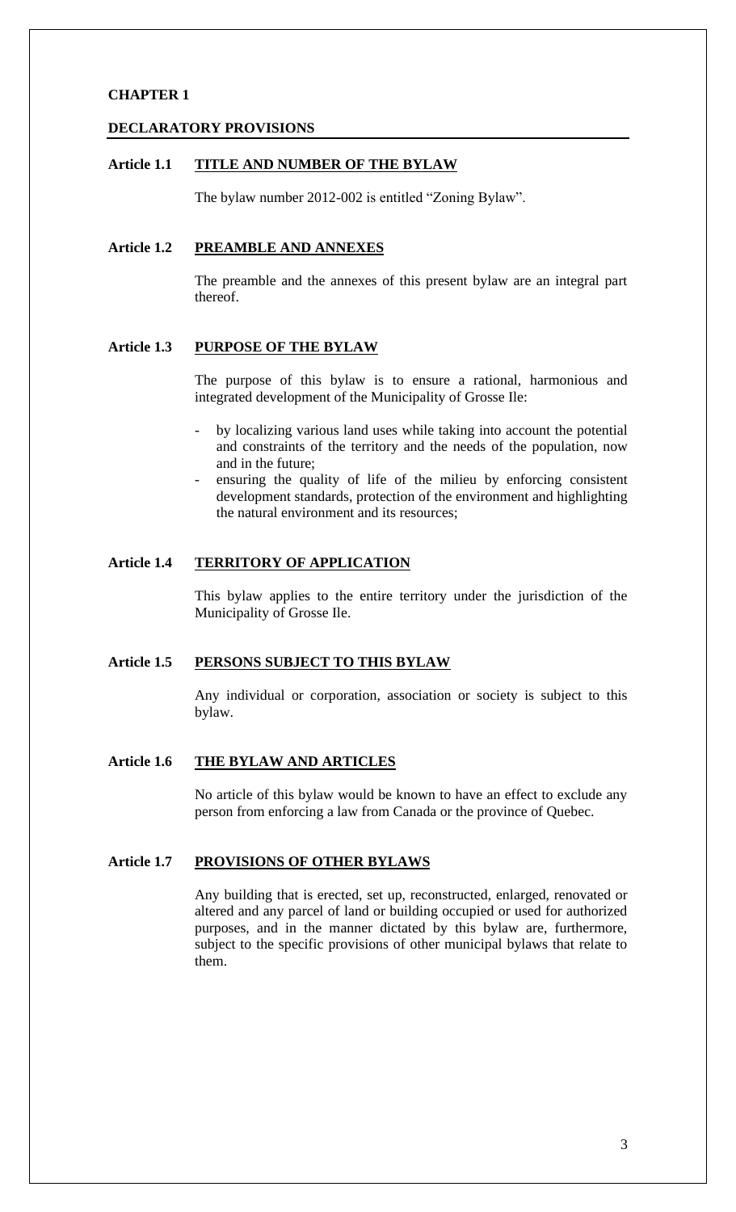# CHAPTER 1

## DECLARATORY PROVISIONS

### Article 1.1 TITLE AND NUMBER OF THE BYLAW

The bylaw number 2012-002 is entitled “Zoning Bylaw”.

### Article 1.2 PREAMBLE AND ANNEXES

The preamble and the annexes of this present bylaw are an integral part thereof.

### Article 1.3 PURPOSE OF THE BYLAW

The purpose of this bylaw is to ensure a rational, harmonious and integrated development of the Municipality of Grosse Ile:

- by localizing various land uses while taking into account the potential and constraints of the territory and the needs of the population, now and in the future;
- ensuring the quality of life of the milieu by enforcing consistent development standards, protection of the environment and highlighting the natural environment and its resources;

### Article 1.4 TERRITORY OF APPLICATION

This bylaw applies to the entire territory under the jurisdiction of the Municipality of Grosse Ile.

### Article 1.5 PERSONS SUBJECT TO THIS BYLAW

Any individual or corporation, association or society is subject to this bylaw.

### Article 1.6 THE BYLAW AND ARTICLES

No article of this bylaw would be known to have an effect to exclude any person from enforcing a law from Canada or the province of Quebec.

### Article 1.7 PROVISIONS OF OTHER BYLAWS

Any building that is erected, set up, reconstructed, enlarged, renovated or altered and any parcel of land or building occupied or used for authorized purposes, and in the manner dictated by this bylaw are, furthermore, subject to the specific provisions of other municipal bylaws that relate to them.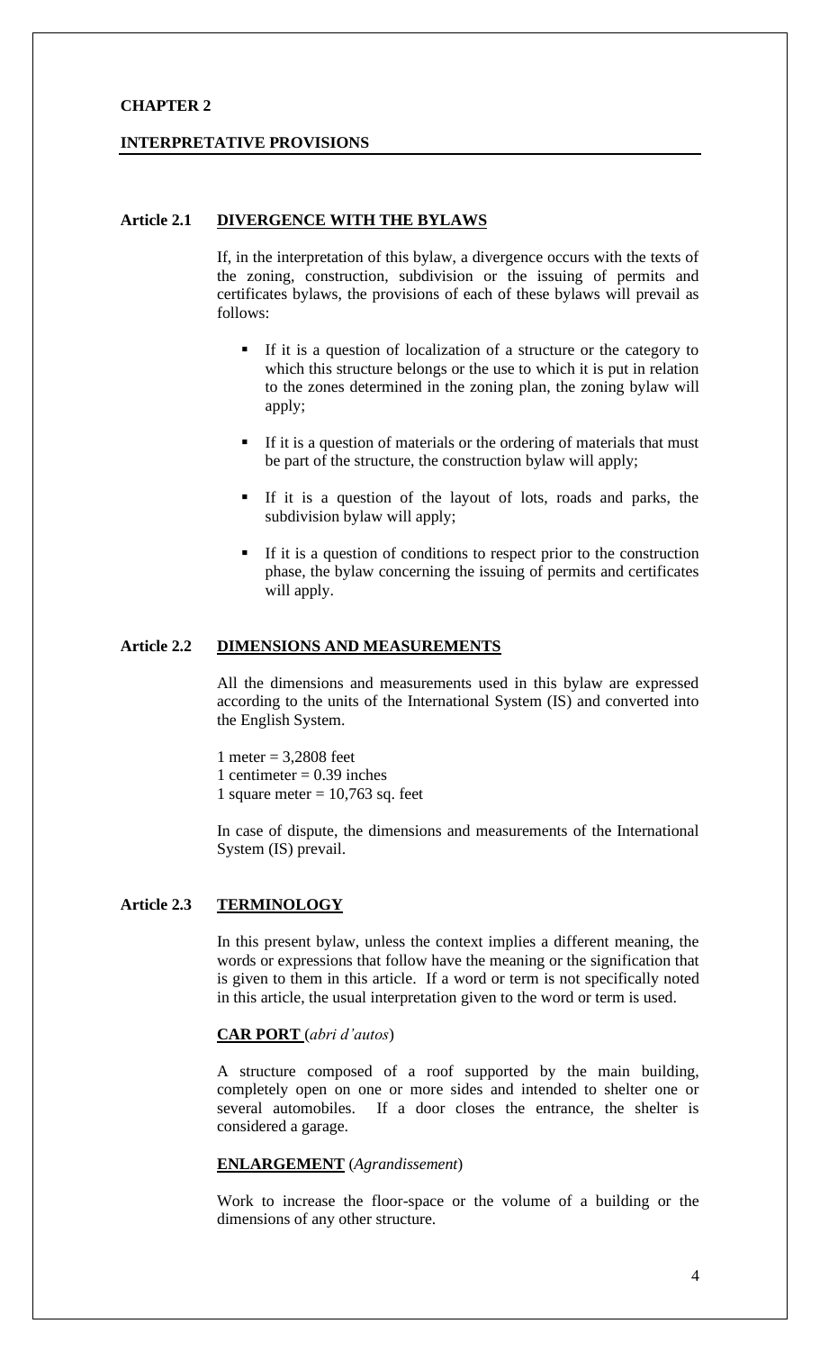# CHAPTER 2

## INTERPRETATIVE PROVISIONS

### Article 2.1 DIVERGENCE WITH THE BYLAWS

If, in the interpretation of this bylaw, a divergence occurs with the texts of the zoning, construction, subdivision or the issuing of permits and certificates bylaws, the provisions of each of these bylaws will prevail as follows:

- If it is a question of localization of a structure or the category to which this structure belongs or the use to which it is put in relation to the zones determined in the zoning plan, the zoning bylaw will apply;
- If it is a question of materials or the ordering of materials that must be part of the structure, the construction bylaw will apply;
- If it is a question of the layout of lots, roads and parks, the subdivision bylaw will apply;
- If it is a question of conditions to respect prior to the construction phase, the bylaw concerning the issuing of permits and certificates will apply.

### Article 2.2 DIMENSIONS AND MEASUREMENTS

All the dimensions and measurements used in this bylaw are expressed according to the units of the International System (IS) and converted into the English System.

1 meter = 3,2808 feet
1 centimeter = 0.39 inches
1 square meter = 10,763 sq. feet

In case of dispute, the dimensions and measurements of the International System (IS) prevail.

### Article 2.3 TERMINOLOGY

In this present bylaw, unless the context implies a different meaning, the words or expressions that follow have the meaning or the signification that is given to them in this article. If a word or term is not specifically noted in this article, the usual interpretation given to the word or term is used.

**CAR PORT** (*abri d'autos*)

A structure composed of a roof supported by the main building, completely open on one or more sides and intended to shelter one or several automobiles. If a door closes the entrance, the shelter is considered a garage.

**ENLARGEMENT** (*Agrandissement*)

Work to increase the floor-space or the volume of a building or the dimensions of any other structure.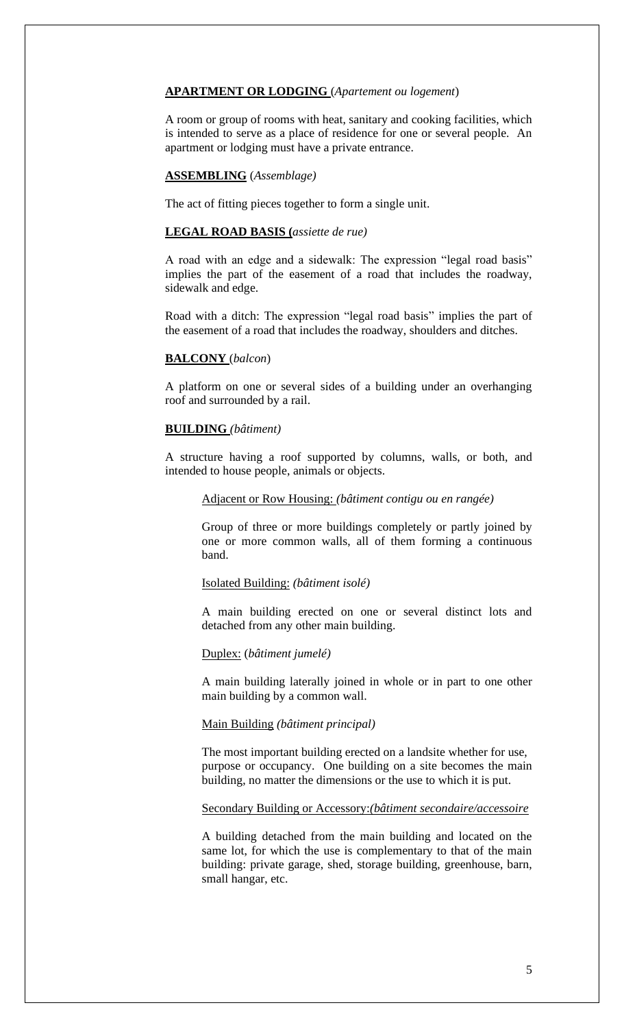**APARTMENT OR LODGING** (*Apartement ou logement*)

A room or group of rooms with heat, sanitary and cooking facilities, which is intended to serve as a place of residence for one or several people. An apartment or lodging must have a private entrance.

**ASSEMBLING** (*Assemblage)*

The act of fitting pieces together to form a single unit.

**LEGAL ROAD BASIS (***assiette de rue)*

A road with an edge and a sidewalk: The expression "legal road basis" implies the part of the easement of a road that includes the roadway, sidewalk and edge.

Road with a ditch: The expression "legal road basis" implies the part of the easement of a road that includes the roadway, shoulders and ditches.

**BALCONY** (*balcon*)

A platform on one or several sides of a building under an overhanging roof and surrounded by a rail.

**BUILDING** *(bâtiment)*

A structure having a roof supported by columns, walls, or both, and intended to house people, animals or objects.

> Adjacent or Row Housing: *(bâtiment contigu ou en rangée)*
>
> Group of three or more buildings completely or partly joined by one or more common walls, all of them forming a continuous band.
>
> Isolated Building: *(bâtiment isolé)*
>
> A main building erected on one or several distinct lots and detached from any other main building.
>
> Duplex: (*bâtiment jumelé)*
>
> A main building laterally joined in whole or in part to one other main building by a common wall.
>
> Main Building *(bâtiment principal)*
>
> The most important building erected on a landsite whether for use, purpose or occupancy. One building on a site becomes the main building, no matter the dimensions or the use to which it is put.
>
> Secondary Building or Accessory:*(bâtiment secondaire/accessoire*
>
> A building detached from the main building and located on the same lot, for which the use is complementary to that of the main building: private garage, shed, storage building, greenhouse, barn, small hangar, etc.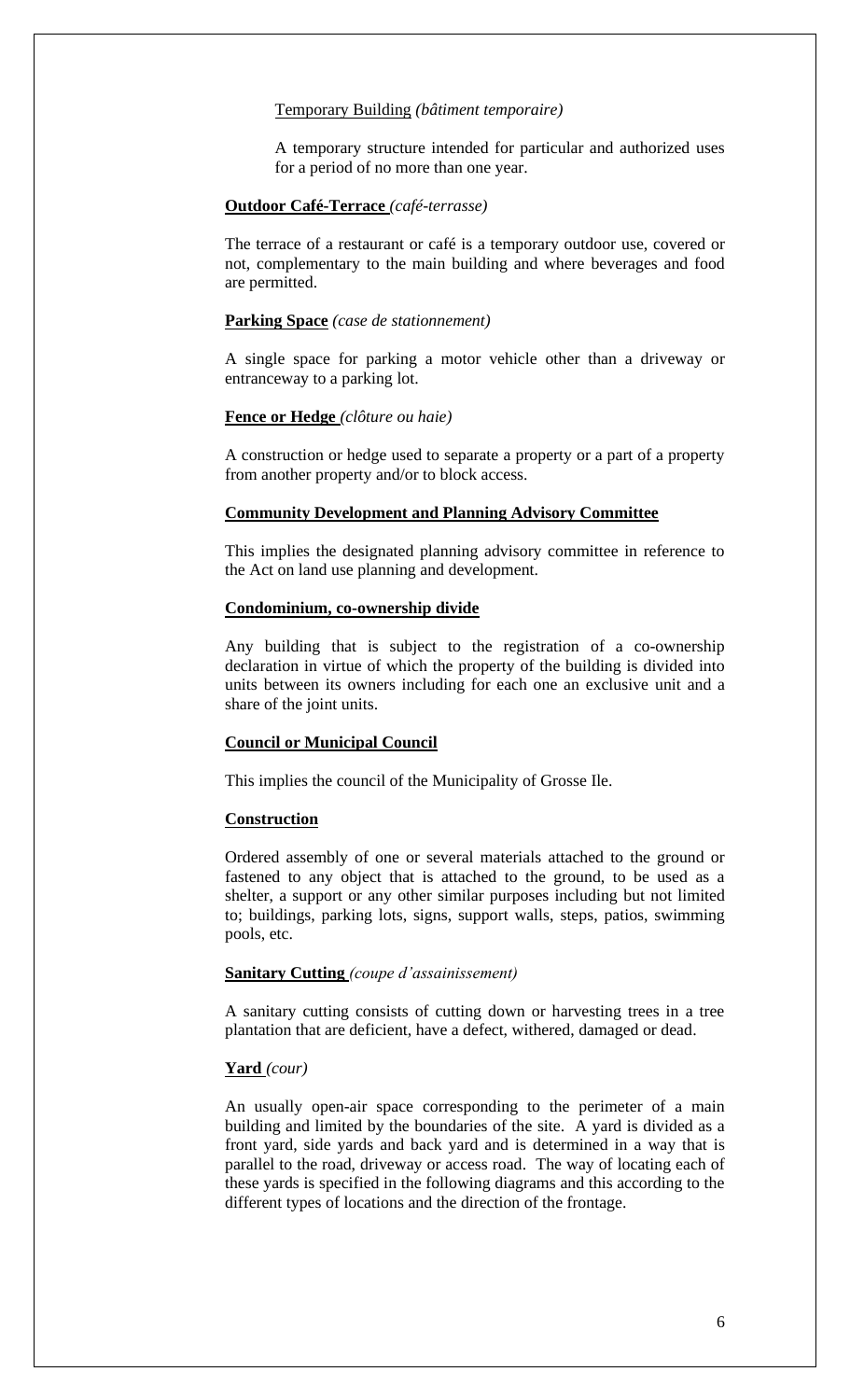Temporary Building *(bâtiment temporaire)*

A temporary structure intended for particular and authorized uses for a period of no more than one year.

**Outdoor Café-Terrace** *(café-terrasse)*

The terrace of a restaurant or café is a temporary outdoor use, covered or not, complementary to the main building and where beverages and food are permitted.

**Parking Space** *(case de stationnement)*

A single space for parking a motor vehicle other than a driveway or entranceway to a parking lot.

**Fence or Hedge** *(clôture ou haie)*

A construction or hedge used to separate a property or a part of a property from another property and/or to block access.

**Community Development and Planning Advisory Committee**

This implies the designated planning advisory committee in reference to the Act on land use planning and development.

**Condominium, co-ownership divide**

Any building that is subject to the registration of a co-ownership declaration in virtue of which the property of the building is divided into units between its owners including for each one an exclusive unit and a share of the joint units.

**Council or Municipal Council**

This implies the council of the Municipality of Grosse Ile.

**Construction**

Ordered assembly of one or several materials attached to the ground or fastened to any object that is attached to the ground, to be used as a shelter, a support or any other similar purposes including but not limited to; buildings, parking lots, signs, support walls, steps, patios, swimming pools, etc.

**Sanitary Cutting** *(coupe d'assainissement)*

A sanitary cutting consists of cutting down or harvesting trees in a tree plantation that are deficient, have a defect, withered, damaged or dead.

**Yard** *(cour)*

An usually open-air space corresponding to the perimeter of a main building and limited by the boundaries of the site. A yard is divided as a front yard, side yards and back yard and is determined in a way that is parallel to the road, driveway or access road. The way of locating each of these yards is specified in the following diagrams and this according to the different types of locations and the direction of the frontage.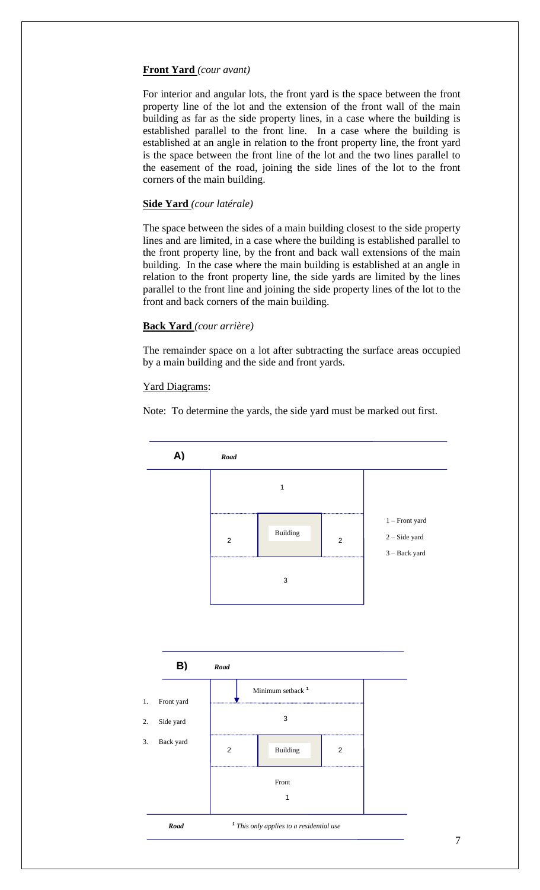**Front Yard** *(cour avant)*

For interior and angular lots, the front yard is the space between the front property line of the lot and the extension of the front wall of the main building as far as the side property lines, in a case where the building is established parallel to the front line. In a case where the building is established at an angle in relation to the front property line, the front yard is the space between the front line of the lot and the two lines parallel to the easement of the road, joining the side lines of the lot to the front corners of the main building.

**Side Yard** *(cour latérale)*

The space between the sides of a main building closest to the side property lines and are limited, in a case where the building is established parallel to the front property line, by the front and back wall extensions of the main building. In the case where the main building is established at an angle in relation to the front property line, the side yards are limited by the lines parallel to the front line and joining the side property lines of the lot to the front and back corners of the main building.

**Back Yard** *(cour arrière)*

The remainder space on a lot after subtracting the surface areas occupied by a main building and the side and front yards.

Yard Diagrams:

Note: To determine the yards, the side yard must be marked out first.

**A)** *Road*

1 – Front yard
2 – Side yard
3 – Back yard

**B)** *Road*

1. Front yard
2. Side yard
3. Back yard

Minimum setback [1]

*Road*

[1] *This only applies to a residential use*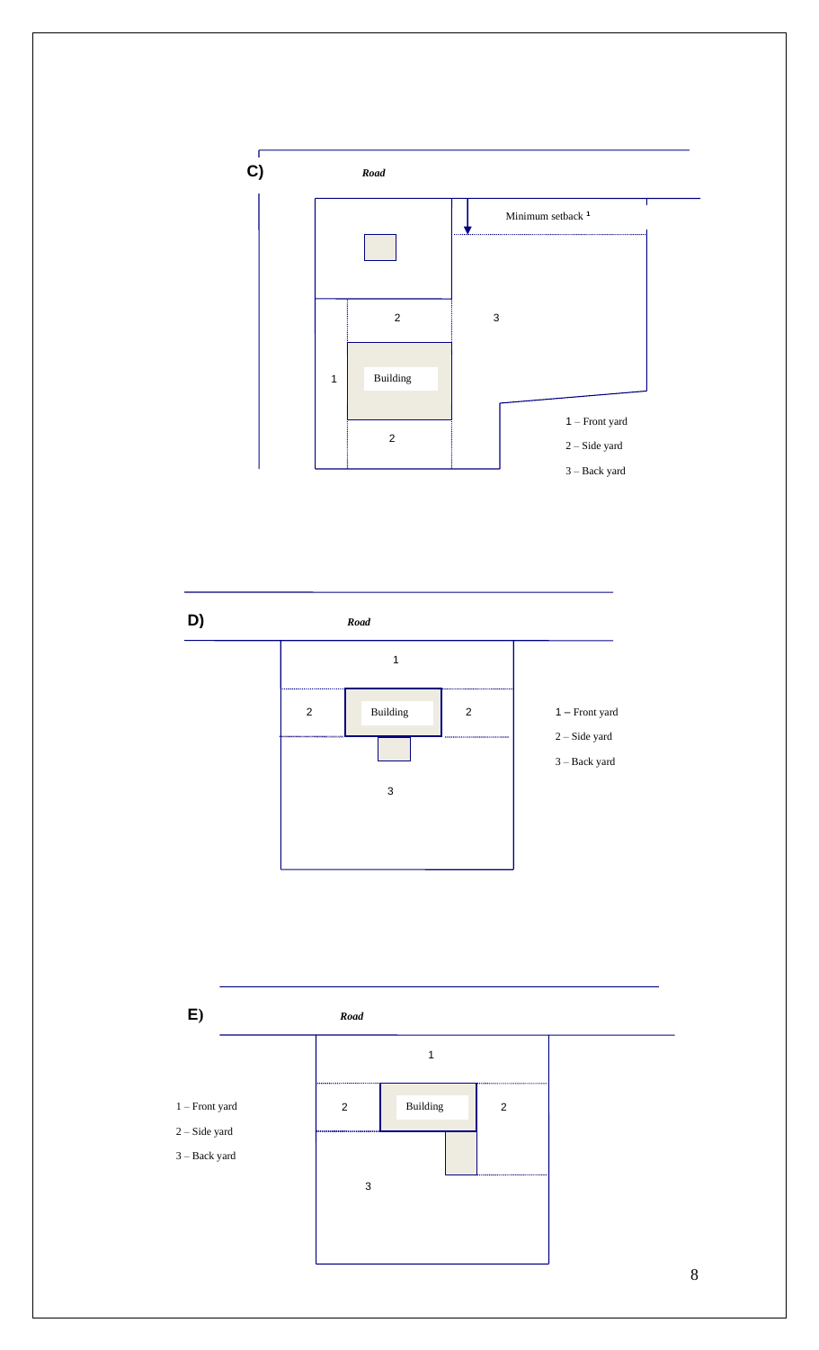**C)**

*Road*

Minimum setback [1]

1 2 3

Building

1 – Front yard

2 – Side yard

3 – Back yard

**D)**

*Road*

1

2 Building 2

3

1 – Front yard

2 – Side yard

3 – Back yard

**E)**

*Road*

1

2 Building 2

3

1 – Front yard

2 – Side yard

3 – Back yard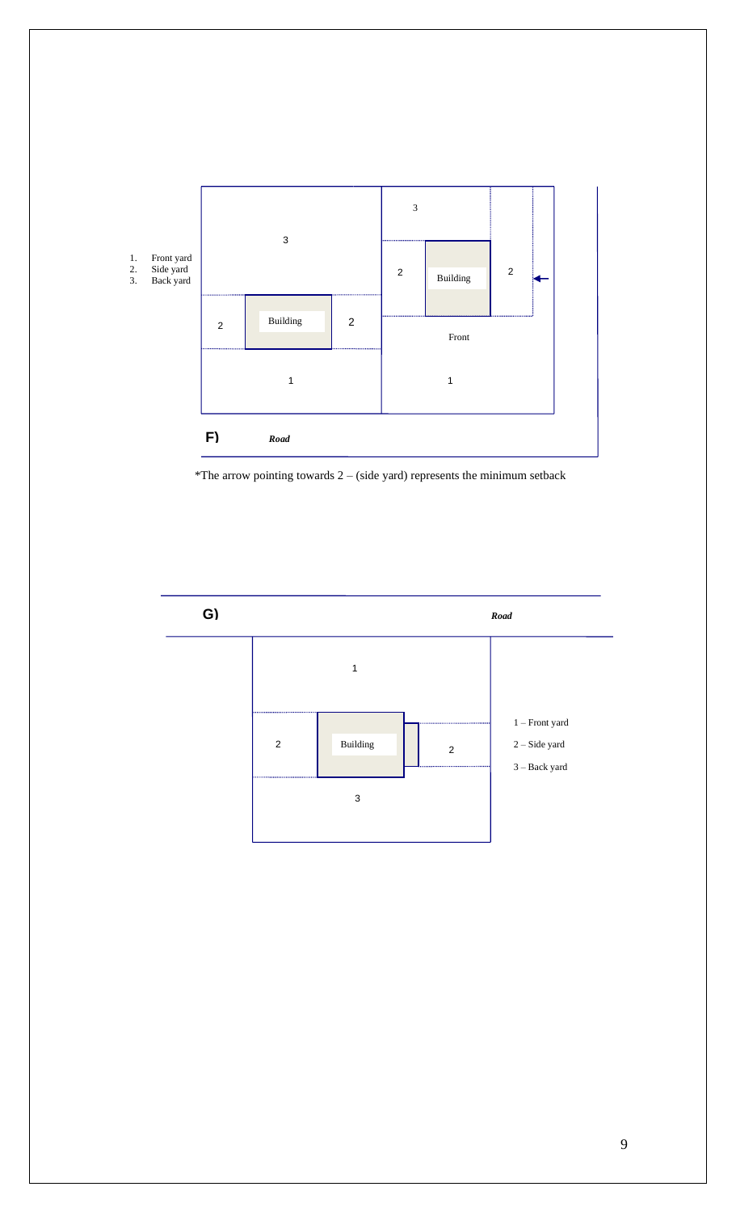1. Front yard
2. Side yard
3. Back yard

**F)** ***Road***

*The arrow pointing towards 2 – (side yard) represents the minimum setback

**G)** ***Road***

1 – Front yard

2 – Side yard

3 – Back yard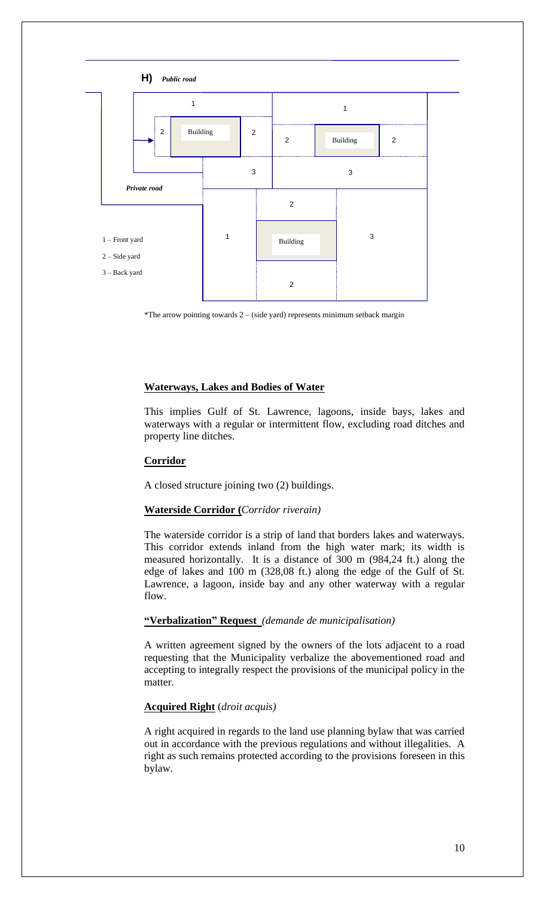**H)** *Public road*

*Private road*

1 – Front yard

2 – Side yard

3 – Back yard

*The arrow pointing towards 2 – (side yard) represents minimum setback margin

**Waterways, Lakes and Bodies of Water**

This implies Gulf of St. Lawrence, lagoons, inside bays, lakes and waterways with a regular or intermittent flow, excluding road ditches and property line ditches.

**Corridor**

A closed structure joining two (2) buildings.

**Waterside Corridor (***Corridor riverain)*

The waterside corridor is a strip of land that borders lakes and waterways. This corridor extends inland from the high water mark; its width is measured horizontally. It is a distance of 300 m (984,24 ft.) along the edge of lakes and 100 m (328,08 ft.) along the edge of the Gulf of St. Lawrence, a lagoon, inside bay and any other waterway with a regular flow.

**"Verbalization" Request** *(demande de municipalisation)*

A written agreement signed by the owners of the lots adjacent to a road requesting that the Municipality verbalize the abovementioned road and accepting to integrally respect the provisions of the municipal policy in the matter.

**Acquired Right** (*droit acquis)*

A right acquired in regards to the land use planning bylaw that was carried out in accordance with the previous regulations and without illegalities. A right as such remains protected according to the provisions foreseen in this bylaw.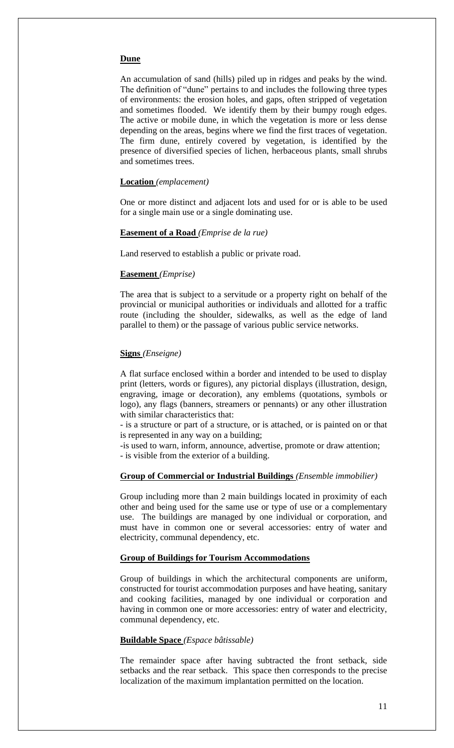**Dune**

An accumulation of sand (hills) piled up in ridges and peaks by the wind. The definition of "dune" pertains to and includes the following three types of environments: the erosion holes, and gaps, often stripped of vegetation and sometimes flooded. We identify them by their bumpy rough edges. The active or mobile dune, in which the vegetation is more or less dense depending on the areas, begins where we find the first traces of vegetation. The firm dune, entirely covered by vegetation, is identified by the presence of diversified species of lichen, herbaceous plants, small shrubs and sometimes trees.

**Location** *(emplacement)*

One or more distinct and adjacent lots and used for or is able to be used for a single main use or a single dominating use.

**Easement of a Road** *(Emprise de la rue)*

Land reserved to establish a public or private road.

**Easement** *(Emprise)*

The area that is subject to a servitude or a property right on behalf of the provincial or municipal authorities or individuals and allotted for a traffic route (including the shoulder, sidewalks, as well as the edge of land parallel to them) or the passage of various public service networks.

**Signs** *(Enseigne)*

A flat surface enclosed within a border and intended to be used to display print (letters, words or figures), any pictorial displays (illustration, design, engraving, image or decoration), any emblems (quotations, symbols or logo), any flags (banners, streamers or pennants) or any other illustration with similar characteristics that:

- is a structure or part of a structure, or is attached, or is painted on or that is represented in any way on a building;
- is used to warn, inform, announce, advertise, promote or draw attention;
- is visible from the exterior of a building.

**Group of Commercial or Industrial Buildings** *(Ensemble immobilier)*

Group including more than 2 main buildings located in proximity of each other and being used for the same use or type of use or a complementary use. The buildings are managed by one individual or corporation, and must have in common one or several accessories: entry of water and electricity, communal dependency, etc.

**Group of Buildings for Tourism Accommodations**

Group of buildings in which the architectural components are uniform, constructed for tourist accommodation purposes and have heating, sanitary and cooking facilities, managed by one individual or corporation and having in common one or more accessories: entry of water and electricity, communal dependency, etc.

**Buildable Space** *(Espace bâtissable)*

The remainder space after having subtracted the front setback, side setbacks and the rear setback. This space then corresponds to the precise localization of the maximum implantation permitted on the location.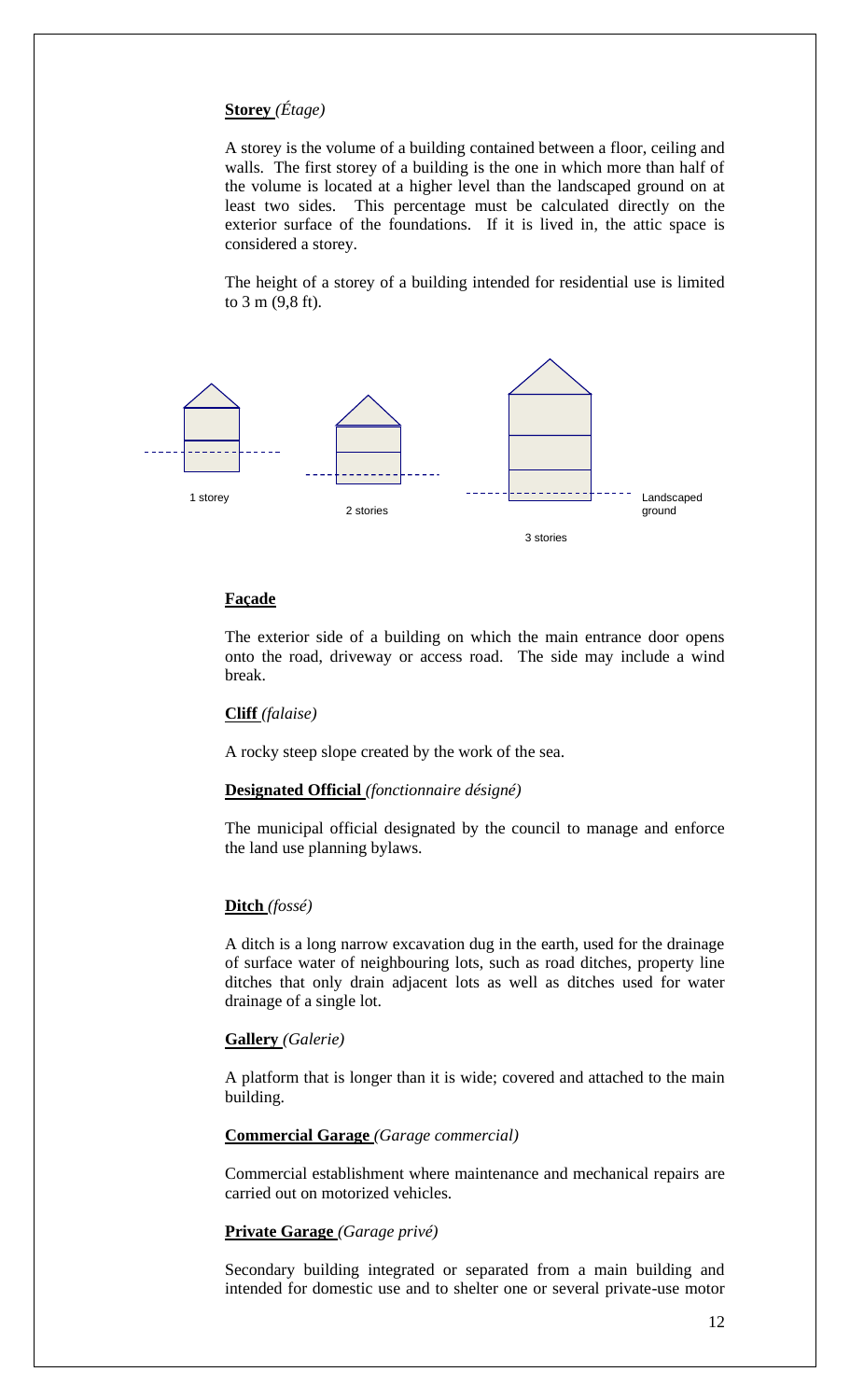**Storey** *(Étage)*

A storey is the volume of a building contained between a floor, ceiling and walls. The first storey of a building is the one in which more than half of the volume is located at a higher level than the landscaped ground on at least two sides. This percentage must be calculated directly on the exterior surface of the foundations. If it is lived in, the attic space is considered a storey.

The height of a storey of a building intended for residential use is limited to 3 m (9,8 ft).

1 storey

2 stories

3 stories

Landscaped ground

**Façade**

The exterior side of a building on which the main entrance door opens onto the road, driveway or access road. The side may include a wind break.

**Cliff** *(falaise)*

A rocky steep slope created by the work of the sea.

**Designated Official** *(fonctionnaire désigné)*

The municipal official designated by the council to manage and enforce the land use planning bylaws.

**Ditch** *(fossé)*

A ditch is a long narrow excavation dug in the earth, used for the drainage of surface water of neighbouring lots, such as road ditches, property line ditches that only drain adjacent lots as well as ditches used for water drainage of a single lot.

**Gallery** *(Galerie)*

A platform that is longer than it is wide; covered and attached to the main building.

**Commercial Garage** *(Garage commercial)*

Commercial establishment where maintenance and mechanical repairs are carried out on motorized vehicles.

**Private Garage** *(Garage privé)*

Secondary building integrated or separated from a main building and intended for domestic use and to shelter one or several private-use motor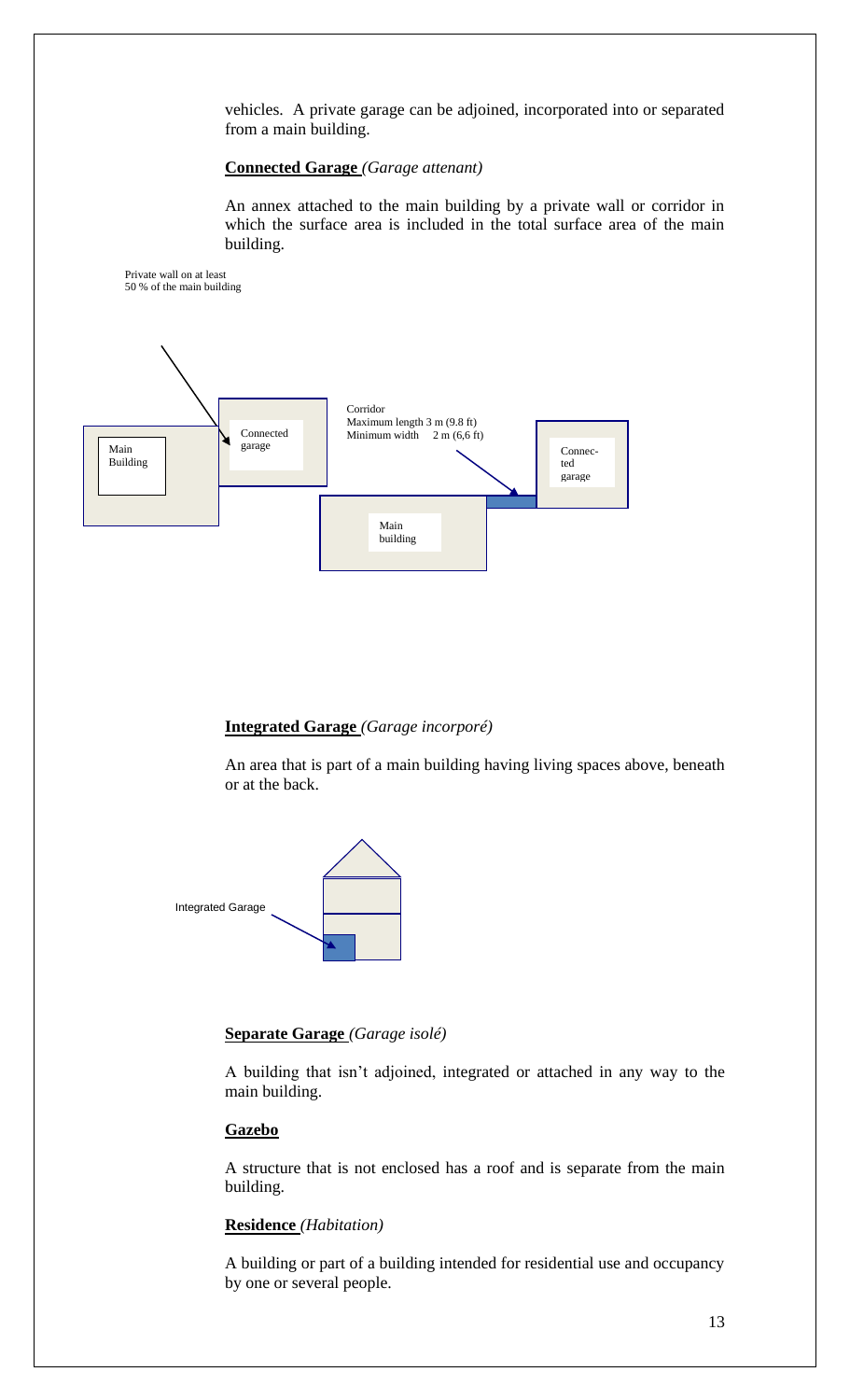vehicles. A private garage can be adjoined, incorporated into or separated from a main building.

**Connected Garage** *(Garage attenant)*

An annex attached to the main building by a private wall or corridor in which the surface area is included in the total surface area of the main building.

Private wall on at least 50 % of the main building

Corridor
Maximum length 3 m (9.8 ft)
Minimum width 2 m (6,6 ft)

Main Building

Connected garage

Main building

Connected garage

**Integrated Garage** *(Garage incorporé)*

An area that is part of a main building having living spaces above, beneath or at the back.

Integrated Garage

**Separate Garage** *(Garage isolé)*

A building that isn't adjoined, integrated or attached in any way to the main building.

**Gazebo**

A structure that is not enclosed has a roof and is separate from the main building.

**Residence** *(Habitation)*

A building or part of a building intended for residential use and occupancy by one or several people.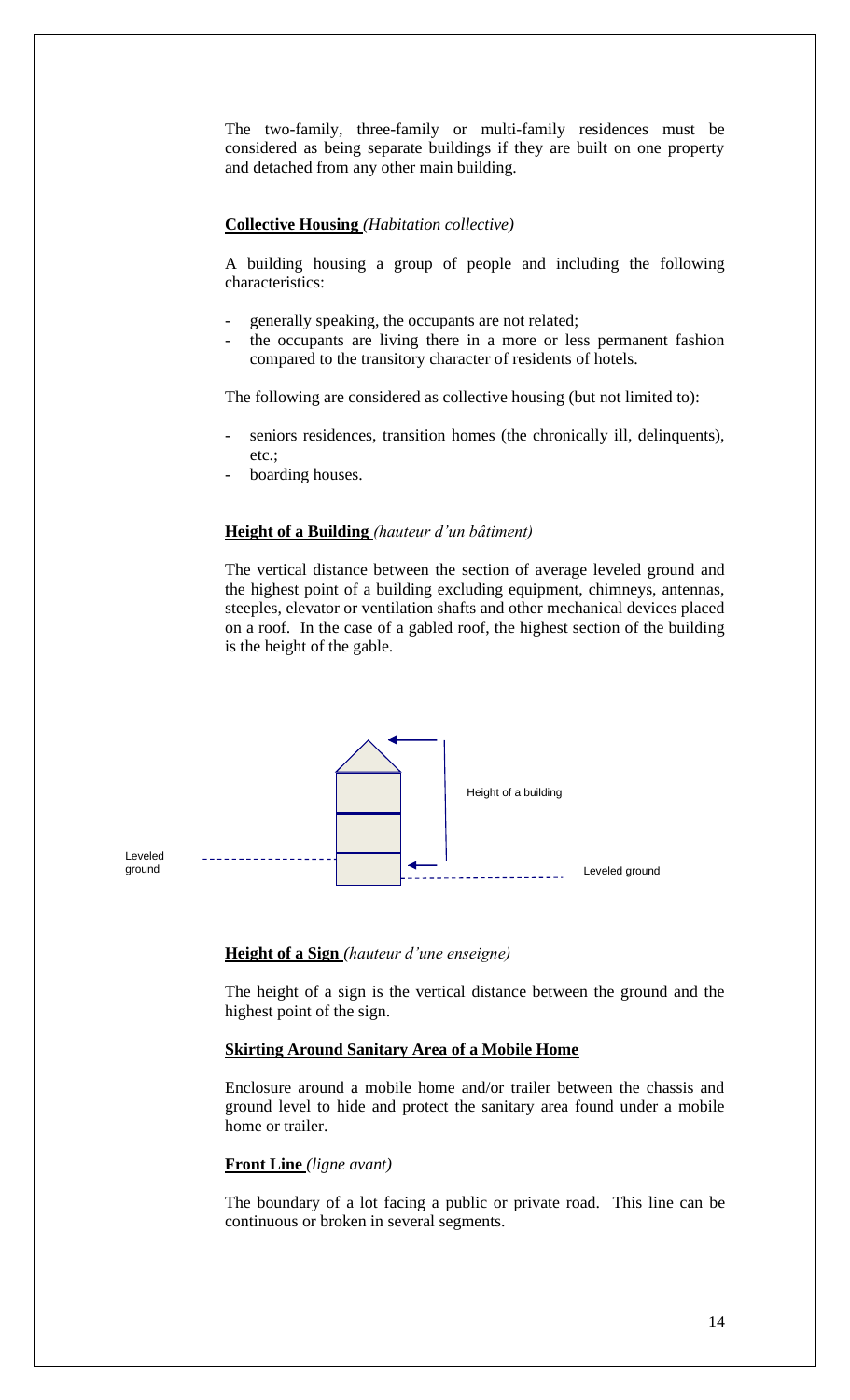The two-family, three-family or multi-family residences must be considered as being separate buildings if they are built on one property and detached from any other main building.

**Collective Housing** *(Habitation collective)*

A building housing a group of people and including the following characteristics:

- generally speaking, the occupants are not related;
- the occupants are living there in a more or less permanent fashion compared to the transitory character of residents of hotels.

The following are considered as collective housing (but not limited to):

- seniors residences, transition homes (the chronically ill, delinquents), etc.;
- boarding houses.

**Height of a Building** *(hauteur d'un bâtiment)*

The vertical distance between the section of average leveled ground and the highest point of a building excluding equipment, chimneys, antennas, steeples, elevator or ventilation shafts and other mechanical devices placed on a roof. In the case of a gabled roof, the highest section of the building is the height of the gable.

Leveled ground — Height of a building — Leveled ground

**Height of a Sign** *(hauteur d'une enseigne)*

The height of a sign is the vertical distance between the ground and the highest point of the sign.

**Skirting Around Sanitary Area of a Mobile Home**

Enclosure around a mobile home and/or trailer between the chassis and ground level to hide and protect the sanitary area found under a mobile home or trailer.

**Front Line** *(ligne avant)*

The boundary of a lot facing a public or private road. This line can be continuous or broken in several segments.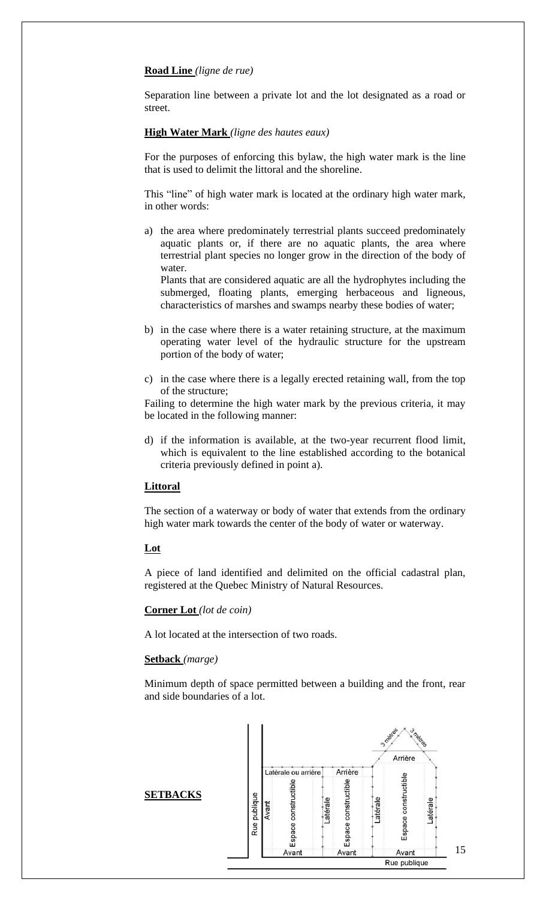**Road Line** *(ligne de rue)*

Separation line between a private lot and the lot designated as a road or street.

**High Water Mark** *(ligne des hautes eaux)*

For the purposes of enforcing this bylaw, the high water mark is the line that is used to delimit the littoral and the shoreline.

This "line" of high water mark is located at the ordinary high water mark, in other words:

a) the area where predominately terrestrial plants succeed predominately aquatic plants or, if there are no aquatic plants, the area where terrestrial plant species no longer grow in the direction of the body of water.
   Plants that are considered aquatic are all the hydrophytes including the submerged, floating plants, emerging herbaceous and ligneous, characteristics of marshes and swamps nearby these bodies of water;

b) in the case where there is a water retaining structure, at the maximum operating water level of the hydraulic structure for the upstream portion of the body of water;

c) in the case where there is a legally erected retaining wall, from the top of the structure;

Failing to determine the high water mark by the previous criteria, it may be located in the following manner:

d) if the information is available, at the two-year recurrent flood limit, which is equivalent to the line established according to the botanical criteria previously defined in point a).

**Littoral**

The section of a waterway or body of water that extends from the ordinary high water mark towards the center of the body of water or waterway.

**Lot**

A piece of land identified and delimited on the official cadastral plan, registered at the Quebec Ministry of Natural Resources.

**Corner Lot** *(lot de coin)*

A lot located at the intersection of two roads.

**Setback** *(marge)*

Minimum depth of space permitted between a building and the front, rear and side boundaries of a lot.

**SETBACKS**

Rue publique — Avant — Espace constructible — Latérale ou arrière — Avant — Latérale — Espace constructible — Arrière — Avant — Latérale — Espace constructible — Latérale — Arrière — 3 mètres — 3 mètres — Avant — Rue publique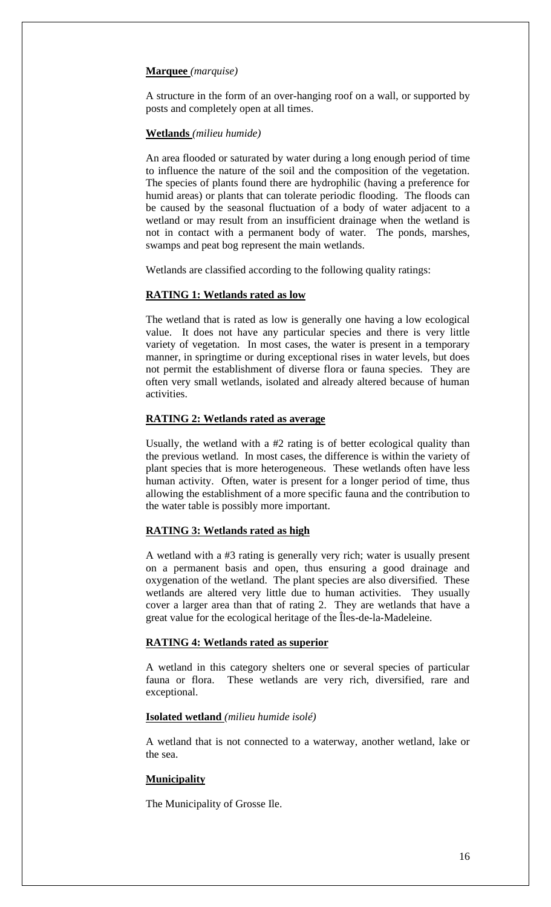**Marquee** *(marquise)*

A structure in the form of an over-hanging roof on a wall, or supported by posts and completely open at all times.

**Wetlands** *(milieu humide)*

An area flooded or saturated by water during a long enough period of time to influence the nature of the soil and the composition of the vegetation. The species of plants found there are hydrophilic (having a preference for humid areas) or plants that can tolerate periodic flooding. The floods can be caused by the seasonal fluctuation of a body of water adjacent to a wetland or may result from an insufficient drainage when the wetland is not in contact with a permanent body of water. The ponds, marshes, swamps and peat bog represent the main wetlands.

Wetlands are classified according to the following quality ratings:

**RATING 1: Wetlands rated as low**

The wetland that is rated as low is generally one having a low ecological value. It does not have any particular species and there is very little variety of vegetation. In most cases, the water is present in a temporary manner, in springtime or during exceptional rises in water levels, but does not permit the establishment of diverse flora or fauna species. They are often very small wetlands, isolated and already altered because of human activities.

**RATING 2: Wetlands rated as average**

Usually, the wetland with a #2 rating is of better ecological quality than the previous wetland. In most cases, the difference is within the variety of plant species that is more heterogeneous. These wetlands often have less human activity. Often, water is present for a longer period of time, thus allowing the establishment of a more specific fauna and the contribution to the water table is possibly more important.

**RATING 3: Wetlands rated as high**

A wetland with a #3 rating is generally very rich; water is usually present on a permanent basis and open, thus ensuring a good drainage and oxygenation of the wetland. The plant species are also diversified. These wetlands are altered very little due to human activities. They usually cover a larger area than that of rating 2. They are wetlands that have a great value for the ecological heritage of the Îles-de-la-Madeleine.

**RATING 4: Wetlands rated as superior**

A wetland in this category shelters one or several species of particular fauna or flora. These wetlands are very rich, diversified, rare and exceptional.

**Isolated wetland** *(milieu humide isolé)*

A wetland that is not connected to a waterway, another wetland, lake or the sea.

**Municipality**

The Municipality of Grosse Ile.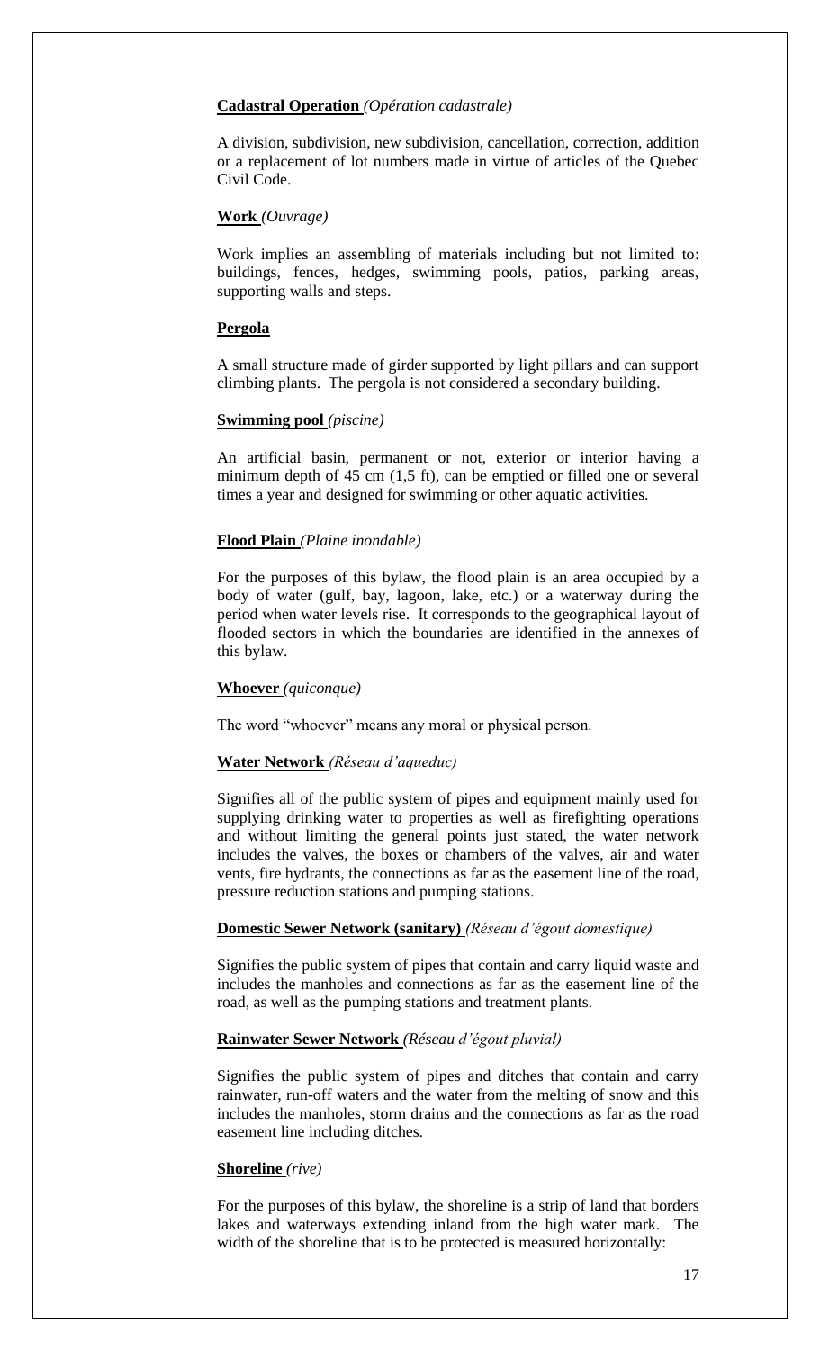**Cadastral Operation** *(Opération cadastrale)*

A division, subdivision, new subdivision, cancellation, correction, addition or a replacement of lot numbers made in virtue of articles of the Quebec Civil Code.

**Work** *(Ouvrage)*

Work implies an assembling of materials including but not limited to: buildings, fences, hedges, swimming pools, patios, parking areas, supporting walls and steps.

**Pergola**

A small structure made of girder supported by light pillars and can support climbing plants. The pergola is not considered a secondary building.

**Swimming pool** *(piscine)*

An artificial basin, permanent or not, exterior or interior having a minimum depth of 45 cm (1,5 ft), can be emptied or filled one or several times a year and designed for swimming or other aquatic activities.

**Flood Plain** *(Plaine inondable)*

For the purposes of this bylaw, the flood plain is an area occupied by a body of water (gulf, bay, lagoon, lake, etc.) or a waterway during the period when water levels rise. It corresponds to the geographical layout of flooded sectors in which the boundaries are identified in the annexes of this bylaw.

**Whoever** *(quiconque)*

The word "whoever" means any moral or physical person.

**Water Network** *(Réseau d'aqueduc)*

Signifies all of the public system of pipes and equipment mainly used for supplying drinking water to properties as well as firefighting operations and without limiting the general points just stated, the water network includes the valves, the boxes or chambers of the valves, air and water vents, fire hydrants, the connections as far as the easement line of the road, pressure reduction stations and pumping stations.

**Domestic Sewer Network (sanitary)** *(Réseau d'égout domestique)*

Signifies the public system of pipes that contain and carry liquid waste and includes the manholes and connections as far as the easement line of the road, as well as the pumping stations and treatment plants.

**Rainwater Sewer Network** *(Réseau d'égout pluvial)*

Signifies the public system of pipes and ditches that contain and carry rainwater, run-off waters and the water from the melting of snow and this includes the manholes, storm drains and the connections as far as the road easement line including ditches.

**Shoreline** *(rive)*

For the purposes of this bylaw, the shoreline is a strip of land that borders lakes and waterways extending inland from the high water mark. The width of the shoreline that is to be protected is measured horizontally: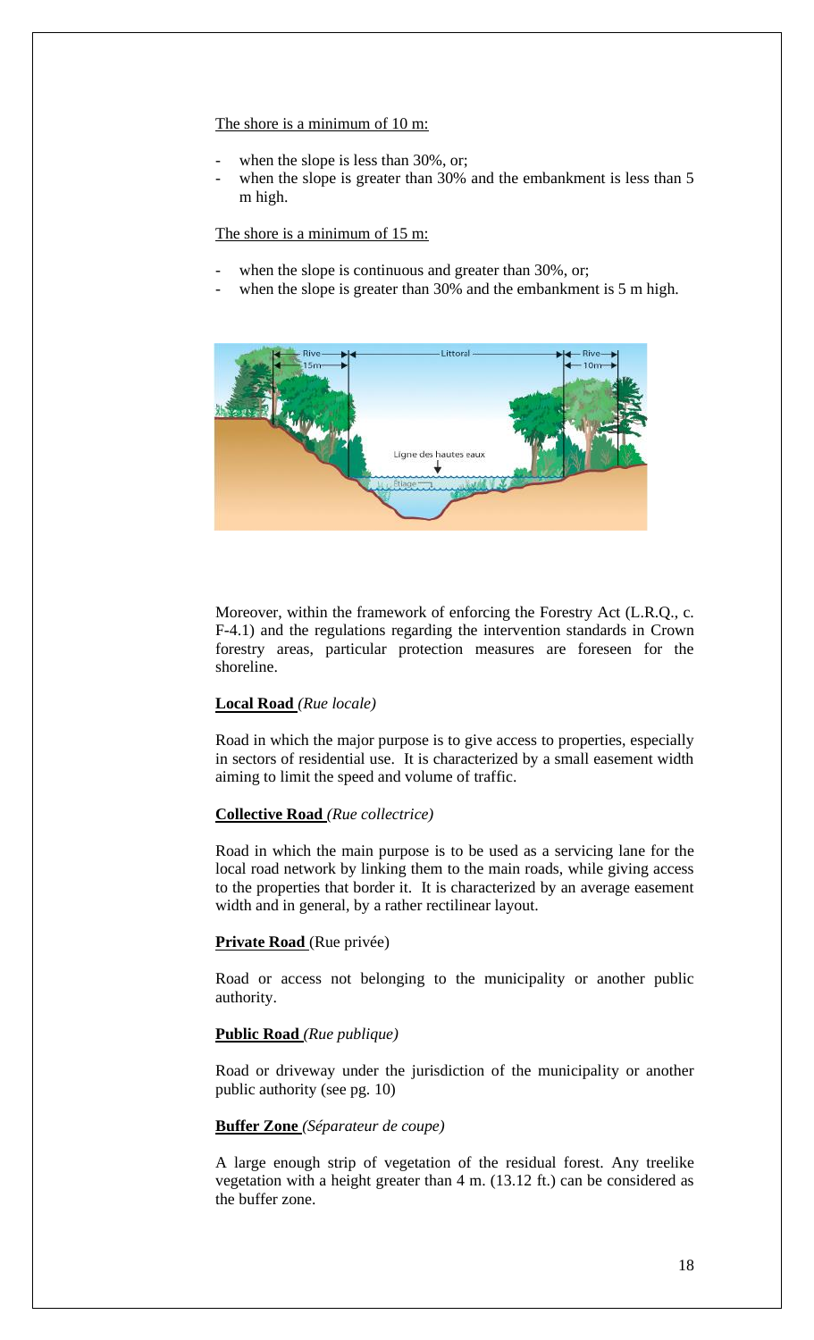The shore is a minimum of 10 m:

- when the slope is less than 30%, or;
- when the slope is greater than 30% and the embankment is less than 5 m high.

The shore is a minimum of 15 m:

- when the slope is continuous and greater than 30%, or;
- when the slope is greater than 30% and the embankment is 5 m high.

Moreover, within the framework of enforcing the Forestry Act (L.R.Q., c. F-4.1) and the regulations regarding the intervention standards in Crown forestry areas, particular protection measures are foreseen for the shoreline.

**Local Road** *(Rue locale)*

Road in which the major purpose is to give access to properties, especially in sectors of residential use. It is characterized by a small easement width aiming to limit the speed and volume of traffic.

**Collective Road** *(Rue collectrice)*

Road in which the main purpose is to be used as a servicing lane for the local road network by linking them to the main roads, while giving access to the properties that border it. It is characterized by an average easement width and in general, by a rather rectilinear layout.

**Private Road** (Rue privée)

Road or access not belonging to the municipality or another public authority.

**Public Road** *(Rue publique)*

Road or driveway under the jurisdiction of the municipality or another public authority (see pg. 10)

**Buffer Zone** *(Séparateur de coupe)*

A large enough strip of vegetation of the residual forest. Any treelike vegetation with a height greater than 4 m. (13.12 ft.) can be considered as the buffer zone.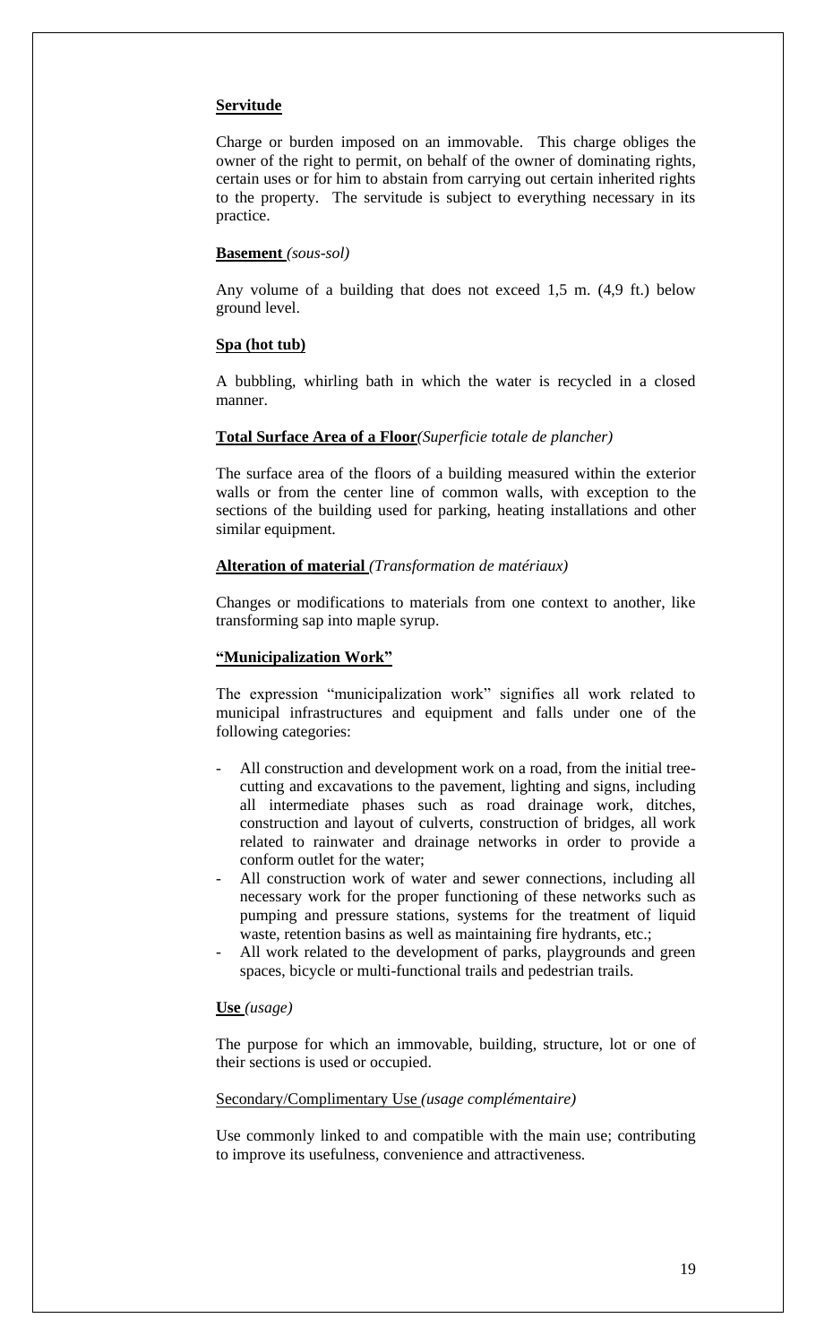**Servitude**

Charge or burden imposed on an immovable. This charge obliges the owner of the right to permit, on behalf of the owner of dominating rights, certain uses or for him to abstain from carrying out certain inherited rights to the property. The servitude is subject to everything necessary in its practice.

**Basement** *(sous-sol)*

Any volume of a building that does not exceed 1,5 m. (4,9 ft.) below ground level.

**Spa (hot tub)**

A bubbling, whirling bath in which the water is recycled in a closed manner.

**Total Surface Area of a Floor** *(Superficie totale de plancher)*

The surface area of the floors of a building measured within the exterior walls or from the center line of common walls, with exception to the sections of the building used for parking, heating installations and other similar equipment.

**Alteration of material** *(Transformation de matériaux)*

Changes or modifications to materials from one context to another, like transforming sap into maple syrup.

**"Municipalization Work"**

The expression "municipalization work" signifies all work related to municipal infrastructures and equipment and falls under one of the following categories:

- All construction and development work on a road, from the initial tree-cutting and excavations to the pavement, lighting and signs, including all intermediate phases such as road drainage work, ditches, construction and layout of culverts, construction of bridges, all work related to rainwater and drainage networks in order to provide a conform outlet for the water;
- All construction work of water and sewer connections, including all necessary work for the proper functioning of these networks such as pumping and pressure stations, systems for the treatment of liquid waste, retention basins as well as maintaining fire hydrants, etc.;
- All work related to the development of parks, playgrounds and green spaces, bicycle or multi-functional trails and pedestrian trails.

**Use** *(usage)*

The purpose for which an immovable, building, structure, lot or one of their sections is used or occupied.

Secondary/Complimentary Use *(usage complémentaire)*

Use commonly linked to and compatible with the main use; contributing to improve its usefulness, convenience and attractiveness.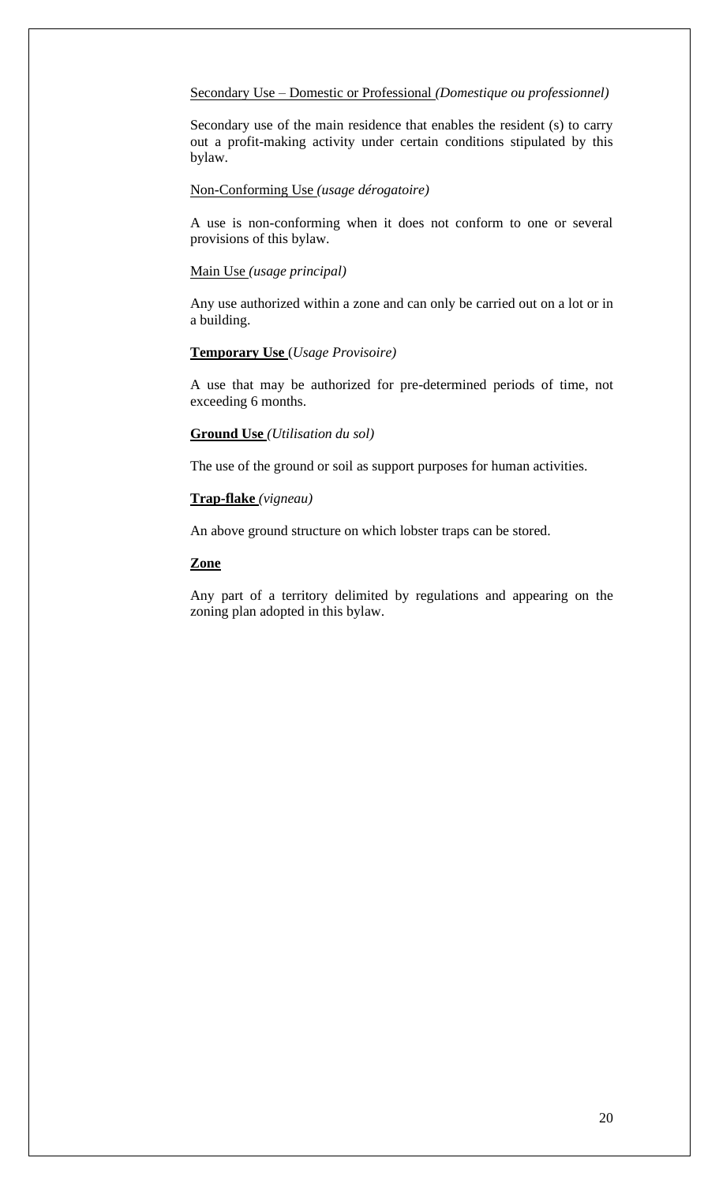Secondary Use – Domestic or Professional *(Domestique ou professionnel)*

Secondary use of the main residence that enables the resident (s) to carry out a profit-making activity under certain conditions stipulated by this bylaw.

Non-Conforming Use *(usage dérogatoire)*

A use is non-conforming when it does not conform to one or several provisions of this bylaw.

Main Use *(usage principal)*

Any use authorized within a zone and can only be carried out on a lot or in a building.

**Temporary Use** (*Usage Provisoire)*

A use that may be authorized for pre-determined periods of time, not exceeding 6 months.

**Ground Use** *(Utilisation du sol)*

The use of the ground or soil as support purposes for human activities.

**Trap-flake** *(vigneau)*

An above ground structure on which lobster traps can be stored.

**Zone**

Any part of a territory delimited by regulations and appearing on the zoning plan adopted in this bylaw.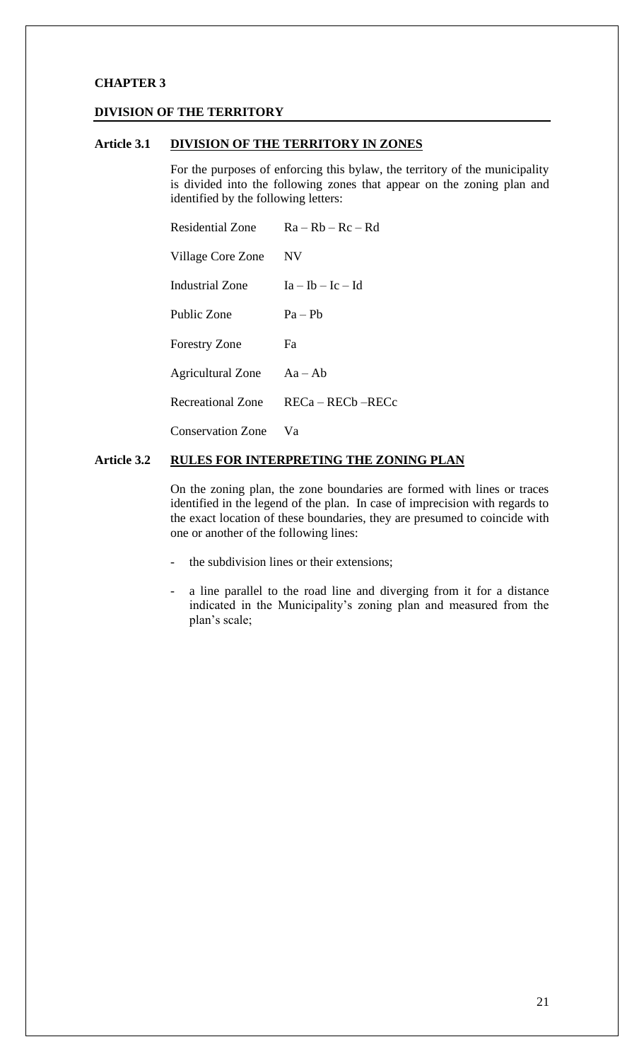# CHAPTER 3

## DIVISION OF THE TERRITORY

### Article 3.1 DIVISION OF THE TERRITORY IN ZONES

For the purposes of enforcing this bylaw, the territory of the municipality is divided into the following zones that appear on the zoning plan and identified by the following letters:

| | |
|---|---|
| Residential Zone | Ra – Rb – Rc – Rd |
| Village Core Zone | NV |
| Industrial Zone | Ia – Ib – Ic – Id |
| Public Zone | Pa – Pb |
| Forestry Zone | Fa |
| Agricultural Zone | Aa – Ab |
| Recreational Zone | RECa – RECb –RECc |
| Conservation Zone | Va |

### Article 3.2 RULES FOR INTERPRETING THE ZONING PLAN

On the zoning plan, the zone boundaries are formed with lines or traces identified in the legend of the plan. In case of imprecision with regards to the exact location of these boundaries, they are presumed to coincide with one or another of the following lines:

- the subdivision lines or their extensions;
- a line parallel to the road line and diverging from it for a distance indicated in the Municipality's zoning plan and measured from the plan's scale;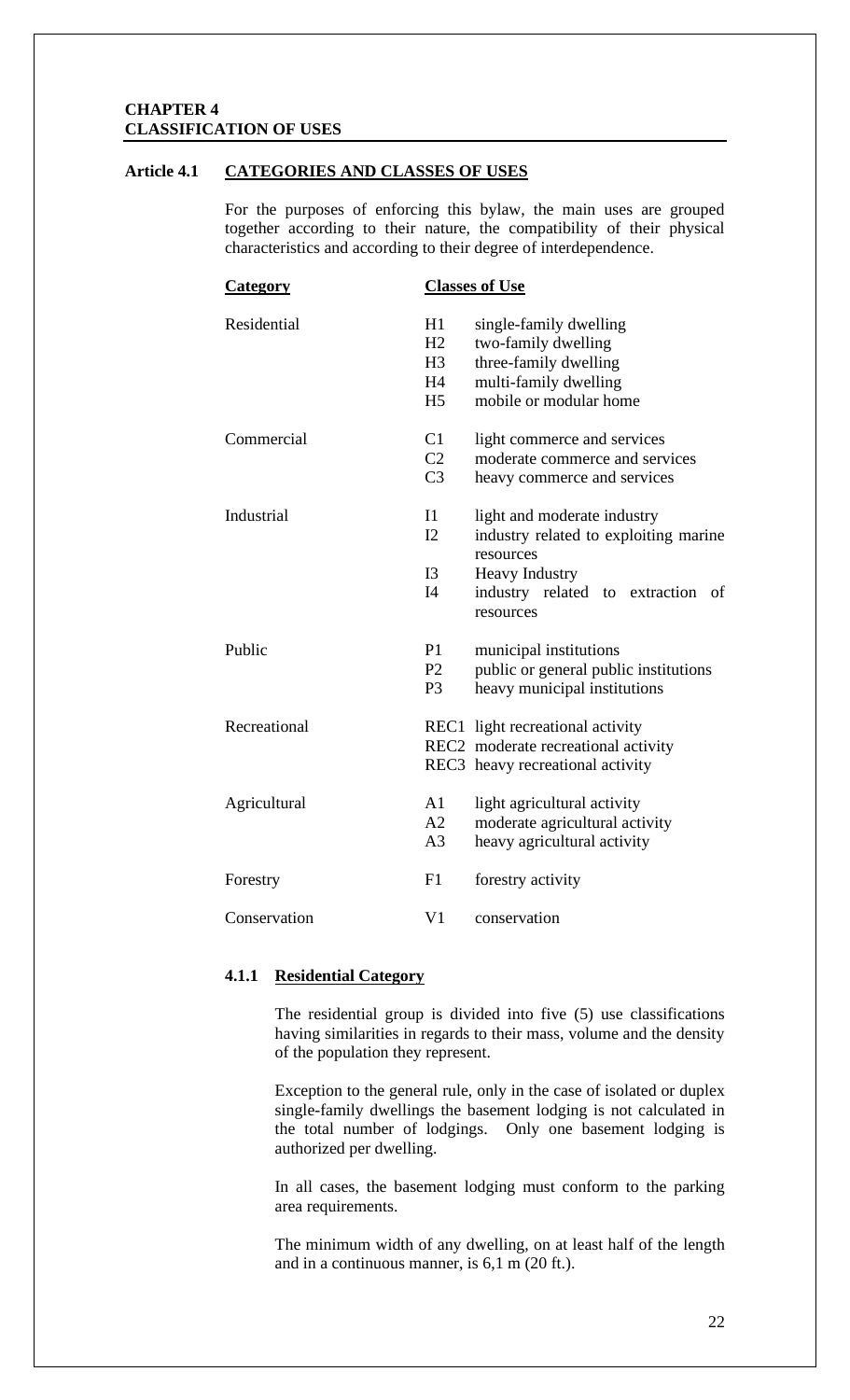# CHAPTER 4
# CLASSIFICATION OF USES

## Article 4.1 CATEGORIES AND CLASSES OF USES

For the purposes of enforcing this bylaw, the main uses are grouped together according to their nature, the compatibility of their physical characteristics and according to their degree of interdependence.

| Category | Classes of Use | |
|---|---|---|
| Residential | H1 | single-family dwelling |
| | H2 | two-family dwelling |
| | H3 | three-family dwelling |
| | H4 | multi-family dwelling |
| | H5 | mobile or modular home |
| Commercial | C1 | light commerce and services |
| | C2 | moderate commerce and services |
| | C3 | heavy commerce and services |
| Industrial | I1 | light and moderate industry |
| | I2 | industry related to exploiting marine resources |
| | I3 | Heavy Industry |
| | I4 | industry related to extraction of resources |
| Public | P1 | municipal institutions |
| | P2 | public or general public institutions |
| | P3 | heavy municipal institutions |
| Recreational | REC1 | light recreational activity |
| | REC2 | moderate recreational activity |
| | REC3 | heavy recreational activity |
| Agricultural | A1 | light agricultural activity |
| | A2 | moderate agricultural activity |
| | A3 | heavy agricultural activity |
| Forestry | F1 | forestry activity |
| Conservation | V1 | conservation |

### 4.1.1 Residential Category

The residential group is divided into five (5) use classifications having similarities in regards to their mass, volume and the density of the population they represent.

Exception to the general rule, only in the case of isolated or duplex single-family dwellings the basement lodging is not calculated in the total number of lodgings. Only one basement lodging is authorized per dwelling.

In all cases, the basement lodging must conform to the parking area requirements.

The minimum width of any dwelling, on at least half of the length and in a continuous manner, is 6,1 m (20 ft.).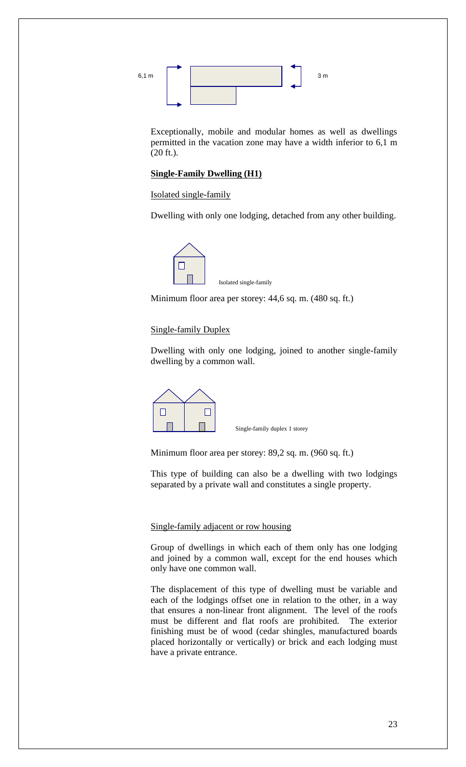6,1 m 3 m

Exceptionally, mobile and modular homes as well as dwellings permitted in the vacation zone may have a width inferior to 6,1 m (20 ft.).

**Single-Family Dwelling (H1)**

Isolated single-family

Dwelling with only one lodging, detached from any other building.

Isolated single-family

Minimum floor area per storey: 44,6 sq. m. (480 sq. ft.)

Single-family Duplex

Dwelling with only one lodging, joined to another single-family dwelling by a common wall.

Single-family duplex 1 storey

Minimum floor area per storey: 89,2 sq. m. (960 sq. ft.)

This type of building can also be a dwelling with two lodgings separated by a private wall and constitutes a single property.

Single-family adjacent or row housing

Group of dwellings in which each of them only has one lodging and joined by a common wall, except for the end houses which only have one common wall.

The displacement of this type of dwelling must be variable and each of the lodgings offset one in relation to the other, in a way that ensures a non-linear front alignment. The level of the roofs must be different and flat roofs are prohibited. The exterior finishing must be of wood (cedar shingles, manufactured boards placed horizontally or vertically) or brick and each lodging must have a private entrance.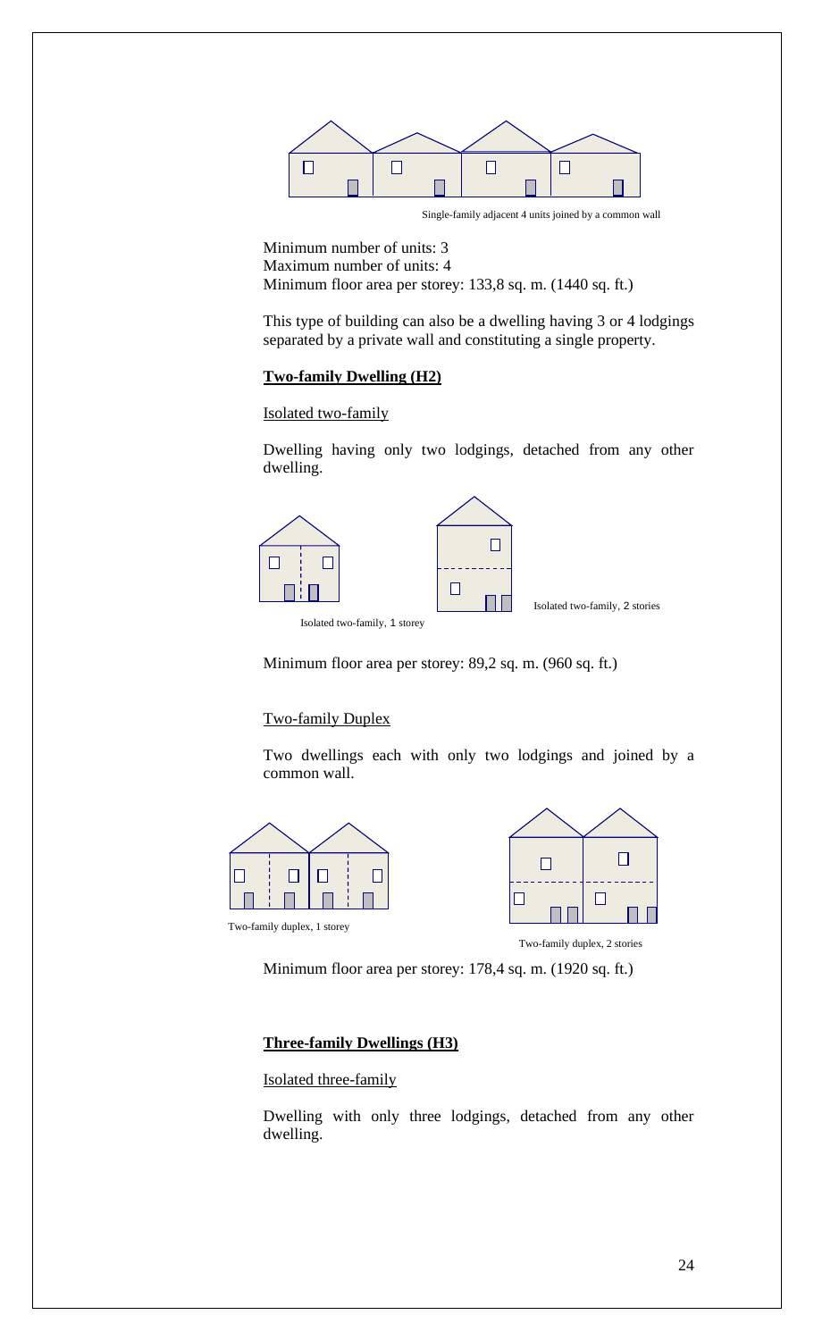Single-family adjacent 4 units joined by a common wall

Minimum number of units: 3
Maximum number of units: 4
Minimum floor area per storey: 133,8 sq. m. (1440 sq. ft.)

This type of building can also be a dwelling having 3 or 4 lodgings separated by a private wall and constituting a single property.

**Two-family Dwelling (H2)**

Isolated two-family

Dwelling having only two lodgings, detached from any other dwelling.

Isolated two-family, 1 storey

Isolated two-family, 2 stories

Minimum floor area per storey: 89,2 sq. m. (960 sq. ft.)

Two-family Duplex

Two dwellings each with only two lodgings and joined by a common wall.

Two-family duplex, 1 storey

Two-family duplex, 2 stories

Minimum floor area per storey: 178,4 sq. m. (1920 sq. ft.)

**Three-family Dwellings (H3)**

Isolated three-family

Dwelling with only three lodgings, detached from any other dwelling.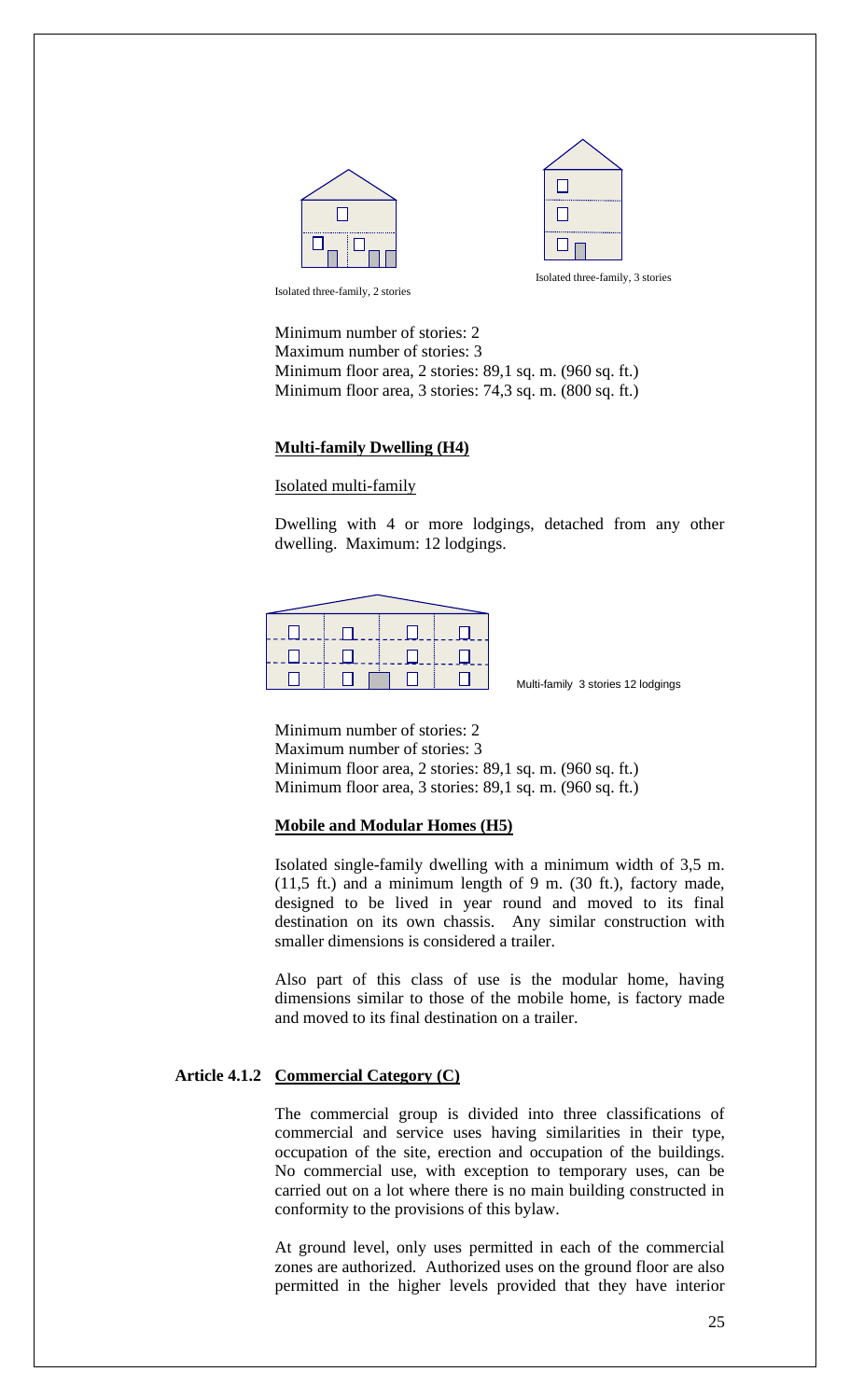Isolated three-family, 2 stories

Isolated three-family, 3 stories

Minimum number of stories: 2
Maximum number of stories: 3
Minimum floor area, 2 stories: 89,1 sq. m. (960 sq. ft.)
Minimum floor area, 3 stories: 74,3 sq. m. (800 sq. ft.)

**Multi-family Dwelling (H4)**

Isolated multi-family

Dwelling with 4 or more lodgings, detached from any other dwelling. Maximum: 12 lodgings.

Multi-family 3 stories 12 lodgings

Minimum number of stories: 2
Maximum number of stories: 3
Minimum floor area, 2 stories: 89,1 sq. m. (960 sq. ft.)
Minimum floor area, 3 stories: 89,1 sq. m. (960 sq. ft.)

**Mobile and Modular Homes (H5)**

Isolated single-family dwelling with a minimum width of 3,5 m. (11,5 ft.) and a minimum length of 9 m. (30 ft.), factory made, designed to be lived in year round and moved to its final destination on its own chassis. Any similar construction with smaller dimensions is considered a trailer.

Also part of this class of use is the modular home, having dimensions similar to those of the mobile home, is factory made and moved to its final destination on a trailer.

## Article 4.1.2 Commercial Category (C)

The commercial group is divided into three classifications of commercial and service uses having similarities in their type, occupation of the site, erection and occupation of the buildings. No commercial use, with exception to temporary uses, can be carried out on a lot where there is no main building constructed in conformity to the provisions of this bylaw.

At ground level, only uses permitted in each of the commercial zones are authorized. Authorized uses on the ground floor are also permitted in the higher levels provided that they have interior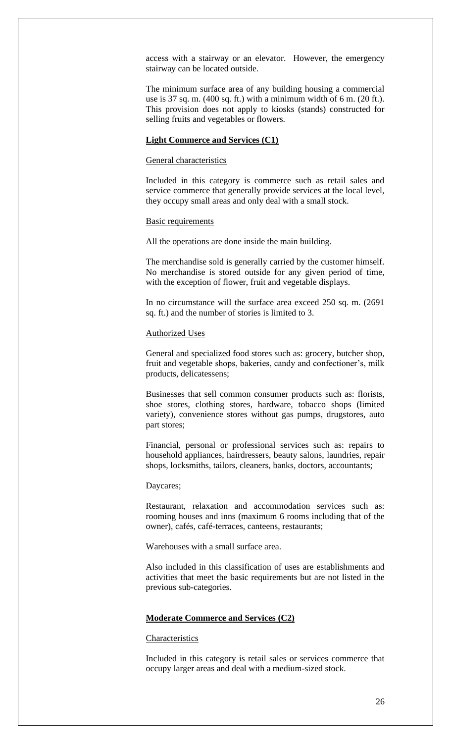access with a stairway or an elevator. However, the emergency stairway can be located outside.

The minimum surface area of any building housing a commercial use is 37 sq. m. (400 sq. ft.) with a minimum width of 6 m. (20 ft.). This provision does not apply to kiosks (stands) constructed for selling fruits and vegetables or flowers.

## Light Commerce and Services (C1)

### General characteristics

Included in this category is commerce such as retail sales and service commerce that generally provide services at the local level, they occupy small areas and only deal with a small stock.

### Basic requirements

All the operations are done inside the main building.

The merchandise sold is generally carried by the customer himself. No merchandise is stored outside for any given period of time, with the exception of flower, fruit and vegetable displays.

In no circumstance will the surface area exceed 250 sq. m. (2691 sq. ft.) and the number of stories is limited to 3.

### Authorized Uses

General and specialized food stores such as: grocery, butcher shop, fruit and vegetable shops, bakeries, candy and confectioner's, milk products, delicatessens;

Businesses that sell common consumer products such as: florists, shoe stores, clothing stores, hardware, tobacco shops (limited variety), convenience stores without gas pumps, drugstores, auto part stores;

Financial, personal or professional services such as: repairs to household appliances, hairdressers, beauty salons, laundries, repair shops, locksmiths, tailors, cleaners, banks, doctors, accountants;

Daycares;

Restaurant, relaxation and accommodation services such as: rooming houses and inns (maximum 6 rooms including that of the owner), cafés, café-terraces, canteens, restaurants;

Warehouses with a small surface area.

Also included in this classification of uses are establishments and activities that meet the basic requirements but are not listed in the previous sub-categories.

## Moderate Commerce and Services (C2)

### Characteristics

Included in this category is retail sales or services commerce that occupy larger areas and deal with a medium-sized stock.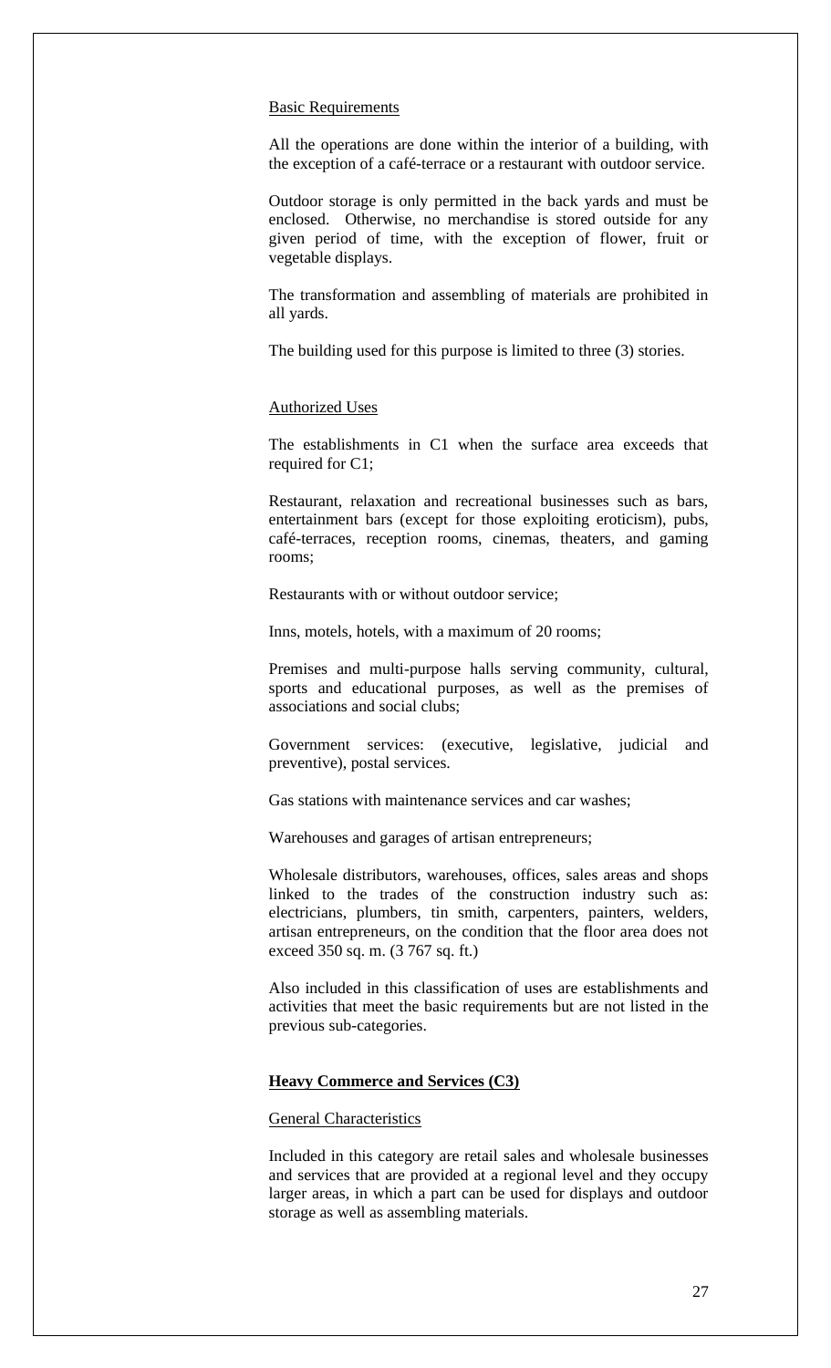Basic Requirements

All the operations are done within the interior of a building, with the exception of a café-terrace or a restaurant with outdoor service.

Outdoor storage is only permitted in the back yards and must be enclosed. Otherwise, no merchandise is stored outside for any given period of time, with the exception of flower, fruit or vegetable displays.

The transformation and assembling of materials are prohibited in all yards.

The building used for this purpose is limited to three (3) stories.

Authorized Uses

The establishments in C1 when the surface area exceeds that required for C1;

Restaurant, relaxation and recreational businesses such as bars, entertainment bars (except for those exploiting eroticism), pubs, café-terraces, reception rooms, cinemas, theaters, and gaming rooms;

Restaurants with or without outdoor service;

Inns, motels, hotels, with a maximum of 20 rooms;

Premises and multi-purpose halls serving community, cultural, sports and educational purposes, as well as the premises of associations and social clubs;

Government services: (executive, legislative, judicial and preventive), postal services.

Gas stations with maintenance services and car washes;

Warehouses and garages of artisan entrepreneurs;

Wholesale distributors, warehouses, offices, sales areas and shops linked to the trades of the construction industry such as: electricians, plumbers, tin smith, carpenters, painters, welders, artisan entrepreneurs, on the condition that the floor area does not exceed 350 sq. m. (3 767 sq. ft.)

Also included in this classification of uses are establishments and activities that meet the basic requirements but are not listed in the previous sub-categories.

**Heavy Commerce and Services (C3)**

General Characteristics

Included in this category are retail sales and wholesale businesses and services that are provided at a regional level and they occupy larger areas, in which a part can be used for displays and outdoor storage as well as assembling materials.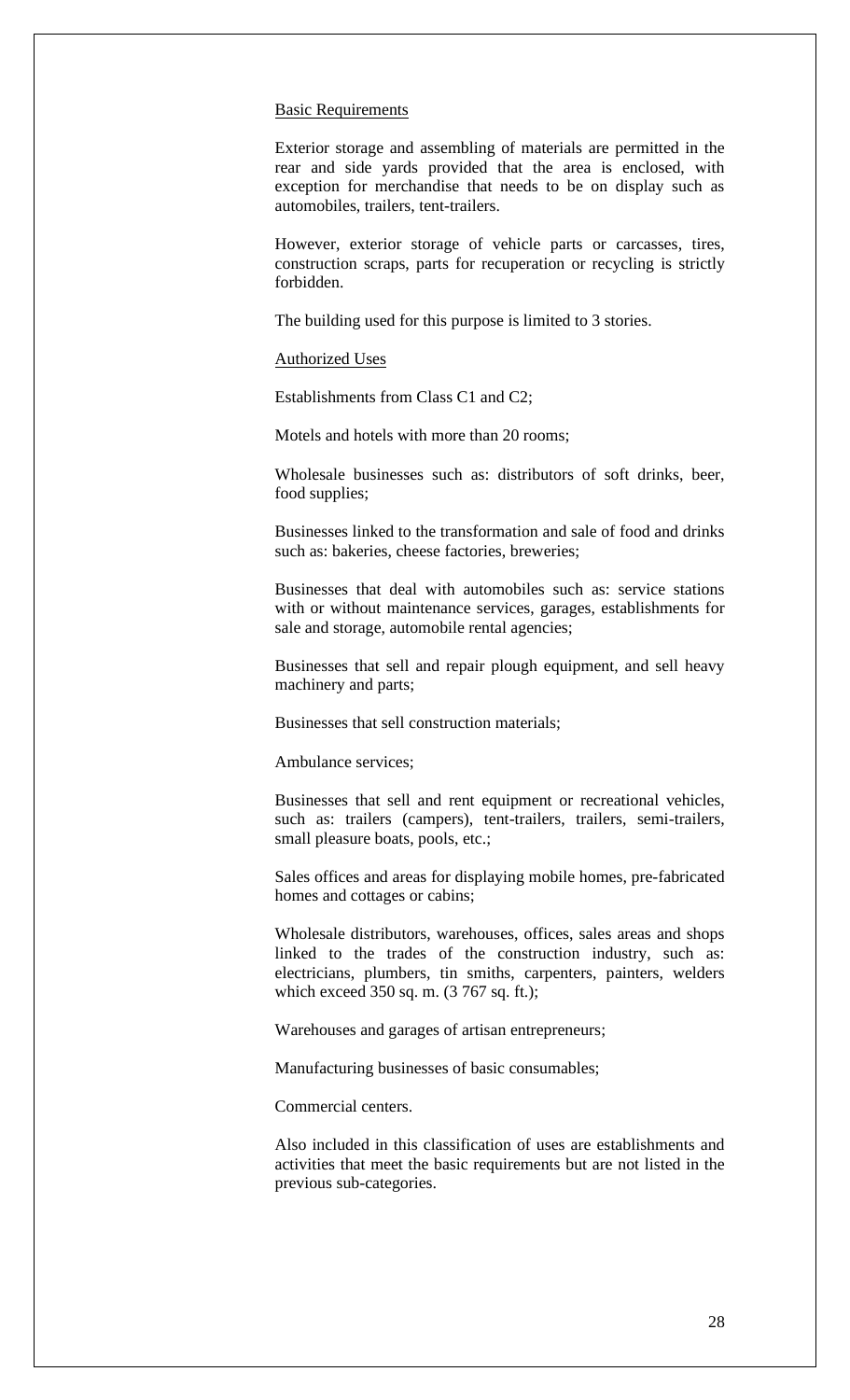Basic Requirements

Exterior storage and assembling of materials are permitted in the rear and side yards provided that the area is enclosed, with exception for merchandise that needs to be on display such as automobiles, trailers, tent-trailers.

However, exterior storage of vehicle parts or carcasses, tires, construction scraps, parts for recuperation or recycling is strictly forbidden.

The building used for this purpose is limited to 3 stories.

Authorized Uses

Establishments from Class C1 and C2;

Motels and hotels with more than 20 rooms;

Wholesale businesses such as: distributors of soft drinks, beer, food supplies;

Businesses linked to the transformation and sale of food and drinks such as: bakeries, cheese factories, breweries;

Businesses that deal with automobiles such as: service stations with or without maintenance services, garages, establishments for sale and storage, automobile rental agencies;

Businesses that sell and repair plough equipment, and sell heavy machinery and parts;

Businesses that sell construction materials;

Ambulance services;

Businesses that sell and rent equipment or recreational vehicles, such as: trailers (campers), tent-trailers, trailers, semi-trailers, small pleasure boats, pools, etc.;

Sales offices and areas for displaying mobile homes, pre-fabricated homes and cottages or cabins;

Wholesale distributors, warehouses, offices, sales areas and shops linked to the trades of the construction industry, such as: electricians, plumbers, tin smiths, carpenters, painters, welders which exceed 350 sq. m. (3 767 sq. ft.);

Warehouses and garages of artisan entrepreneurs;

Manufacturing businesses of basic consumables;

Commercial centers.

Also included in this classification of uses are establishments and activities that meet the basic requirements but are not listed in the previous sub-categories.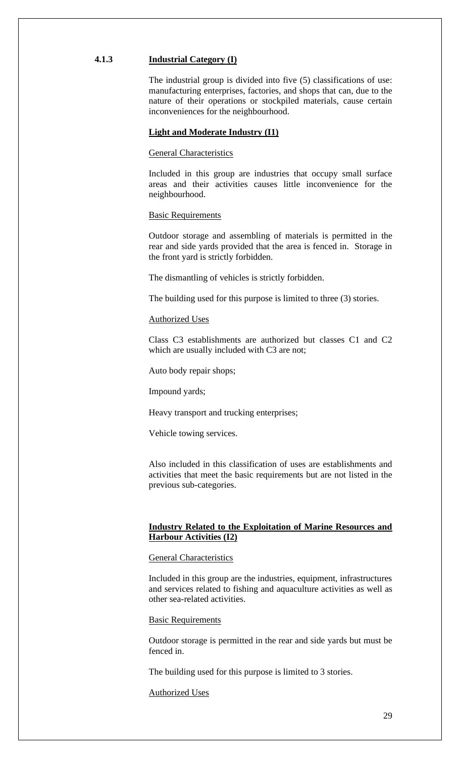### 4.1.3 Industrial Category (I)

The industrial group is divided into five (5) classifications of use: manufacturing enterprises, factories, and shops that can, due to the nature of their operations or stockpiled materials, cause certain inconveniences for the neighbourhood.

**Light and Moderate Industry (I1)**

General Characteristics

Included in this group are industries that occupy small surface areas and their activities causes little inconvenience for the neighbourhood.

Basic Requirements

Outdoor storage and assembling of materials is permitted in the rear and side yards provided that the area is fenced in. Storage in the front yard is strictly forbidden.

The dismantling of vehicles is strictly forbidden.

The building used for this purpose is limited to three (3) stories.

Authorized Uses

Class C3 establishments are authorized but classes C1 and C2 which are usually included with C3 are not;

Auto body repair shops;

Impound yards;

Heavy transport and trucking enterprises;

Vehicle towing services.

Also included in this classification of uses are establishments and activities that meet the basic requirements but are not listed in the previous sub-categories.

**Industry Related to the Exploitation of Marine Resources and Harbour Activities (I2)**

General Characteristics

Included in this group are the industries, equipment, infrastructures and services related to fishing and aquaculture activities as well as other sea-related activities.

Basic Requirements

Outdoor storage is permitted in the rear and side yards but must be fenced in.

The building used for this purpose is limited to 3 stories.

Authorized Uses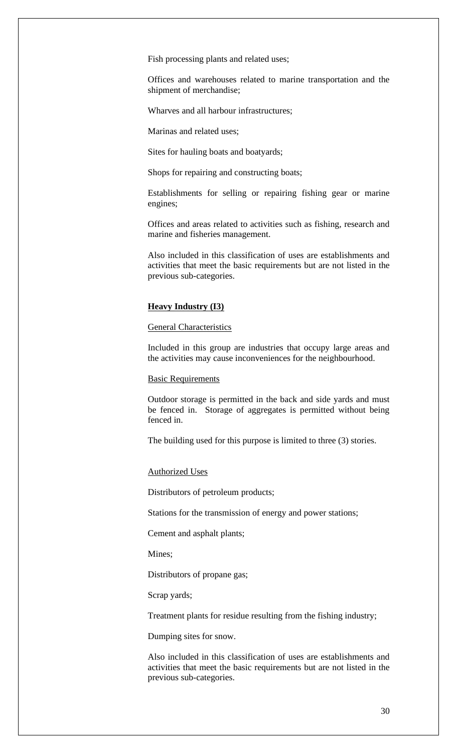Fish processing plants and related uses;

Offices and warehouses related to marine transportation and the shipment of merchandise;

Wharves and all harbour infrastructures;

Marinas and related uses;

Sites for hauling boats and boatyards;

Shops for repairing and constructing boats;

Establishments for selling or repairing fishing gear or marine engines;

Offices and areas related to activities such as fishing, research and marine and fisheries management.

Also included in this classification of uses are establishments and activities that meet the basic requirements but are not listed in the previous sub-categories.

**Heavy Industry (I3)**

General Characteristics

Included in this group are industries that occupy large areas and the activities may cause inconveniences for the neighbourhood.

Basic Requirements

Outdoor storage is permitted in the back and side yards and must be fenced in. Storage of aggregates is permitted without being fenced in.

The building used for this purpose is limited to three (3) stories.

Authorized Uses

Distributors of petroleum products;

Stations for the transmission of energy and power stations;

Cement and asphalt plants;

Mines;

Distributors of propane gas;

Scrap yards;

Treatment plants for residue resulting from the fishing industry;

Dumping sites for snow.

Also included in this classification of uses are establishments and activities that meet the basic requirements but are not listed in the previous sub-categories.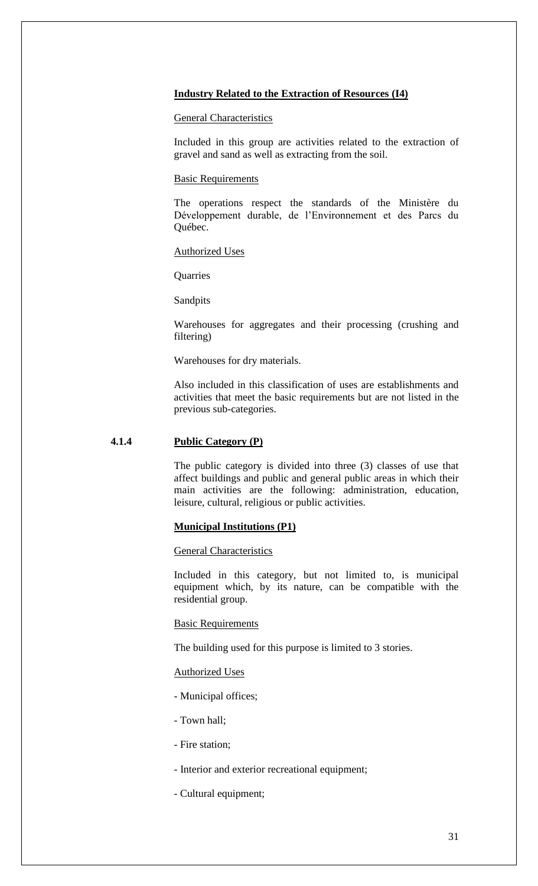**Industry Related to the Extraction of Resources (I4)**

General Characteristics

Included in this group are activities related to the extraction of gravel and sand as well as extracting from the soil.

Basic Requirements

The operations respect the standards of the Ministère du Développement durable, de l'Environnement et des Parcs du Québec.

Authorized Uses

Quarries

Sandpits

Warehouses for aggregates and their processing (crushing and filtering)

Warehouses for dry materials.

Also included in this classification of uses are establishments and activities that meet the basic requirements but are not listed in the previous sub-categories.

## 4.1.4 Public Category (P)

The public category is divided into three (3) classes of use that affect buildings and public and general public areas in which their main activities are the following: administration, education, leisure, cultural, religious or public activities.

**Municipal Institutions (P1)**

General Characteristics

Included in this category, but not limited to, is municipal equipment which, by its nature, can be compatible with the residential group.

Basic Requirements

The building used for this purpose is limited to 3 stories.

Authorized Uses

- Municipal offices;
- Town hall;
- Fire station;
- Interior and exterior recreational equipment;
- Cultural equipment;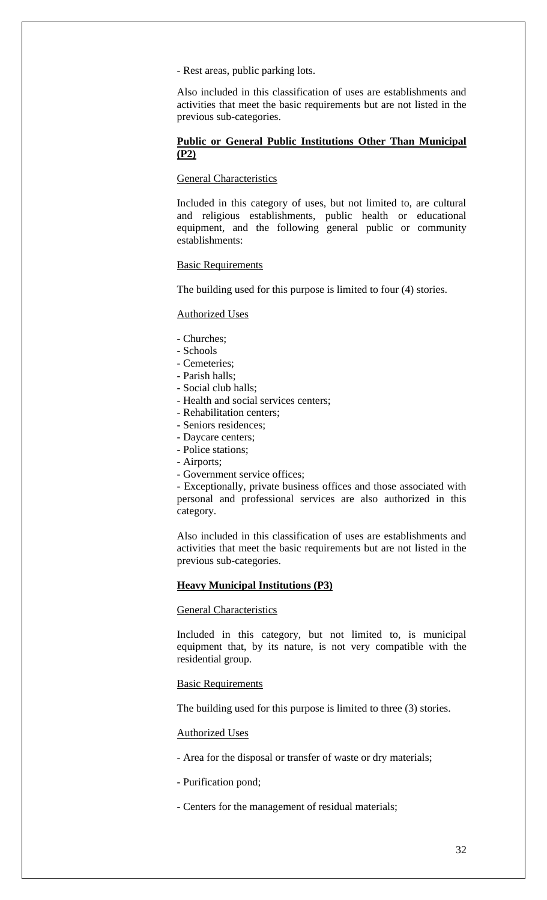- Rest areas, public parking lots.

Also included in this classification of uses are establishments and activities that meet the basic requirements but are not listed in the previous sub-categories.

**Public or General Public Institutions Other Than Municipal (P2)**

General Characteristics

Included in this category of uses, but not limited to, are cultural and religious establishments, public health or educational equipment, and the following general public or community establishments:

Basic Requirements

The building used for this purpose is limited to four (4) stories.

Authorized Uses

- Churches;
- Schools
- Cemeteries;
- Parish halls;
- Social club halls;
- Health and social services centers;
- Rehabilitation centers;
- Seniors residences;
- Daycare centers;
- Police stations;
- Airports;
- Government service offices;
- Exceptionally, private business offices and those associated with personal and professional services are also authorized in this category.

Also included in this classification of uses are establishments and activities that meet the basic requirements but are not listed in the previous sub-categories.

**Heavy Municipal Institutions (P3)**

General Characteristics

Included in this category, but not limited to, is municipal equipment that, by its nature, is not very compatible with the residential group.

Basic Requirements

The building used for this purpose is limited to three (3) stories.

Authorized Uses

- Area for the disposal or transfer of waste or dry materials;

- Purification pond;

- Centers for the management of residual materials;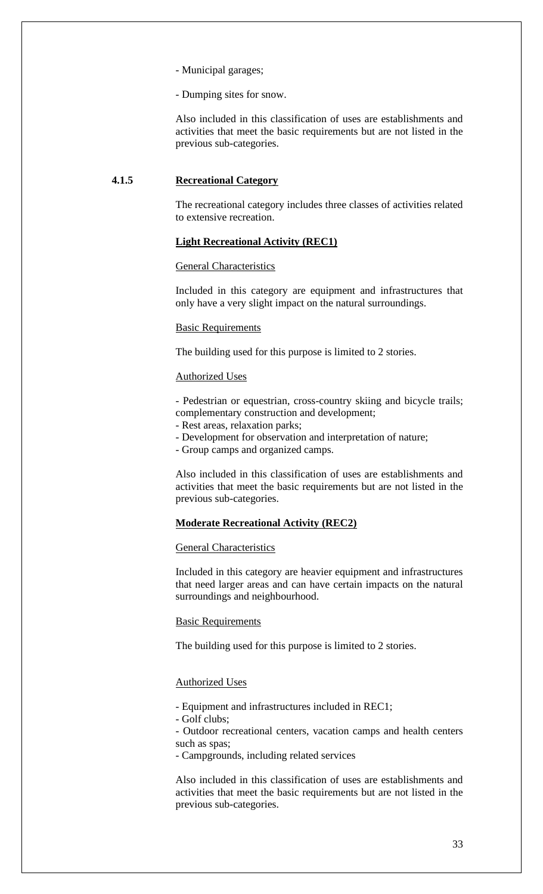- Municipal garages;

- Dumping sites for snow.

Also included in this classification of uses are establishments and activities that meet the basic requirements but are not listed in the previous sub-categories.

### 4.1.5 Recreational Category

The recreational category includes three classes of activities related to extensive recreation.

#### Light Recreational Activity (REC1)

General Characteristics

Included in this category are equipment and infrastructures that only have a very slight impact on the natural surroundings.

Basic Requirements

The building used for this purpose is limited to 2 stories.

Authorized Uses

- Pedestrian or equestrian, cross-country skiing and bicycle trails; complementary construction and development;
- Rest areas, relaxation parks;
- Development for observation and interpretation of nature;
- Group camps and organized camps.

Also included in this classification of uses are establishments and activities that meet the basic requirements but are not listed in the previous sub-categories.

#### Moderate Recreational Activity (REC2)

General Characteristics

Included in this category are heavier equipment and infrastructures that need larger areas and can have certain impacts on the natural surroundings and neighbourhood.

Basic Requirements

The building used for this purpose is limited to 2 stories.

Authorized Uses

- Equipment and infrastructures included in REC1;
- Golf clubs;
- Outdoor recreational centers, vacation camps and health centers such as spas;
- Campgrounds, including related services

Also included in this classification of uses are establishments and activities that meet the basic requirements but are not listed in the previous sub-categories.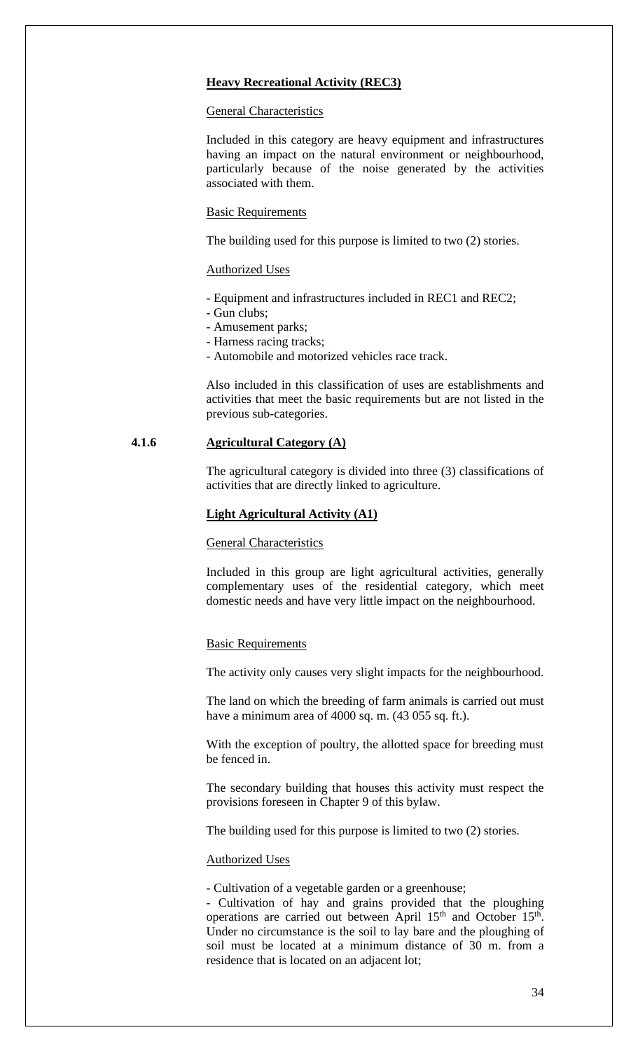**Heavy Recreational Activity (REC3)**

General Characteristics

Included in this category are heavy equipment and infrastructures having an impact on the natural environment or neighbourhood, particularly because of the noise generated by the activities associated with them.

Basic Requirements

The building used for this purpose is limited to two (2) stories.

Authorized Uses

- Equipment and infrastructures included in REC1 and REC2;
- Gun clubs;
- Amusement parks;
- Harness racing tracks;
- Automobile and motorized vehicles race track.

Also included in this classification of uses are establishments and activities that meet the basic requirements but are not listed in the previous sub-categories.

## 4.1.6 Agricultural Category (A)

The agricultural category is divided into three (3) classifications of activities that are directly linked to agriculture.

**Light Agricultural Activity (A1)**

General Characteristics

Included in this group are light agricultural activities, generally complementary uses of the residential category, which meet domestic needs and have very little impact on the neighbourhood.

Basic Requirements

The activity only causes very slight impacts for the neighbourhood.

The land on which the breeding of farm animals is carried out must have a minimum area of 4000 sq. m. (43 055 sq. ft.).

With the exception of poultry, the allotted space for breeding must be fenced in.

The secondary building that houses this activity must respect the provisions foreseen in Chapter 9 of this bylaw.

The building used for this purpose is limited to two (2) stories.

Authorized Uses

- Cultivation of a vegetable garden or a greenhouse;
- Cultivation of hay and grains provided that the ploughing operations are carried out between April 15th and October 15th. Under no circumstance is the soil to lay bare and the ploughing of soil must be located at a minimum distance of 30 m. from a residence that is located on an adjacent lot;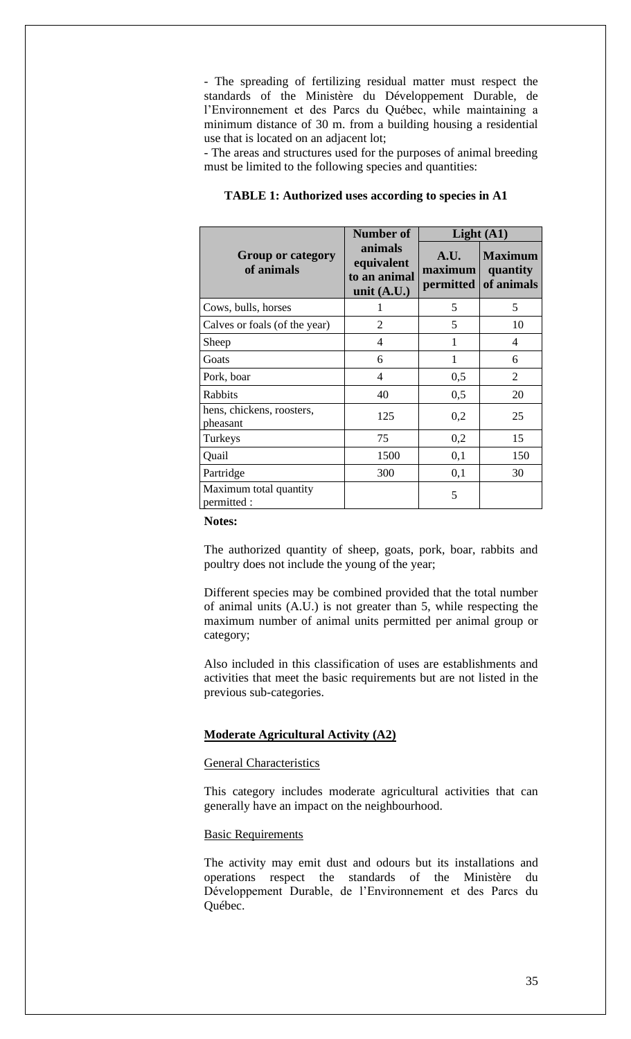- The spreading of fertilizing residual matter must respect the standards of the Ministère du Développement Durable, de l'Environnement et des Parcs du Québec, while maintaining a minimum distance of 30 m. from a building housing a residential use that is located on an adjacent lot;

- The areas and structures used for the purposes of animal breeding must be limited to the following species and quantities:

**TABLE 1: Authorized uses according to species in A1**

| Group or category of animals | Number of animals equivalent to an animal unit (A.U.) | Light (A1) | |
|---|---|---|---|
| | | A.U. maximum permitted | Maximum quantity of animals |
| Cows, bulls, horses | 1 | 5 | 5 |
| Calves or foals (of the year) | 2 | 5 | 10 |
| Sheep | 4 | 1 | 4 |
| Goats | 6 | 1 | 6 |
| Pork, boar | 4 | 0,5 | 2 |
| Rabbits | 40 | 0,5 | 20 |
| hens, chickens, roosters, pheasant | 125 | 0,2 | 25 |
| Turkeys | 75 | 0,2 | 15 |
| Quail | 1500 | 0,1 | 150 |
| Partridge | 300 | 0,1 | 30 |
| Maximum total quantity permitted : | | 5 | |

**Notes:**

The authorized quantity of sheep, goats, pork, boar, rabbits and poultry does not include the young of the year;

Different species may be combined provided that the total number of animal units (A.U.) is not greater than 5, while respecting the maximum number of animal units permitted per animal group or category;

Also included in this classification of uses are establishments and activities that meet the basic requirements but are not listed in the previous sub-categories.

**Moderate Agricultural Activity (A2)**

General Characteristics

This category includes moderate agricultural activities that can generally have an impact on the neighbourhood.

Basic Requirements

The activity may emit dust and odours but its installations and operations respect the standards of the Ministère du Développement Durable, de l'Environnement et des Parcs du Québec.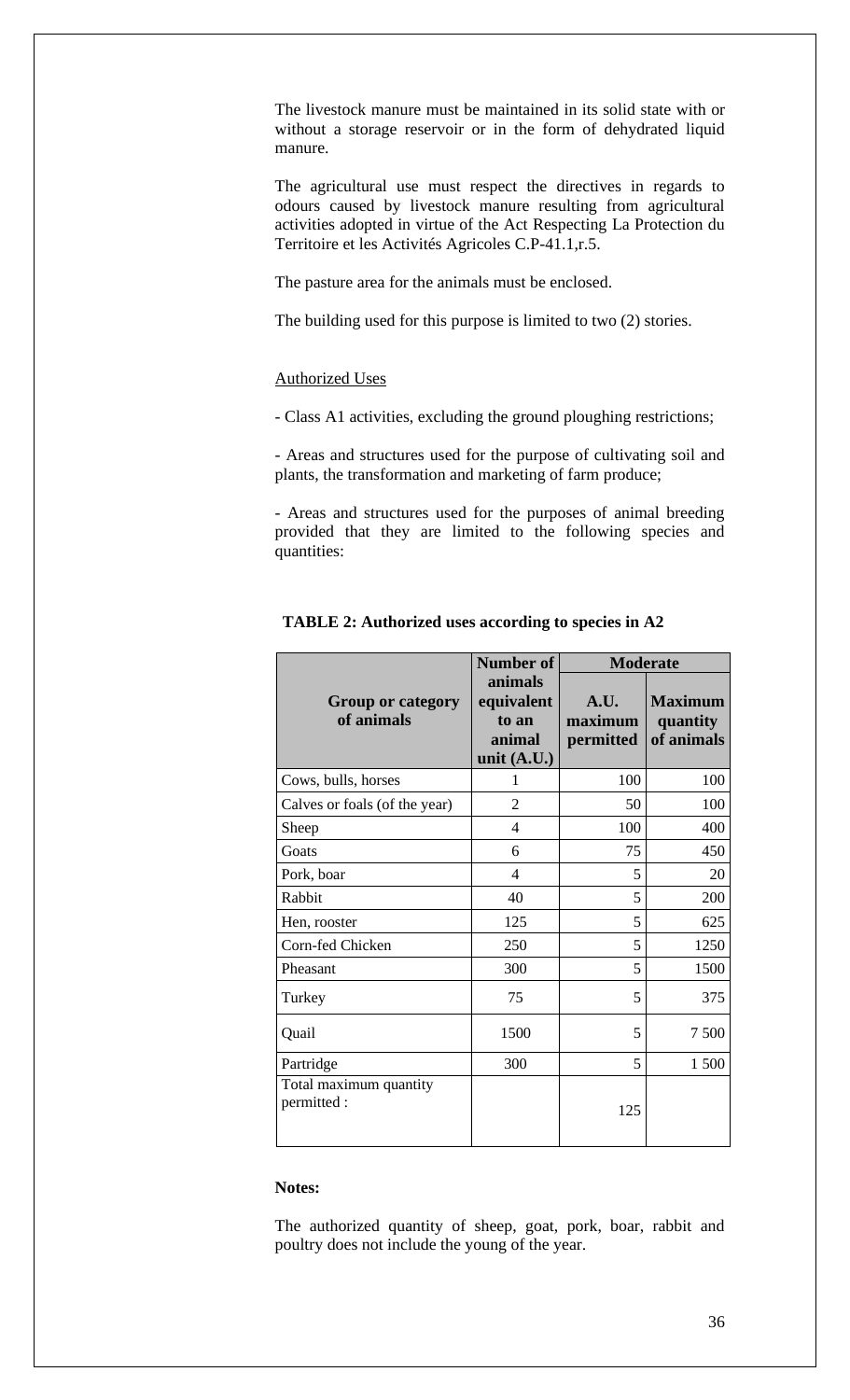The livestock manure must be maintained in its solid state with or without a storage reservoir or in the form of dehydrated liquid manure.

The agricultural use must respect the directives in regards to odours caused by livestock manure resulting from agricultural activities adopted in virtue of the Act Respecting La Protection du Territoire et les Activités Agricoles C.P-41.1,r.5.

The pasture area for the animals must be enclosed.

The building used for this purpose is limited to two (2) stories.

<u>Authorized Uses</u>

- Class A1 activities, excluding the ground ploughing restrictions;

- Areas and structures used for the purpose of cultivating soil and plants, the transformation and marketing of farm produce;

- Areas and structures used for the purposes of animal breeding provided that they are limited to the following species and quantities:

**TABLE 2: Authorized uses according to species in A2**

| Group or category of animals | Number of animals equivalent to an animal unit (A.U.) | Moderate | |
|---|---|---|---|
| | | A.U. maximum permitted | Maximum quantity of animals |
| Cows, bulls, horses | 1 | 100 | 100 |
| Calves or foals (of the year) | 2 | 50 | 100 |
| Sheep | 4 | 100 | 400 |
| Goats | 6 | 75 | 450 |
| Pork, boar | 4 | 5 | 20 |
| Rabbit | 40 | 5 | 200 |
| Hen, rooster | 125 | 5 | 625 |
| Corn-fed Chicken | 250 | 5 | 1250 |
| Pheasant | 300 | 5 | 1500 |
| Turkey | 75 | 5 | 375 |
| Quail | 1500 | 5 | 7 500 |
| Partridge | 300 | 5 | 1 500 |
| Total maximum quantity permitted : | | 125 | |

**Notes:**

The authorized quantity of sheep, goat, pork, boar, rabbit and poultry does not include the young of the year.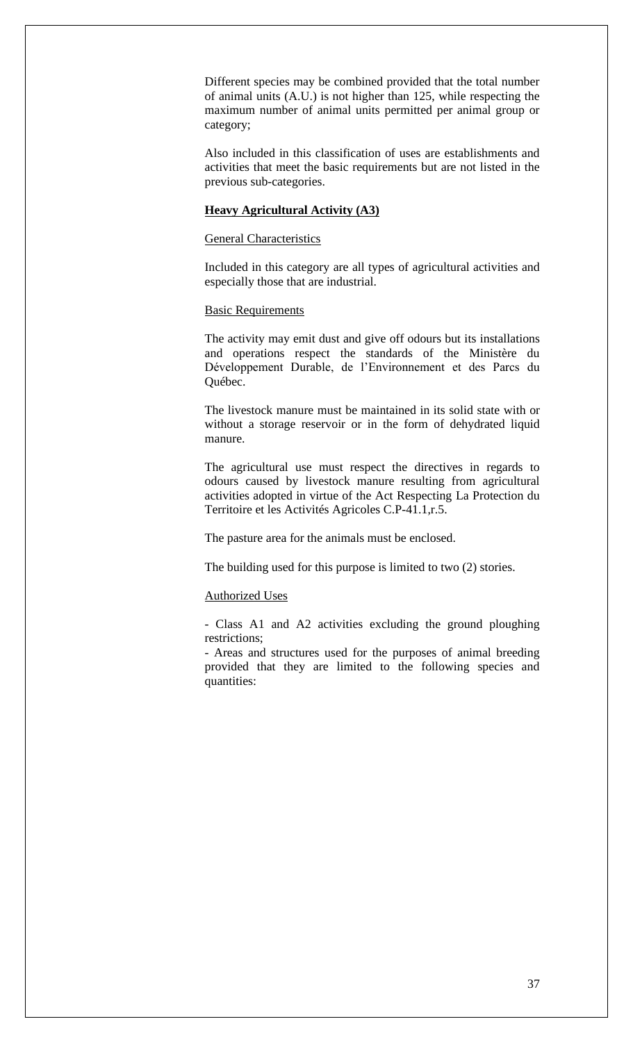Different species may be combined provided that the total number of animal units (A.U.) is not higher than 125, while respecting the maximum number of animal units permitted per animal group or category;

Also included in this classification of uses are establishments and activities that meet the basic requirements but are not listed in the previous sub-categories.

**Heavy Agricultural Activity (A3)**

General Characteristics

Included in this category are all types of agricultural activities and especially those that are industrial.

Basic Requirements

The activity may emit dust and give off odours but its installations and operations respect the standards of the Ministère du Développement Durable, de l'Environnement et des Parcs du Québec.

The livestock manure must be maintained in its solid state with or without a storage reservoir or in the form of dehydrated liquid manure.

The agricultural use must respect the directives in regards to odours caused by livestock manure resulting from agricultural activities adopted in virtue of the Act Respecting La Protection du Territoire et les Activités Agricoles C.P-41.1,r.5.

The pasture area for the animals must be enclosed.

The building used for this purpose is limited to two (2) stories.

Authorized Uses

- Class A1 and A2 activities excluding the ground ploughing restrictions;
- Areas and structures used for the purposes of animal breeding provided that they are limited to the following species and quantities: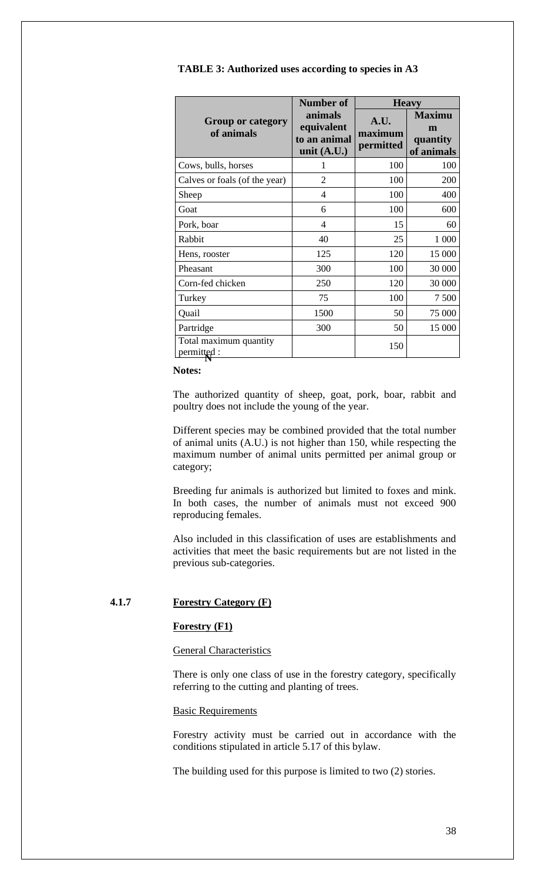**TABLE 3: Authorized uses according to species in A3**

| Group or category of animals | Number of animals equivalent to an animal unit (A.U.) | Heavy | |
|---|---|---|---|
| | | A.U. maximum permitted | Maximum quantity of animals |
| Cows, bulls, horses | 1 | 100 | 100 |
| Calves or foals (of the year) | 2 | 100 | 200 |
| Sheep | 4 | 100 | 400 |
| Goat | 6 | 100 | 600 |
| Pork, boar | 4 | 15 | 60 |
| Rabbit | 40 | 25 | 1 000 |
| Hens, rooster | 125 | 120 | 15 000 |
| Pheasant | 300 | 100 | 30 000 |
| Corn-fed chicken | 250 | 120 | 30 000 |
| Turkey | 75 | 100 | 7 500 |
| Quail | 1500 | 50 | 75 000 |
| Partridge | 300 | 50 | 15 000 |
| Total maximum quantity permitted : | | 150 | |

**Notes:**

The authorized quantity of sheep, goat, pork, boar, rabbit and poultry does not include the young of the year.

Different species may be combined provided that the total number of animal units (A.U.) is not higher than 150, while respecting the maximum number of animal units permitted per animal group or category;

Breeding fur animals is authorized but limited to foxes and mink. In both cases, the number of animals must not exceed 900 reproducing females.

Also included in this classification of uses are establishments and activities that meet the basic requirements but are not listed in the previous sub-categories.

### 4.1.7 Forestry Category (F)

#### Forestry (F1)

General Characteristics

There is only one class of use in the forestry category, specifically referring to the cutting and planting of trees.

Basic Requirements

Forestry activity must be carried out in accordance with the conditions stipulated in article 5.17 of this bylaw.

The building used for this purpose is limited to two (2) stories.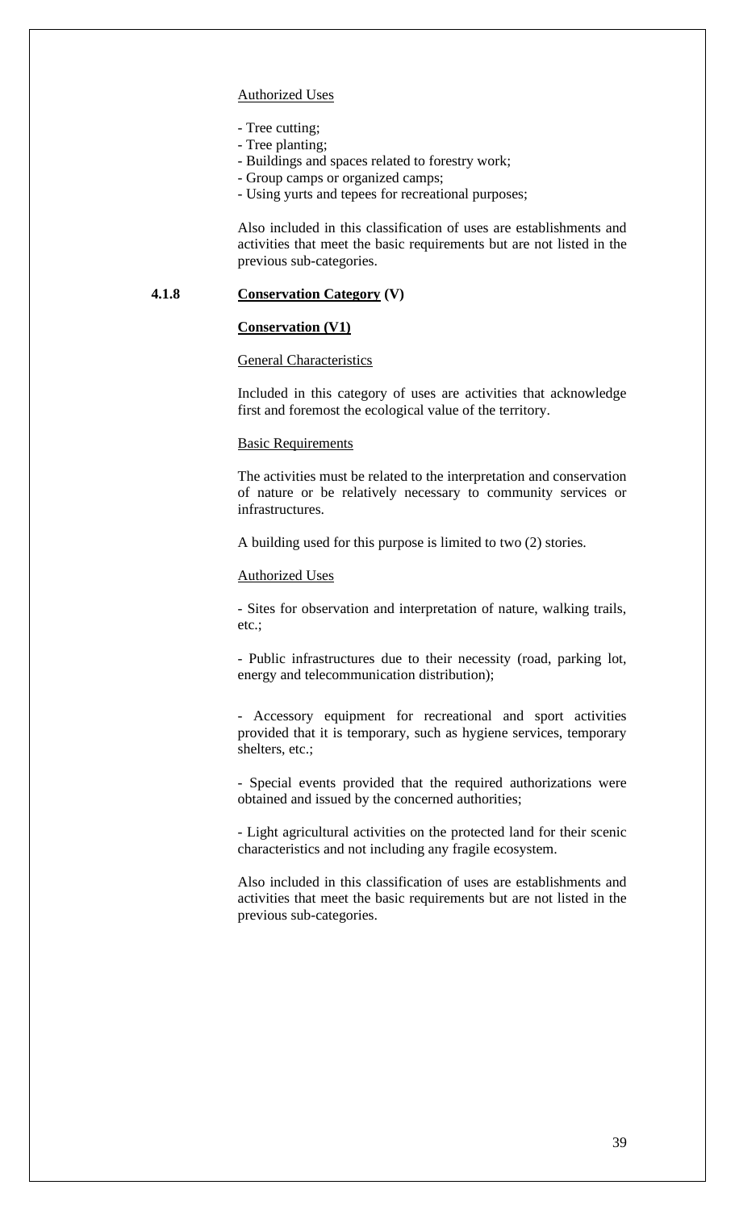Authorized Uses

- Tree cutting;
- Tree planting;
- Buildings and spaces related to forestry work;
- Group camps or organized camps;
- Using yurts and tepees for recreational purposes;

Also included in this classification of uses are establishments and activities that meet the basic requirements but are not listed in the previous sub-categories.

### 4.1.8 Conservation Category (V)

**Conservation (V1)**

General Characteristics

Included in this category of uses are activities that acknowledge first and foremost the ecological value of the territory.

Basic Requirements

The activities must be related to the interpretation and conservation of nature or be relatively necessary to community services or infrastructures.

A building used for this purpose is limited to two (2) stories.

Authorized Uses

- Sites for observation and interpretation of nature, walking trails, etc.;

- Public infrastructures due to their necessity (road, parking lot, energy and telecommunication distribution);

- Accessory equipment for recreational and sport activities provided that it is temporary, such as hygiene services, temporary shelters, etc.;

- Special events provided that the required authorizations were obtained and issued by the concerned authorities;

- Light agricultural activities on the protected land for their scenic characteristics and not including any fragile ecosystem.

Also included in this classification of uses are establishments and activities that meet the basic requirements but are not listed in the previous sub-categories.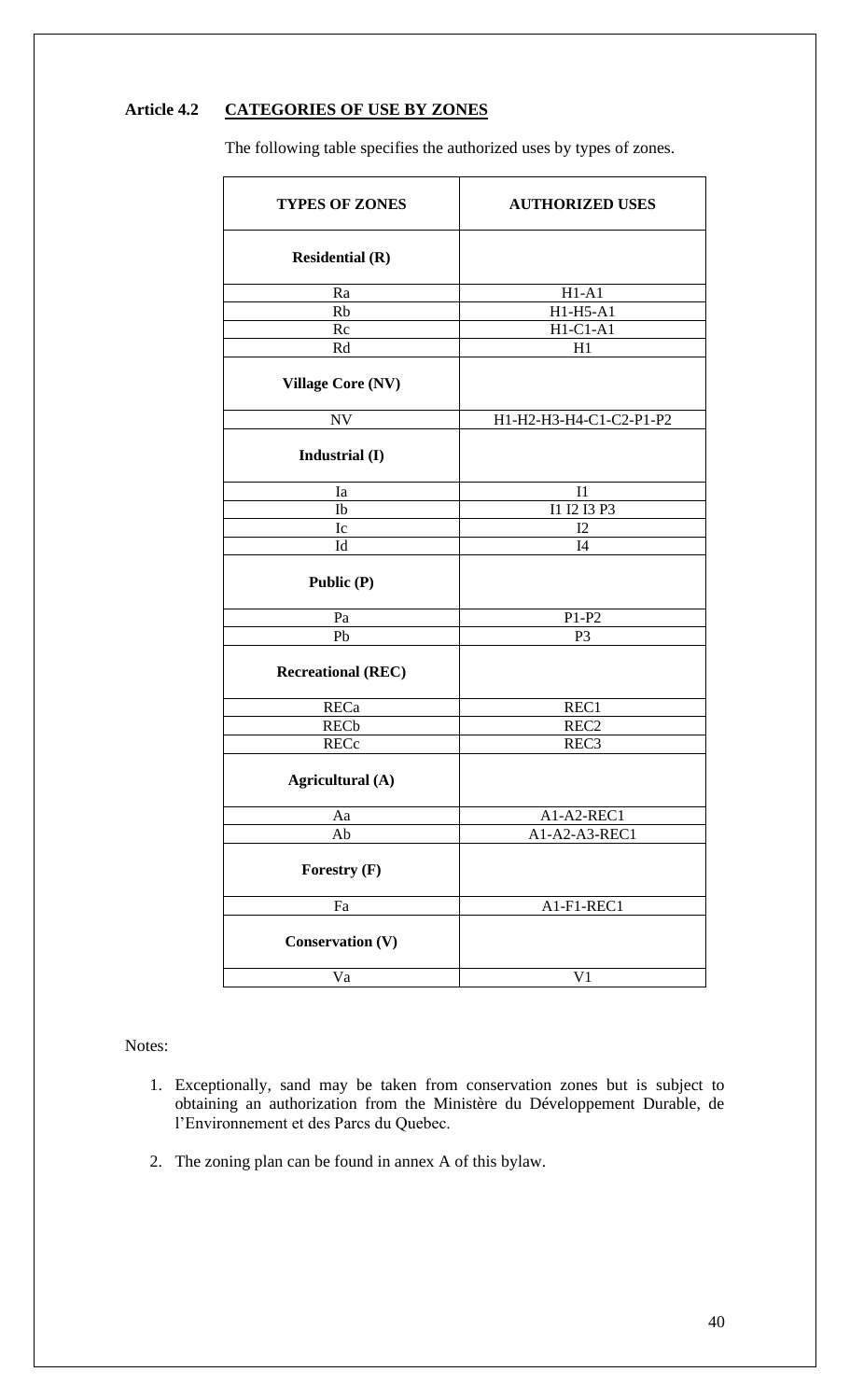## Article 4.2 CATEGORIES OF USE BY ZONES

The following table specifies the authorized uses by types of zones.

| TYPES OF ZONES | AUTHORIZED USES |
|---|---|
| **Residential (R)** | |
| Ra | H1-A1 |
| Rb | H1-H5-A1 |
| Rc | H1-C1-A1 |
| Rd | H1 |
| **Village Core (NV)** | |
| NV | H1-H2-H3-H4-C1-C2-P1-P2 |
| **Industrial (I)** | |
| Ia | I1 |
| Ib | I1 I2 I3 P3 |
| Ic | I2 |
| Id | I4 |
| **Public (P)** | |
| Pa | P1-P2 |
| Pb | P3 |
| **Recreational (REC)** | |
| RECa | REC1 |
| RECb | REC2 |
| RECc | REC3 |
| **Agricultural (A)** | |
| Aa | A1-A2-REC1 |
| Ab | A1-A2-A3-REC1 |
| **Forestry (F)** | |
| Fa | A1-F1-REC1 |
| **Conservation (V)** | |
| Va | V1 |

Notes:

1. Exceptionally, sand may be taken from conservation zones but is subject to obtaining an authorization from the Ministère du Développement Durable, de l'Environnement et des Parcs du Quebec.
2. The zoning plan can be found in annex A of this bylaw.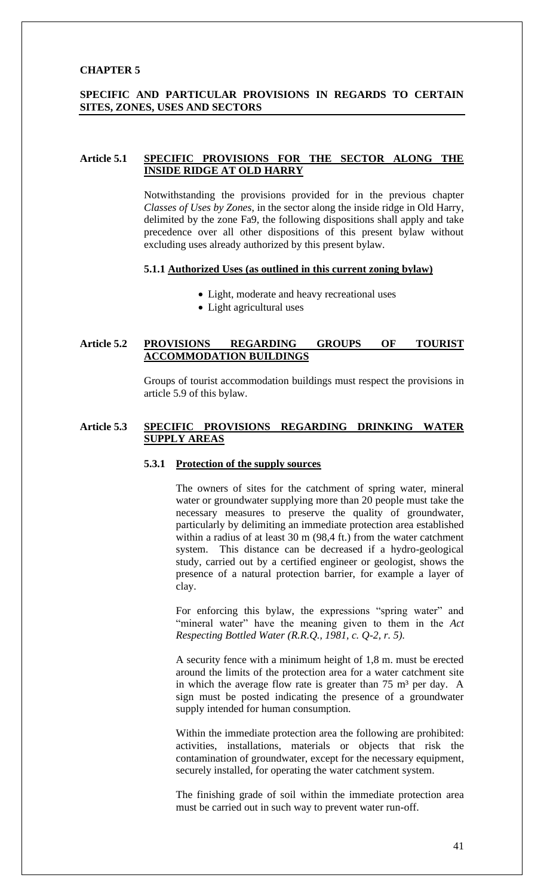# CHAPTER 5

## SPECIFIC AND PARTICULAR PROVISIONS IN REGARDS TO CERTAIN SITES, ZONES, USES AND SECTORS

### Article 5.1 SPECIFIC PROVISIONS FOR THE SECTOR ALONG THE INSIDE RIDGE AT OLD HARRY

Notwithstanding the provisions provided for in the previous chapter *Classes of Uses by Zones*, in the sector along the inside ridge in Old Harry, delimited by the zone Fa9, the following dispositions shall apply and take precedence over all other dispositions of this present bylaw without excluding uses already authorized by this present bylaw.

#### 5.1.1 Authorized Uses (as outlined in this current zoning bylaw)

- Light, moderate and heavy recreational uses
- Light agricultural uses

### Article 5.2 PROVISIONS REGARDING GROUPS OF TOURIST ACCOMMODATION BUILDINGS

Groups of tourist accommodation buildings must respect the provisions in article 5.9 of this bylaw.

### Article 5.3 SPECIFIC PROVISIONS REGARDING DRINKING WATER SUPPLY AREAS

#### 5.3.1 Protection of the supply sources

The owners of sites for the catchment of spring water, mineral water or groundwater supplying more than 20 people must take the necessary measures to preserve the quality of groundwater, particularly by delimiting an immediate protection area established within a radius of at least 30 m (98,4 ft.) from the water catchment system. This distance can be decreased if a hydro-geological study, carried out by a certified engineer or geologist, shows the presence of a natural protection barrier, for example a layer of clay.

For enforcing this bylaw, the expressions "spring water" and "mineral water" have the meaning given to them in the *Act Respecting Bottled Water (R.R.Q., 1981, c. Q-2, r. 5).*

A security fence with a minimum height of 1,8 m. must be erected around the limits of the protection area for a water catchment site in which the average flow rate is greater than 75 m³ per day. A sign must be posted indicating the presence of a groundwater supply intended for human consumption.

Within the immediate protection area the following are prohibited: activities, installations, materials or objects that risk the contamination of groundwater, except for the necessary equipment, securely installed, for operating the water catchment system.

The finishing grade of soil within the immediate protection area must be carried out in such way to prevent water run-off.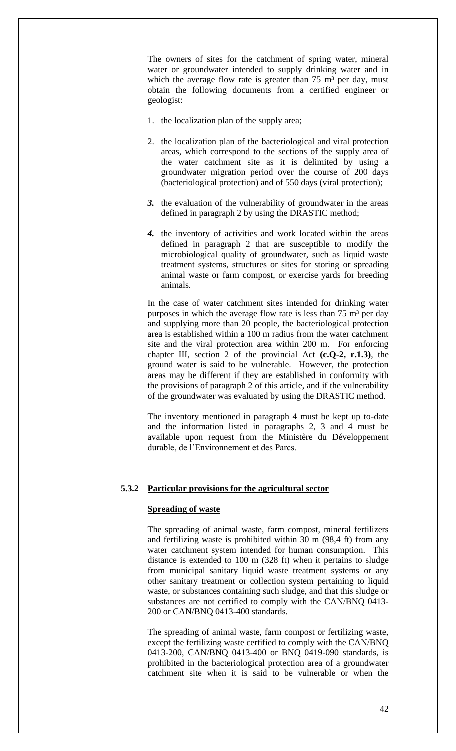The owners of sites for the catchment of spring water, mineral water or groundwater intended to supply drinking water and in which the average flow rate is greater than 75 m³ per day, must obtain the following documents from a certified engineer or geologist:

1. the localization plan of the supply area;
2. the localization plan of the bacteriological and viral protection areas, which correspond to the sections of the supply area of the water catchment site as it is delimited by using a groundwater migration period over the course of 200 days (bacteriological protection) and of 550 days (viral protection);
3. the evaluation of the vulnerability of groundwater in the areas defined in paragraph 2 by using the DRASTIC method;
4. the inventory of activities and work located within the areas defined in paragraph 2 that are susceptible to modify the microbiological quality of groundwater, such as liquid waste treatment systems, structures or sites for storing or spreading animal waste or farm compost, or exercise yards for breeding animals.

In the case of water catchment sites intended for drinking water purposes in which the average flow rate is less than 75 m³ per day and supplying more than 20 people, the bacteriological protection area is established within a 100 m radius from the water catchment site and the viral protection area within 200 m. For enforcing chapter III, section 2 of the provincial Act **(c.Q-2, r.1.3)**, the ground water is said to be vulnerable. However, the protection areas may be different if they are established in conformity with the provisions of paragraph 2 of this article, and if the vulnerability of the groundwater was evaluated by using the DRASTIC method.

The inventory mentioned in paragraph 4 must be kept up to-date and the information listed in paragraphs 2, 3 and 4 must be available upon request from the Ministère du Développement durable, de l'Environnement et des Parcs.

### 5.3.2 Particular provisions for the agricultural sector

**Spreading of waste**

The spreading of animal waste, farm compost, mineral fertilizers and fertilizing waste is prohibited within 30 m (98,4 ft) from any water catchment system intended for human consumption. This distance is extended to 100 m (328 ft) when it pertains to sludge from municipal sanitary liquid waste treatment systems or any other sanitary treatment or collection system pertaining to liquid waste, or substances containing such sludge, and that this sludge or substances are not certified to comply with the CAN/BNQ 0413-200 or CAN/BNQ 0413-400 standards.

The spreading of animal waste, farm compost or fertilizing waste, except the fertilizing waste certified to comply with the CAN/BNQ 0413-200, CAN/BNQ 0413-400 or BNQ 0419-090 standards, is prohibited in the bacteriological protection area of a groundwater catchment site when it is said to be vulnerable or when the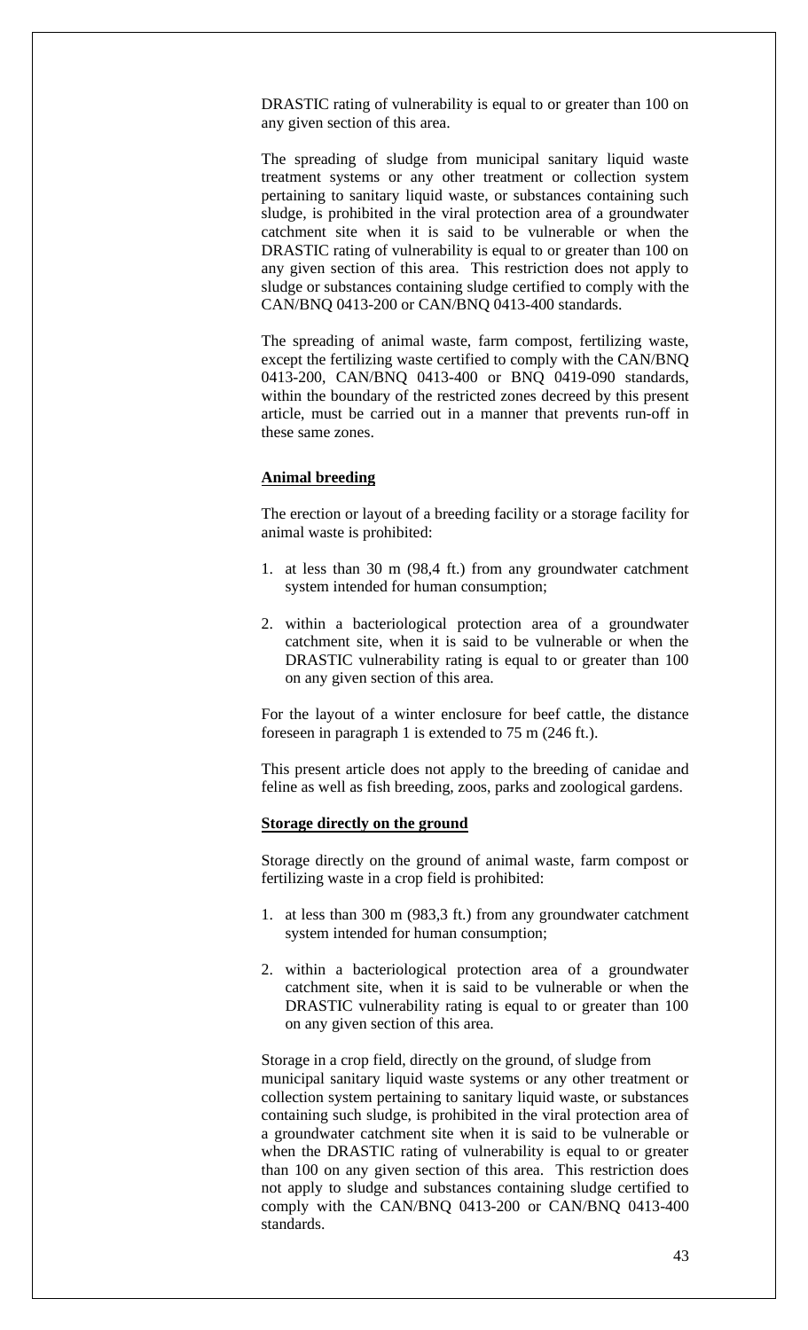DRASTIC rating of vulnerability is equal to or greater than 100 on any given section of this area.

The spreading of sludge from municipal sanitary liquid waste treatment systems or any other treatment or collection system pertaining to sanitary liquid waste, or substances containing such sludge, is prohibited in the viral protection area of a groundwater catchment site when it is said to be vulnerable or when the DRASTIC rating of vulnerability is equal to or greater than 100 on any given section of this area. This restriction does not apply to sludge or substances containing sludge certified to comply with the CAN/BNQ 0413-200 or CAN/BNQ 0413-400 standards.

The spreading of animal waste, farm compost, fertilizing waste, except the fertilizing waste certified to comply with the CAN/BNQ 0413-200, CAN/BNQ 0413-400 or BNQ 0419-090 standards, within the boundary of the restricted zones decreed by this present article, must be carried out in a manner that prevents run-off in these same zones.

**Animal breeding**

The erection or layout of a breeding facility or a storage facility for animal waste is prohibited:

1. at less than 30 m (98,4 ft.) from any groundwater catchment system intended for human consumption;
2. within a bacteriological protection area of a groundwater catchment site, when it is said to be vulnerable or when the DRASTIC vulnerability rating is equal to or greater than 100 on any given section of this area.

For the layout of a winter enclosure for beef cattle, the distance foreseen in paragraph 1 is extended to 75 m (246 ft.).

This present article does not apply to the breeding of canidae and feline as well as fish breeding, zoos, parks and zoological gardens.

**Storage directly on the ground**

Storage directly on the ground of animal waste, farm compost or fertilizing waste in a crop field is prohibited:

1. at less than 300 m (983,3 ft.) from any groundwater catchment system intended for human consumption;
2. within a bacteriological protection area of a groundwater catchment site, when it is said to be vulnerable or when the DRASTIC vulnerability rating is equal to or greater than 100 on any given section of this area.

Storage in a crop field, directly on the ground, of sludge from municipal sanitary liquid waste systems or any other treatment or collection system pertaining to sanitary liquid waste, or substances containing such sludge, is prohibited in the viral protection area of a groundwater catchment site when it is said to be vulnerable or when the DRASTIC rating of vulnerability is equal to or greater than 100 on any given section of this area. This restriction does not apply to sludge and substances containing sludge certified to comply with the CAN/BNQ 0413-200 or CAN/BNQ 0413-400 standards.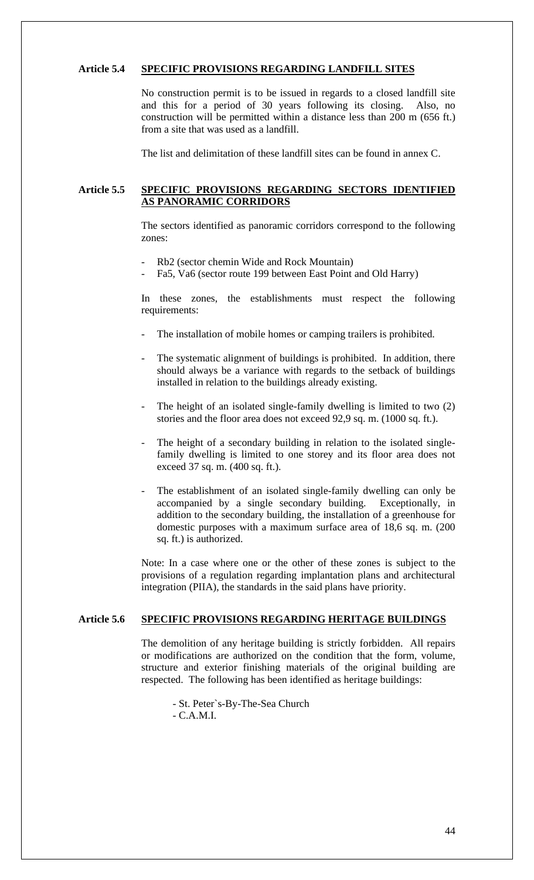## Article 5.4 SPECIFIC PROVISIONS REGARDING LANDFILL SITES

No construction permit is to be issued in regards to a closed landfill site and this for a period of 30 years following its closing. Also, no construction will be permitted within a distance less than 200 m (656 ft.) from a site that was used as a landfill.

The list and delimitation of these landfill sites can be found in annex C.

## Article 5.5 SPECIFIC PROVISIONS REGARDING SECTORS IDENTIFIED AS PANORAMIC CORRIDORS

The sectors identified as panoramic corridors correspond to the following zones:

- Rb2 (sector chemin Wide and Rock Mountain)
- Fa5, Va6 (sector route 199 between East Point and Old Harry)

In these zones, the establishments must respect the following requirements:

- The installation of mobile homes or camping trailers is prohibited.
- The systematic alignment of buildings is prohibited. In addition, there should always be a variance with regards to the setback of buildings installed in relation to the buildings already existing.
- The height of an isolated single-family dwelling is limited to two (2) stories and the floor area does not exceed 92,9 sq. m. (1000 sq. ft.).
- The height of a secondary building in relation to the isolated single-family dwelling is limited to one storey and its floor area does not exceed 37 sq. m. (400 sq. ft.).
- The establishment of an isolated single-family dwelling can only be accompanied by a single secondary building. Exceptionally, in addition to the secondary building, the installation of a greenhouse for domestic purposes with a maximum surface area of 18,6 sq. m. (200 sq. ft.) is authorized.

Note: In a case where one or the other of these zones is subject to the provisions of a regulation regarding implantation plans and architectural integration (PIIA), the standards in the said plans have priority.

## Article 5.6 SPECIFIC PROVISIONS REGARDING HERITAGE BUILDINGS

The demolition of any heritage building is strictly forbidden. All repairs or modifications are authorized on the condition that the form, volume, structure and exterior finishing materials of the original building are respected. The following has been identified as heritage buildings:

- St. Peter`s-By-The-Sea Church
- C.A.M.I.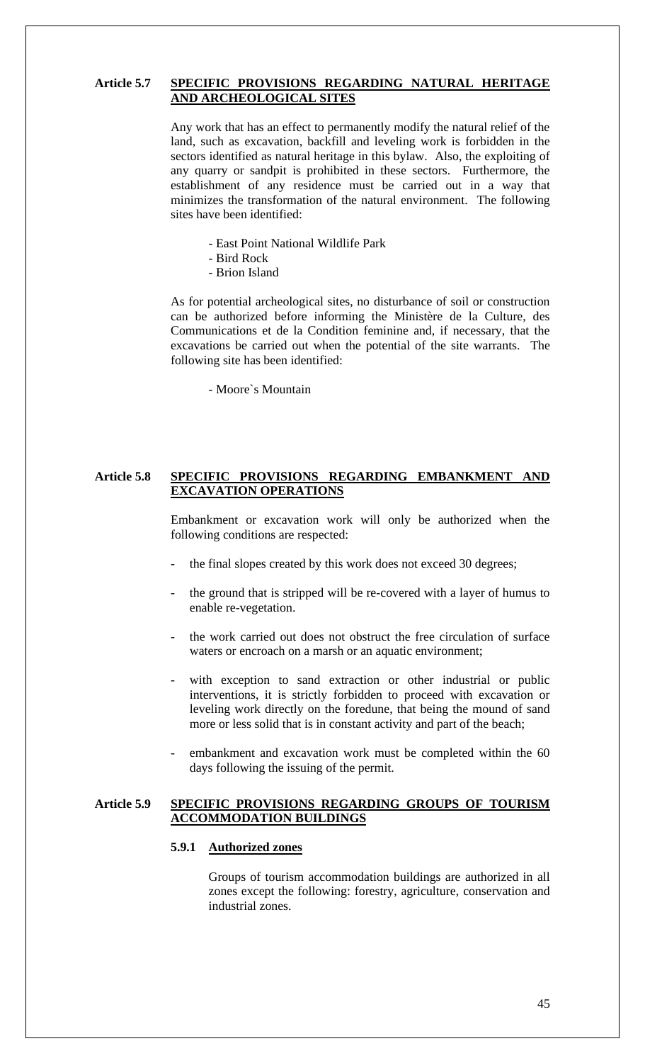## Article 5.7 SPECIFIC PROVISIONS REGARDING NATURAL HERITAGE AND ARCHEOLOGICAL SITES

Any work that has an effect to permanently modify the natural relief of the land, such as excavation, backfill and leveling work is forbidden in the sectors identified as natural heritage in this bylaw. Also, the exploiting of any quarry or sandpit is prohibited in these sectors. Furthermore, the establishment of any residence must be carried out in a way that minimizes the transformation of the natural environment. The following sites have been identified:

- East Point National Wildlife Park
- Bird Rock
- Brion Island

As for potential archeological sites, no disturbance of soil or construction can be authorized before informing the Ministère de la Culture, des Communications et de la Condition feminine and, if necessary, that the excavations be carried out when the potential of the site warrants. The following site has been identified:

- Moore`s Mountain

## Article 5.8 SPECIFIC PROVISIONS REGARDING EMBANKMENT AND EXCAVATION OPERATIONS

Embankment or excavation work will only be authorized when the following conditions are respected:

- the final slopes created by this work does not exceed 30 degrees;
- the ground that is stripped will be re-covered with a layer of humus to enable re-vegetation.
- the work carried out does not obstruct the free circulation of surface waters or encroach on a marsh or an aquatic environment;
- with exception to sand extraction or other industrial or public interventions, it is strictly forbidden to proceed with excavation or leveling work directly on the foredune, that being the mound of sand more or less solid that is in constant activity and part of the beach;
- embankment and excavation work must be completed within the 60 days following the issuing of the permit.

## Article 5.9 SPECIFIC PROVISIONS REGARDING GROUPS OF TOURISM ACCOMMODATION BUILDINGS

### 5.9.1 Authorized zones

Groups of tourism accommodation buildings are authorized in all zones except the following: forestry, agriculture, conservation and industrial zones.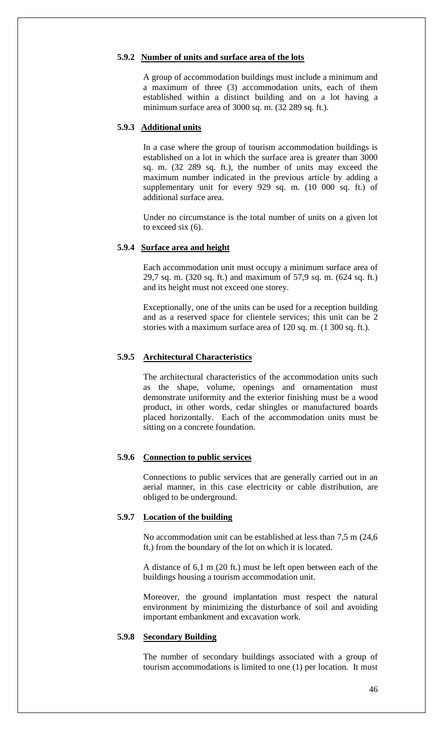#### 5.9.2 Number of units and surface area of the lots

A group of accommodation buildings must include a minimum and a maximum of three (3) accommodation units, each of them established within a distinct building and on a lot having a minimum surface area of 3000 sq. m. (32 289 sq. ft.).

#### 5.9.3 Additional units

In a case where the group of tourism accommodation buildings is established on a lot in which the surface area is greater than 3000 sq. m. (32 289 sq. ft.), the number of units may exceed the maximum number indicated in the previous article by adding a supplementary unit for every 929 sq. m. (10 000 sq. ft.) of additional surface area.

Under no circumstance is the total number of units on a given lot to exceed six (6).

#### 5.9.4 Surface area and height

Each accommodation unit must occupy a minimum surface area of 29,7 sq. m. (320 sq. ft.) and maximum of 57,9 sq. m. (624 sq. ft.) and its height must not exceed one storey.

Exceptionally, one of the units can be used for a reception building and as a reserved space for clientele services; this unit can be 2 stories with a maximum surface area of 120 sq. m. (1 300 sq. ft.).

#### 5.9.5 Architectural Characteristics

The architectural characteristics of the accommodation units such as the shape, volume, openings and ornamentation must demonstrate uniformity and the exterior finishing must be a wood product, in other words, cedar shingles or manufactured boards placed horizontally. Each of the accommodation units must be sitting on a concrete foundation.

#### 5.9.6 Connection to public services

Connections to public services that are generally carried out in an aerial manner, in this case electricity or cable distribution, are obliged to be underground.

#### 5.9.7 Location of the building

No accommodation unit can be established at less than 7,5 m (24,6 ft.) from the boundary of the lot on which it is located.

A distance of 6,1 m (20 ft.) must be left open between each of the buildings housing a tourism accommodation unit.

Moreover, the ground implantation must respect the natural environment by minimizing the disturbance of soil and avoiding important embankment and excavation work.

#### 5.9.8 Secondary Building

The number of secondary buildings associated with a group of tourism accommodations is limited to one (1) per location. It must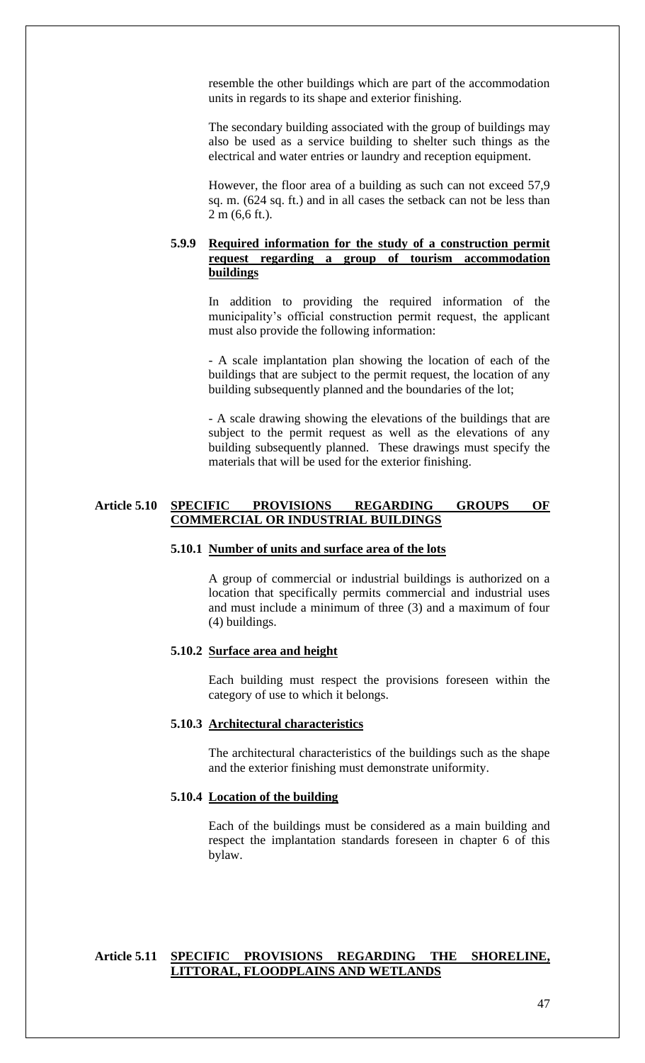resemble the other buildings which are part of the accommodation units in regards to its shape and exterior finishing.

The secondary building associated with the group of buildings may also be used as a service building to shelter such things as the electrical and water entries or laundry and reception equipment.

However, the floor area of a building as such can not exceed 57,9 sq. m. (624 sq. ft.) and in all cases the setback can not be less than 2 m (6,6 ft.).

#### 5.9.9 Required information for the study of a construction permit request regarding a group of tourism accommodation buildings

In addition to providing the required information of the municipality's official construction permit request, the applicant must also provide the following information:

- A scale implantation plan showing the location of each of the buildings that are subject to the permit request, the location of any building subsequently planned and the boundaries of the lot;

- A scale drawing showing the elevations of the buildings that are subject to the permit request as well as the elevations of any building subsequently planned. These drawings must specify the materials that will be used for the exterior finishing.

### Article 5.10 SPECIFIC PROVISIONS REGARDING GROUPS OF COMMERCIAL OR INDUSTRIAL BUILDINGS

#### 5.10.1 Number of units and surface area of the lots

A group of commercial or industrial buildings is authorized on a location that specifically permits commercial and industrial uses and must include a minimum of three (3) and a maximum of four (4) buildings.

#### 5.10.2 Surface area and height

Each building must respect the provisions foreseen within the category of use to which it belongs.

#### 5.10.3 Architectural characteristics

The architectural characteristics of the buildings such as the shape and the exterior finishing must demonstrate uniformity.

#### 5.10.4 Location of the building

Each of the buildings must be considered as a main building and respect the implantation standards foreseen in chapter 6 of this bylaw.

### Article 5.11 SPECIFIC PROVISIONS REGARDING THE SHORELINE, LITTORAL, FLOODPLAINS AND WETLANDS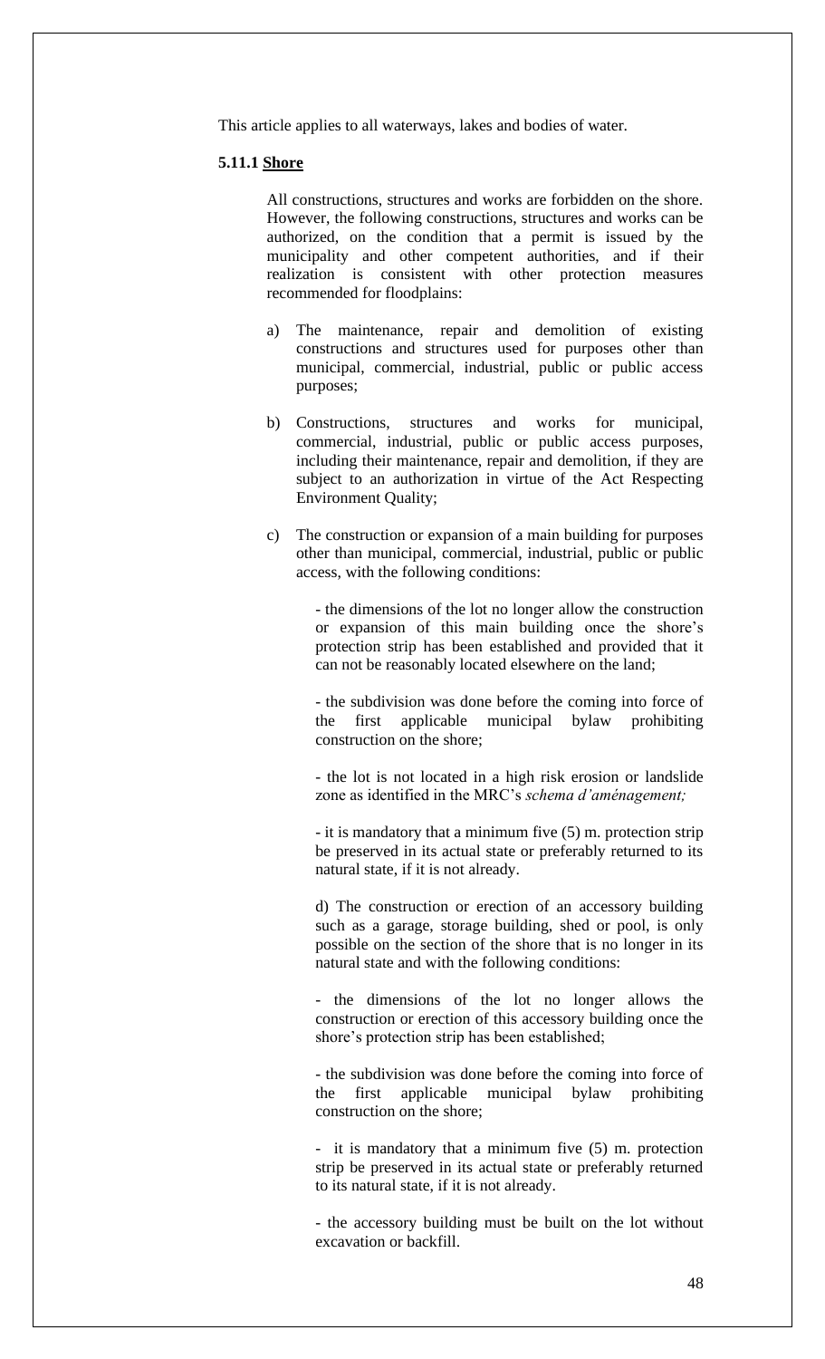This article applies to all waterways, lakes and bodies of water.

**5.11.1 Shore**

All constructions, structures and works are forbidden on the shore. However, the following constructions, structures and works can be authorized, on the condition that a permit is issued by the municipality and other competent authorities, and if their realization is consistent with other protection measures recommended for floodplains:

a) The maintenance, repair and demolition of existing constructions and structures used for purposes other than municipal, commercial, industrial, public or public access purposes;

b) Constructions, structures and works for municipal, commercial, industrial, public or public access purposes, including their maintenance, repair and demolition, if they are subject to an authorization in virtue of the Act Respecting Environment Quality;

c) The construction or expansion of a main building for purposes other than municipal, commercial, industrial, public or public access, with the following conditions:

- the dimensions of the lot no longer allow the construction or expansion of this main building once the shore's protection strip has been established and provided that it can not be reasonably located elsewhere on the land;

- the subdivision was done before the coming into force of the first applicable municipal bylaw prohibiting construction on the shore;

- the lot is not located in a high risk erosion or landslide zone as identified in the MRC's *schema d'aménagement;*

- it is mandatory that a minimum five (5) m. protection strip be preserved in its actual state or preferably returned to its natural state, if it is not already.

d) The construction or erection of an accessory building such as a garage, storage building, shed or pool, is only possible on the section of the shore that is no longer in its natural state and with the following conditions:

- the dimensions of the lot no longer allows the construction or erection of this accessory building once the shore's protection strip has been established;

- the subdivision was done before the coming into force of the first applicable municipal bylaw prohibiting construction on the shore;

- it is mandatory that a minimum five (5) m. protection strip be preserved in its actual state or preferably returned to its natural state, if it is not already.

- the accessory building must be built on the lot without excavation or backfill.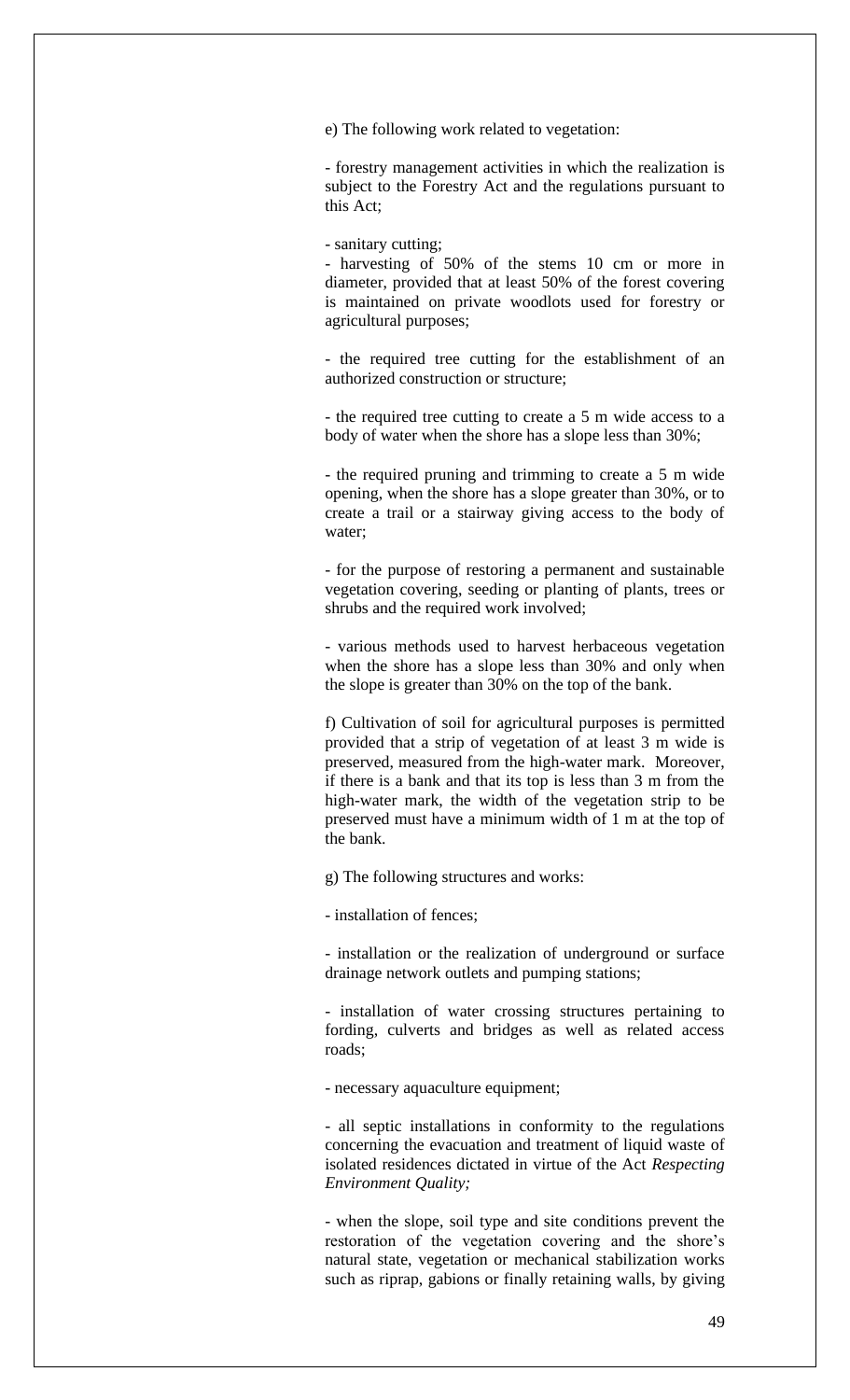e) The following work related to vegetation:

- forestry management activities in which the realization is subject to the Forestry Act and the regulations pursuant to this Act;

- sanitary cutting;
- harvesting of 50% of the stems 10 cm or more in diameter, provided that at least 50% of the forest covering is maintained on private woodlots used for forestry or agricultural purposes;

- the required tree cutting for the establishment of an authorized construction or structure;

- the required tree cutting to create a 5 m wide access to a body of water when the shore has a slope less than 30%;

- the required pruning and trimming to create a 5 m wide opening, when the shore has a slope greater than 30%, or to create a trail or a stairway giving access to the body of water;

- for the purpose of restoring a permanent and sustainable vegetation covering, seeding or planting of plants, trees or shrubs and the required work involved;

- various methods used to harvest herbaceous vegetation when the shore has a slope less than 30% and only when the slope is greater than 30% on the top of the bank.

f) Cultivation of soil for agricultural purposes is permitted provided that a strip of vegetation of at least 3 m wide is preserved, measured from the high-water mark. Moreover, if there is a bank and that its top is less than 3 m from the high-water mark, the width of the vegetation strip to be preserved must have a minimum width of 1 m at the top of the bank.

g) The following structures and works:

- installation of fences;

- installation or the realization of underground or surface drainage network outlets and pumping stations;

- installation of water crossing structures pertaining to fording, culverts and bridges as well as related access roads;

- necessary aquaculture equipment;

- all septic installations in conformity to the regulations concerning the evacuation and treatment of liquid waste of isolated residences dictated in virtue of the Act *Respecting Environment Quality;*

- when the slope, soil type and site conditions prevent the restoration of the vegetation covering and the shore's natural state, vegetation or mechanical stabilization works such as riprap, gabions or finally retaining walls, by giving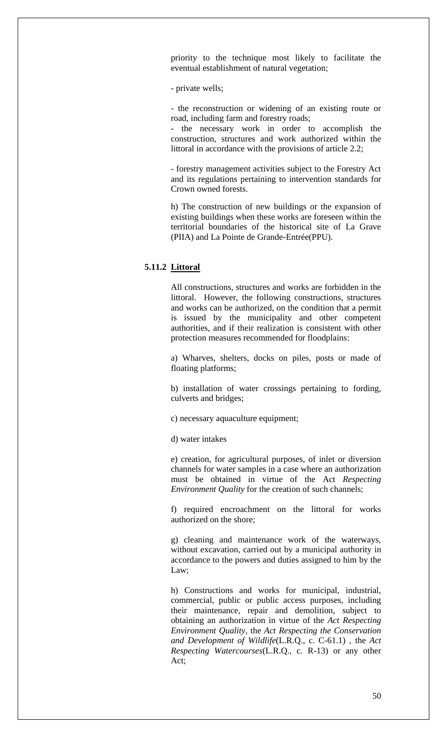priority to the technique most likely to facilitate the eventual establishment of natural vegetation;

- private wells;

- the reconstruction or widening of an existing route or road, including farm and forestry roads;
- the necessary work in order to accomplish the construction, structures and work authorized within the littoral in accordance with the provisions of article 2.2;

- forestry management activities subject to the Forestry Act and its regulations pertaining to intervention standards for Crown owned forests.

h) The construction of new buildings or the expansion of existing buildings when these works are foreseen within the territorial boundaries of the historical site of La Grave (PIIA) and La Pointe de Grande-Entrée(PPU).

### 5.11.2 Littoral

All constructions, structures and works are forbidden in the littoral. However, the following constructions, structures and works can be authorized, on the condition that a permit is issued by the municipality and other competent authorities, and if their realization is consistent with other protection measures recommended for floodplains:

a) Wharves, shelters, docks on piles, posts or made of floating platforms;

b) installation of water crossings pertaining to fording, culverts and bridges;

c) necessary aquaculture equipment;

d) water intakes

e) creation, for agricultural purposes, of inlet or diversion channels for water samples in a case where an authorization must be obtained in virtue of the Act *Respecting Environment Quality* for the creation of such channels;

f) required encroachment on the littoral for works authorized on the shore;

g) cleaning and maintenance work of the waterways, without excavation, carried out by a municipal authority in accordance to the powers and duties assigned to him by the Law;

h) Constructions and works for municipal, industrial, commercial, public or public access purposes, including their maintenance, repair and demolition, subject to obtaining an authorization in virtue of the *Act Respecting Environment Quality*, the *Act Respecting the Conservation and Development of Wildlife*(L.R.Q., c. C-61.1) , the *Act Respecting Watercourses*(L.R.Q., c. R-13) or any other Act;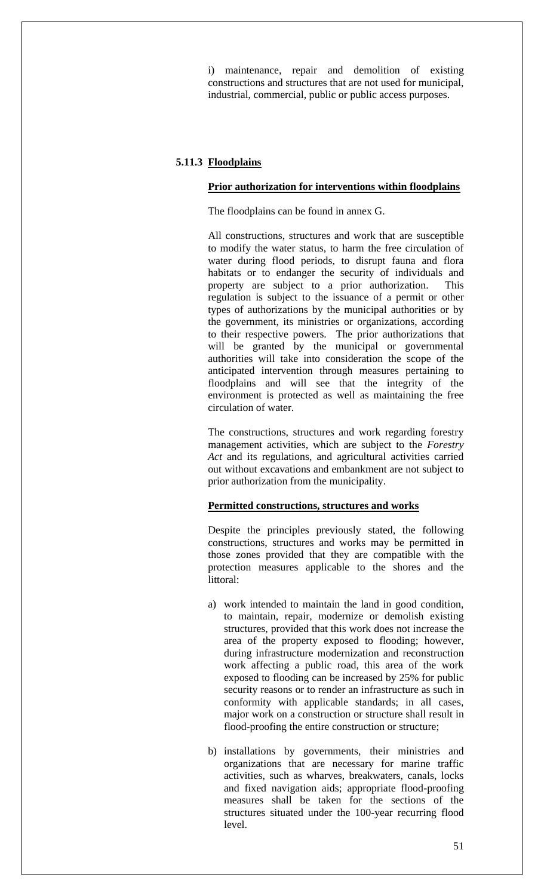i) maintenance, repair and demolition of existing constructions and structures that are not used for municipal, industrial, commercial, public or public access purposes.

### 5.11.3 Floodplains

#### Prior authorization for interventions within floodplains

The floodplains can be found in annex G.

All constructions, structures and work that are susceptible to modify the water status, to harm the free circulation of water during flood periods, to disrupt fauna and flora habitats or to endanger the security of individuals and property are subject to a prior authorization. This regulation is subject to the issuance of a permit or other types of authorizations by the municipal authorities or by the government, its ministries or organizations, according to their respective powers. The prior authorizations that will be granted by the municipal or governmental authorities will take into consideration the scope of the anticipated intervention through measures pertaining to floodplains and will see that the integrity of the environment is protected as well as maintaining the free circulation of water.

The constructions, structures and work regarding forestry management activities, which are subject to the *Forestry Act* and its regulations, and agricultural activities carried out without excavations and embankment are not subject to prior authorization from the municipality.

#### Permitted constructions, structures and works

Despite the principles previously stated, the following constructions, structures and works may be permitted in those zones provided that they are compatible with the protection measures applicable to the shores and the littoral:

a) work intended to maintain the land in good condition, to maintain, repair, modernize or demolish existing structures, provided that this work does not increase the area of the property exposed to flooding; however, during infrastructure modernization and reconstruction work affecting a public road, this area of the work exposed to flooding can be increased by 25% for public security reasons or to render an infrastructure as such in conformity with applicable standards; in all cases, major work on a construction or structure shall result in flood-proofing the entire construction or structure;

b) installations by governments, their ministries and organizations that are necessary for marine traffic activities, such as wharves, breakwaters, canals, locks and fixed navigation aids; appropriate flood-proofing measures shall be taken for the sections of the structures situated under the 100-year recurring flood level.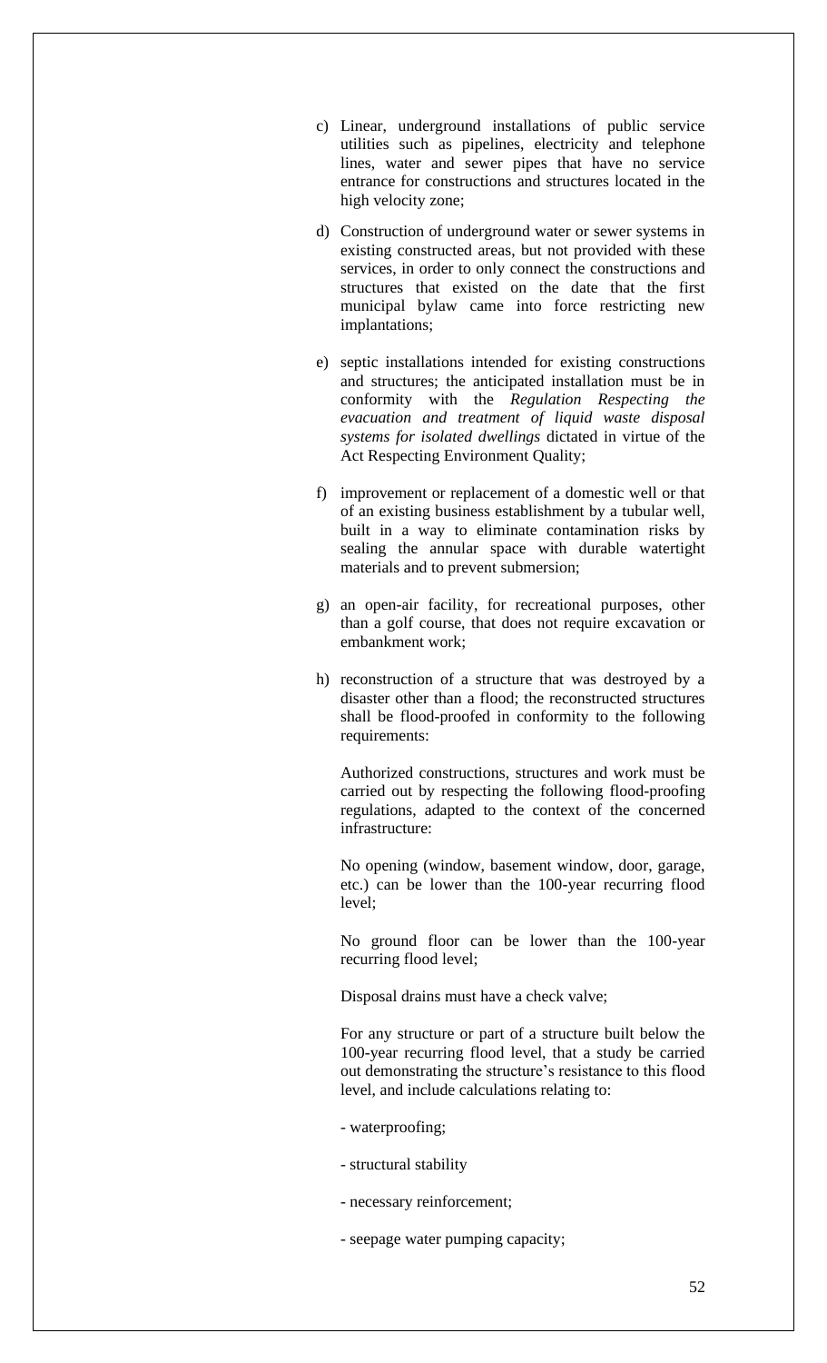c) Linear, underground installations of public service utilities such as pipelines, electricity and telephone lines, water and sewer pipes that have no service entrance for constructions and structures located in the high velocity zone;

d) Construction of underground water or sewer systems in existing constructed areas, but not provided with these services, in order to only connect the constructions and structures that existed on the date that the first municipal bylaw came into force restricting new implantations;

e) septic installations intended for existing constructions and structures; the anticipated installation must be in conformity with the *Regulation Respecting the evacuation and treatment of liquid waste disposal systems for isolated dwellings* dictated in virtue of the Act Respecting Environment Quality;

f) improvement or replacement of a domestic well or that of an existing business establishment by a tubular well, built in a way to eliminate contamination risks by sealing the annular space with durable watertight materials and to prevent submersion;

g) an open-air facility, for recreational purposes, other than a golf course, that does not require excavation or embankment work;

h) reconstruction of a structure that was destroyed by a disaster other than a flood; the reconstructed structures shall be flood-proofed in conformity to the following requirements:

   Authorized constructions, structures and work must be carried out by respecting the following flood-proofing regulations, adapted to the context of the concerned infrastructure:

   No opening (window, basement window, door, garage, etc.) can be lower than the 100-year recurring flood level;

   No ground floor can be lower than the 100-year recurring flood level;

   Disposal drains must have a check valve;

   For any structure or part of a structure built below the 100-year recurring flood level, that a study be carried out demonstrating the structure's resistance to this flood level, and include calculations relating to:

   - waterproofing;

   - structural stability

   - necessary reinforcement;

   - seepage water pumping capacity;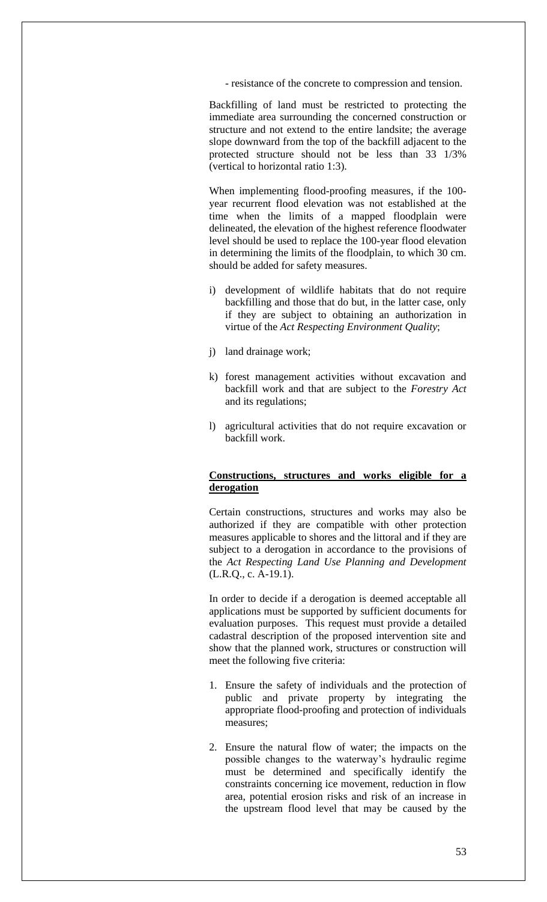- resistance of the concrete to compression and tension.

Backfilling of land must be restricted to protecting the immediate area surrounding the concerned construction or structure and not extend to the entire landsite; the average slope downward from the top of the backfill adjacent to the protected structure should not be less than 33 1/3% (vertical to horizontal ratio 1:3).

When implementing flood-proofing measures, if the 100-year recurrent flood elevation was not established at the time when the limits of a mapped floodplain were delineated, the elevation of the highest reference floodwater level should be used to replace the 100-year flood elevation in determining the limits of the floodplain, to which 30 cm. should be added for safety measures.

i) development of wildlife habitats that do not require backfilling and those that do but, in the latter case, only if they are subject to obtaining an authorization in virtue of the *Act Respecting Environment Quality*;

j) land drainage work;

k) forest management activities without excavation and backfill work and that are subject to the *Forestry Act* and its regulations;

l) agricultural activities that do not require excavation or backfill work.

**Constructions, structures and works eligible for a derogation**

Certain constructions, structures and works may also be authorized if they are compatible with other protection measures applicable to shores and the littoral and if they are subject to a derogation in accordance to the provisions of the *Act Respecting Land Use Planning and Development* (L.R.Q., c. A-19.1).

In order to decide if a derogation is deemed acceptable all applications must be supported by sufficient documents for evaluation purposes. This request must provide a detailed cadastral description of the proposed intervention site and show that the planned work, structures or construction will meet the following five criteria:

1. Ensure the safety of individuals and the protection of public and private property by integrating the appropriate flood-proofing and protection of individuals measures;
2. Ensure the natural flow of water; the impacts on the possible changes to the waterway's hydraulic regime must be determined and specifically identify the constraints concerning ice movement, reduction in flow area, potential erosion risks and risk of an increase in the upstream flood level that may be caused by the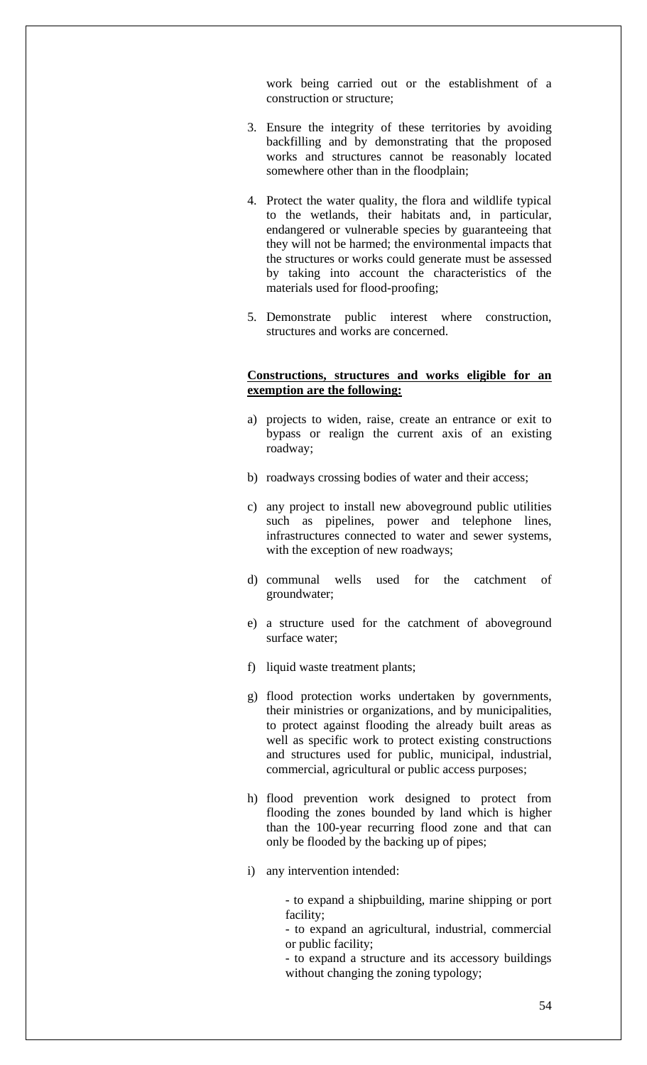work being carried out or the establishment of a construction or structure;

3. Ensure the integrity of these territories by avoiding backfilling and by demonstrating that the proposed works and structures cannot be reasonably located somewhere other than in the floodplain;

4. Protect the water quality, the flora and wildlife typical to the wetlands, their habitats and, in particular, endangered or vulnerable species by guaranteeing that they will not be harmed; the environmental impacts that the structures or works could generate must be assessed by taking into account the characteristics of the materials used for flood-proofing;

5. Demonstrate public interest where construction, structures and works are concerned.

**Constructions, structures and works eligible for an exemption are the following:**

a) projects to widen, raise, create an entrance or exit to bypass or realign the current axis of an existing roadway;

b) roadways crossing bodies of water and their access;

c) any project to install new aboveground public utilities such as pipelines, power and telephone lines, infrastructures connected to water and sewer systems, with the exception of new roadways;

d) communal wells used for the catchment of groundwater;

e) a structure used for the catchment of aboveground surface water;

f) liquid waste treatment plants;

g) flood protection works undertaken by governments, their ministries or organizations, and by municipalities, to protect against flooding the already built areas as well as specific work to protect existing constructions and structures used for public, municipal, industrial, commercial, agricultural or public access purposes;

h) flood prevention work designed to protect from flooding the zones bounded by land which is higher than the 100-year recurring flood zone and that can only be flooded by the backing up of pipes;

i) any intervention intended:

   - to expand a shipbuilding, marine shipping or port facility;
   - to expand an agricultural, industrial, commercial or public facility;
   - to expand a structure and its accessory buildings without changing the zoning typology;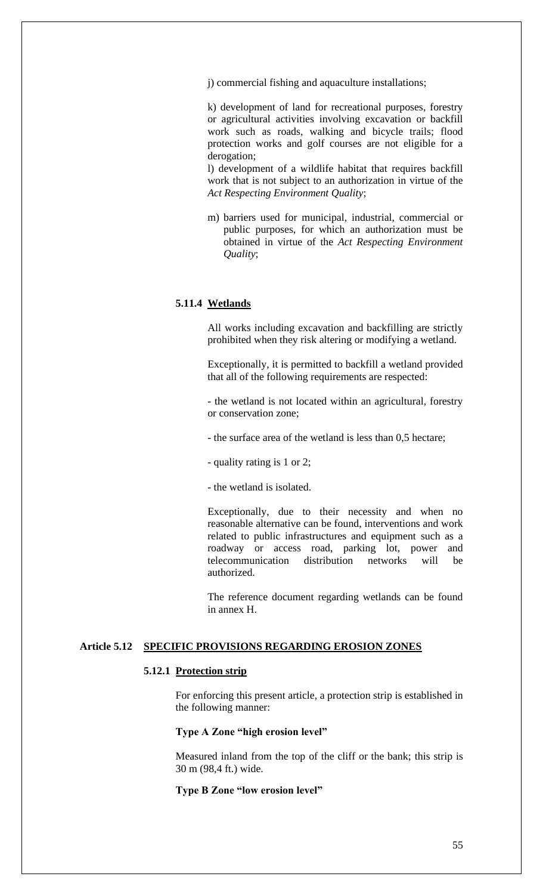j) commercial fishing and aquaculture installations;

k) development of land for recreational purposes, forestry or agricultural activities involving excavation or backfill work such as roads, walking and bicycle trails; flood protection works and golf courses are not eligible for a derogation;

l) development of a wildlife habitat that requires backfill work that is not subject to an authorization in virtue of the *Act Respecting Environment Quality*;

m) barriers used for municipal, industrial, commercial or public purposes, for which an authorization must be obtained in virtue of the *Act Respecting Environment Quality*;

#### 5.11.4 Wetlands

All works including excavation and backfilling are strictly prohibited when they risk altering or modifying a wetland.

Exceptionally, it is permitted to backfill a wetland provided that all of the following requirements are respected:

- the wetland is not located within an agricultural, forestry or conservation zone;

- the surface area of the wetland is less than 0,5 hectare;

- quality rating is 1 or 2;

- the wetland is isolated.

Exceptionally, due to their necessity and when no reasonable alternative can be found, interventions and work related to public infrastructures and equipment such as a roadway or access road, parking lot, power and telecommunication distribution networks will be authorized.

The reference document regarding wetlands can be found in annex H.

### Article 5.12 SPECIFIC PROVISIONS REGARDING EROSION ZONES

#### 5.12.1 Protection strip

For enforcing this present article, a protection strip is established in the following manner:

**Type A Zone "high erosion level"**

Measured inland from the top of the cliff or the bank; this strip is 30 m (98,4 ft.) wide.

**Type B Zone "low erosion level"**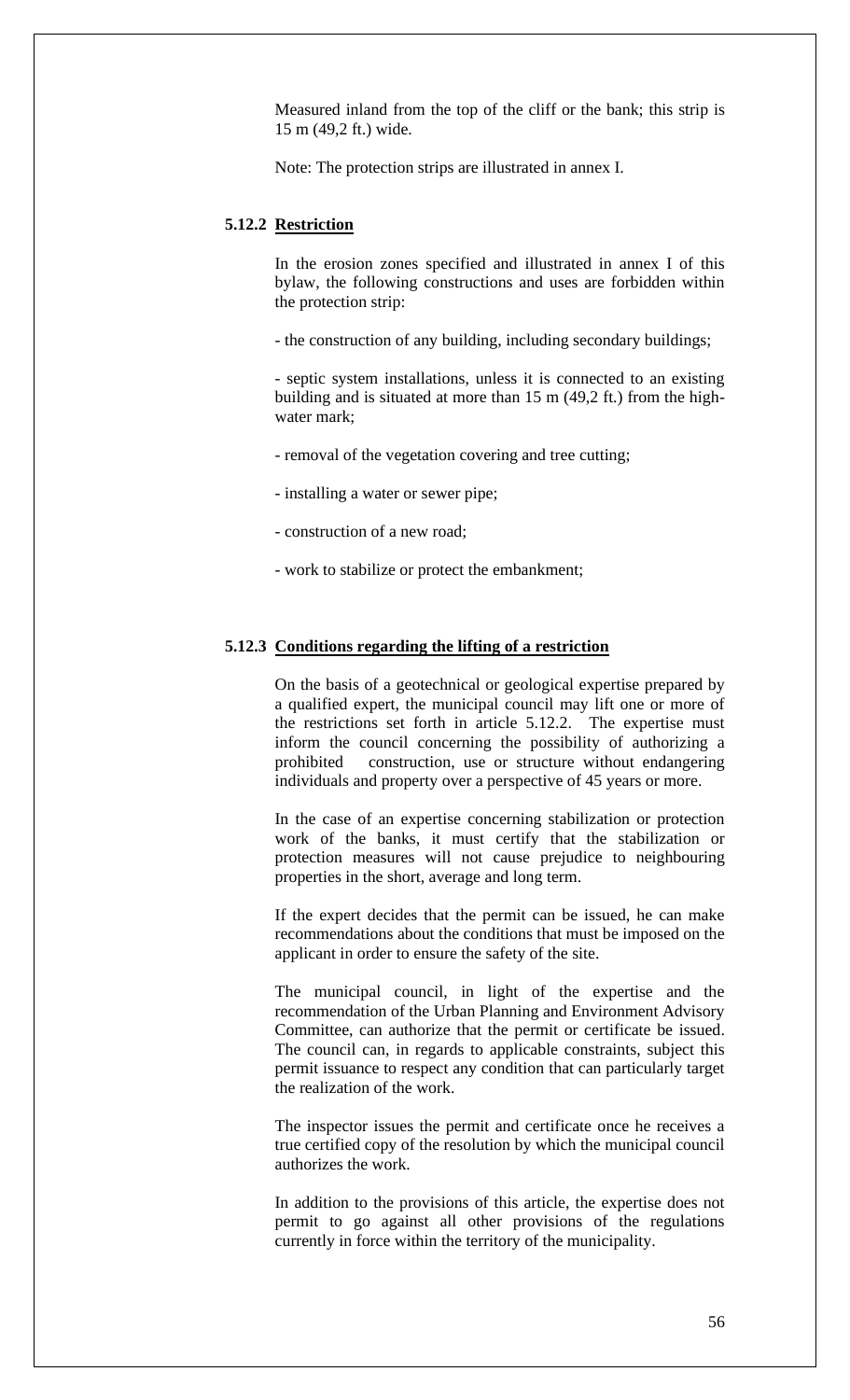Measured inland from the top of the cliff or the bank; this strip is 15 m (49,2 ft.) wide.

Note: The protection strips are illustrated in annex I.

### 5.12.2 Restriction

In the erosion zones specified and illustrated in annex I of this bylaw, the following constructions and uses are forbidden within the protection strip:

- the construction of any building, including secondary buildings;

- septic system installations, unless it is connected to an existing building and is situated at more than 15 m (49,2 ft.) from the high-water mark;

- removal of the vegetation covering and tree cutting;

- installing a water or sewer pipe;

- construction of a new road;

- work to stabilize or protect the embankment;

### 5.12.3 Conditions regarding the lifting of a restriction

On the basis of a geotechnical or geological expertise prepared by a qualified expert, the municipal council may lift one or more of the restrictions set forth in article 5.12.2. The expertise must inform the council concerning the possibility of authorizing a prohibited construction, use or structure without endangering individuals and property over a perspective of 45 years or more.

In the case of an expertise concerning stabilization or protection work of the banks, it must certify that the stabilization or protection measures will not cause prejudice to neighbouring properties in the short, average and long term.

If the expert decides that the permit can be issued, he can make recommendations about the conditions that must be imposed on the applicant in order to ensure the safety of the site.

The municipal council, in light of the expertise and the recommendation of the Urban Planning and Environment Advisory Committee, can authorize that the permit or certificate be issued. The council can, in regards to applicable constraints, subject this permit issuance to respect any condition that can particularly target the realization of the work.

The inspector issues the permit and certificate once he receives a true certified copy of the resolution by which the municipal council authorizes the work.

In addition to the provisions of this article, the expertise does not permit to go against all other provisions of the regulations currently in force within the territory of the municipality.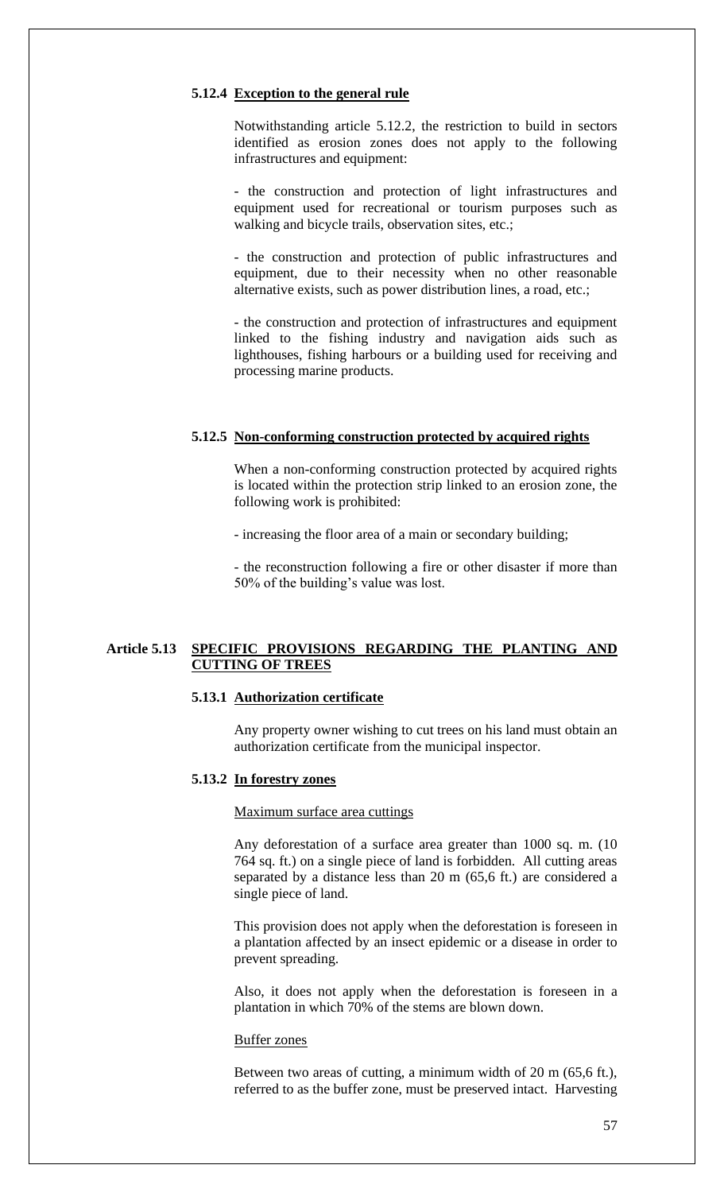#### 5.12.4 Exception to the general rule

Notwithstanding article 5.12.2, the restriction to build in sectors identified as erosion zones does not apply to the following infrastructures and equipment:

- the construction and protection of light infrastructures and equipment used for recreational or tourism purposes such as walking and bicycle trails, observation sites, etc.;

- the construction and protection of public infrastructures and equipment, due to their necessity when no other reasonable alternative exists, such as power distribution lines, a road, etc.;

- the construction and protection of infrastructures and equipment linked to the fishing industry and navigation aids such as lighthouses, fishing harbours or a building used for receiving and processing marine products.

#### 5.12.5 Non-conforming construction protected by acquired rights

When a non-conforming construction protected by acquired rights is located within the protection strip linked to an erosion zone, the following work is prohibited:

- increasing the floor area of a main or secondary building;

- the reconstruction following a fire or other disaster if more than 50% of the building's value was lost.

### Article 5.13 SPECIFIC PROVISIONS REGARDING THE PLANTING AND CUTTING OF TREES

#### 5.13.1 Authorization certificate

Any property owner wishing to cut trees on his land must obtain an authorization certificate from the municipal inspector.

#### 5.13.2 In forestry zones

Maximum surface area cuttings

Any deforestation of a surface area greater than 1000 sq. m. (10 764 sq. ft.) on a single piece of land is forbidden. All cutting areas separated by a distance less than 20 m (65,6 ft.) are considered a single piece of land.

This provision does not apply when the deforestation is foreseen in a plantation affected by an insect epidemic or a disease in order to prevent spreading.

Also, it does not apply when the deforestation is foreseen in a plantation in which 70% of the stems are blown down.

Buffer zones

Between two areas of cutting, a minimum width of 20 m (65,6 ft.), referred to as the buffer zone, must be preserved intact. Harvesting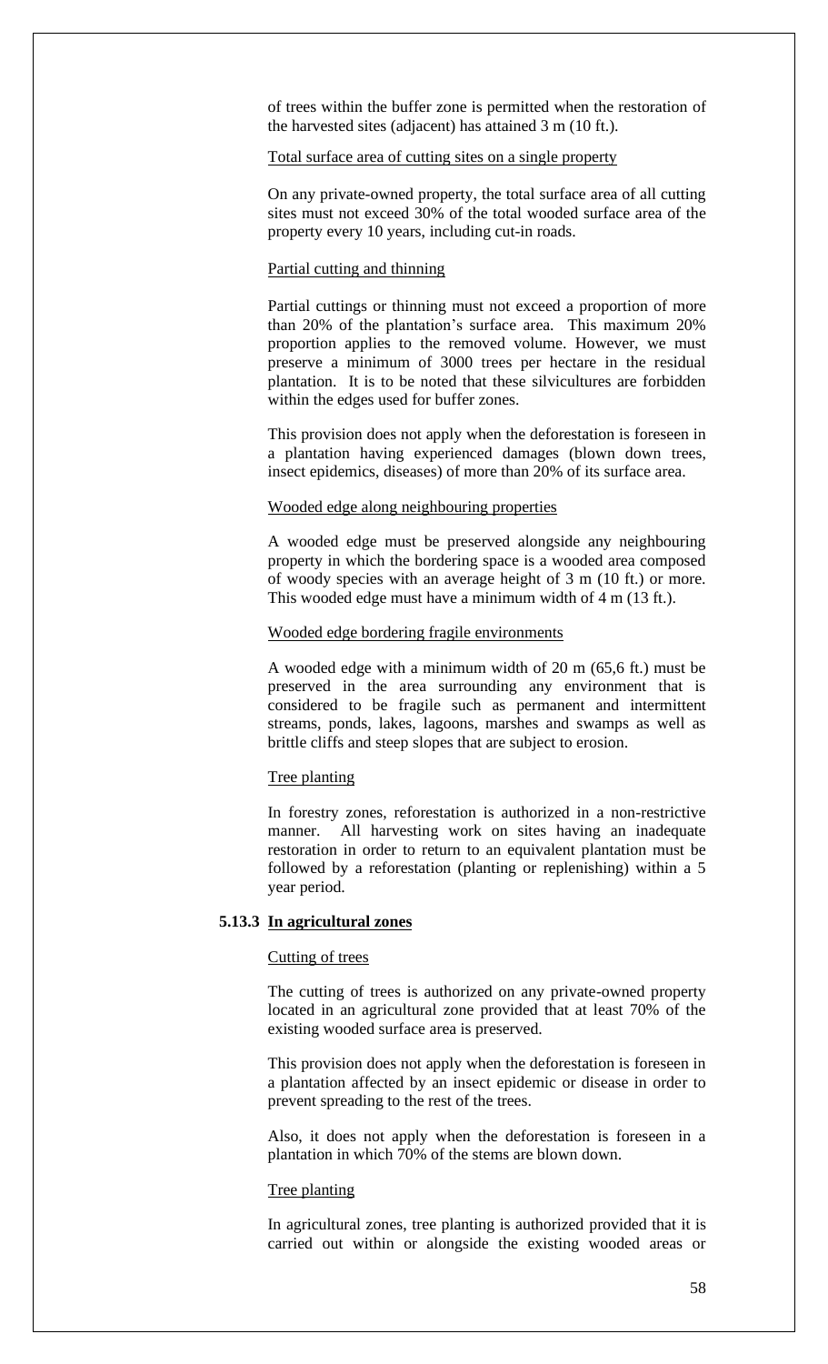of trees within the buffer zone is permitted when the restoration of the harvested sites (adjacent) has attained 3 m (10 ft.).

Total surface area of cutting sites on a single property

On any private-owned property, the total surface area of all cutting sites must not exceed 30% of the total wooded surface area of the property every 10 years, including cut-in roads.

Partial cutting and thinning

Partial cuttings or thinning must not exceed a proportion of more than 20% of the plantation's surface area. This maximum 20% proportion applies to the removed volume. However, we must preserve a minimum of 3000 trees per hectare in the residual plantation. It is to be noted that these silvicultures are forbidden within the edges used for buffer zones.

This provision does not apply when the deforestation is foreseen in a plantation having experienced damages (blown down trees, insect epidemics, diseases) of more than 20% of its surface area.

Wooded edge along neighbouring properties

A wooded edge must be preserved alongside any neighbouring property in which the bordering space is a wooded area composed of woody species with an average height of 3 m (10 ft.) or more. This wooded edge must have a minimum width of 4 m (13 ft.).

Wooded edge bordering fragile environments

A wooded edge with a minimum width of 20 m (65,6 ft.) must be preserved in the area surrounding any environment that is considered to be fragile such as permanent and intermittent streams, ponds, lakes, lagoons, marshes and swamps as well as brittle cliffs and steep slopes that are subject to erosion.

Tree planting

In forestry zones, reforestation is authorized in a non-restrictive manner. All harvesting work on sites having an inadequate restoration in order to return to an equivalent plantation must be followed by a reforestation (planting or replenishing) within a 5 year period.

### 5.13.3 In agricultural zones

Cutting of trees

The cutting of trees is authorized on any private-owned property located in an agricultural zone provided that at least 70% of the existing wooded surface area is preserved.

This provision does not apply when the deforestation is foreseen in a plantation affected by an insect epidemic or disease in order to prevent spreading to the rest of the trees.

Also, it does not apply when the deforestation is foreseen in a plantation in which 70% of the stems are blown down.

Tree planting

In agricultural zones, tree planting is authorized provided that it is carried out within or alongside the existing wooded areas or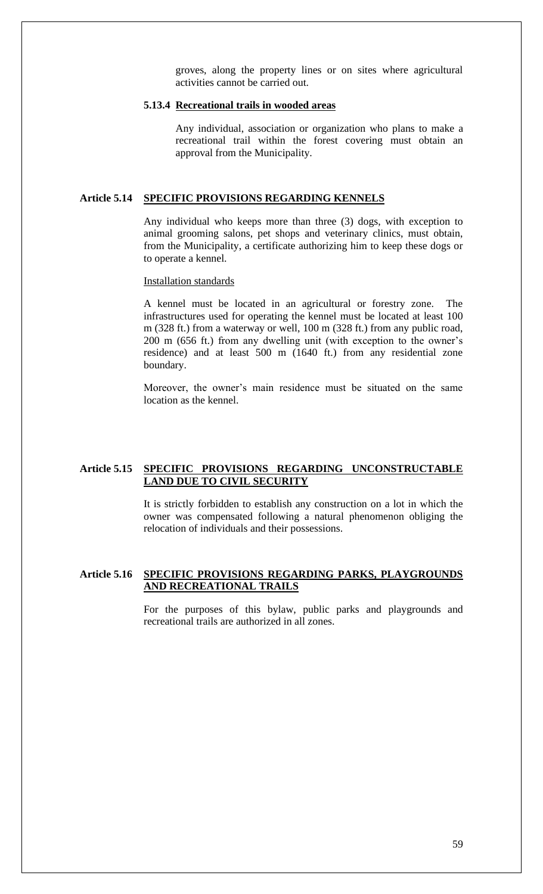groves, along the property lines or on sites where agricultural activities cannot be carried out.

#### 5.13.4 Recreational trails in wooded areas

Any individual, association or organization who plans to make a recreational trail within the forest covering must obtain an approval from the Municipality.

### Article 5.14 SPECIFIC PROVISIONS REGARDING KENNELS

Any individual who keeps more than three (3) dogs, with exception to animal grooming salons, pet shops and veterinary clinics, must obtain, from the Municipality, a certificate authorizing him to keep these dogs or to operate a kennel.

Installation standards

A kennel must be located in an agricultural or forestry zone. The infrastructures used for operating the kennel must be located at least 100 m (328 ft.) from a waterway or well, 100 m (328 ft.) from any public road, 200 m (656 ft.) from any dwelling unit (with exception to the owner's residence) and at least 500 m (1640 ft.) from any residential zone boundary.

Moreover, the owner's main residence must be situated on the same location as the kennel.

### Article 5.15 SPECIFIC PROVISIONS REGARDING UNCONSTRUCTABLE LAND DUE TO CIVIL SECURITY

It is strictly forbidden to establish any construction on a lot in which the owner was compensated following a natural phenomenon obliging the relocation of individuals and their possessions.

### Article 5.16 SPECIFIC PROVISIONS REGARDING PARKS, PLAYGROUNDS AND RECREATIONAL TRAILS

For the purposes of this bylaw, public parks and playgrounds and recreational trails are authorized in all zones.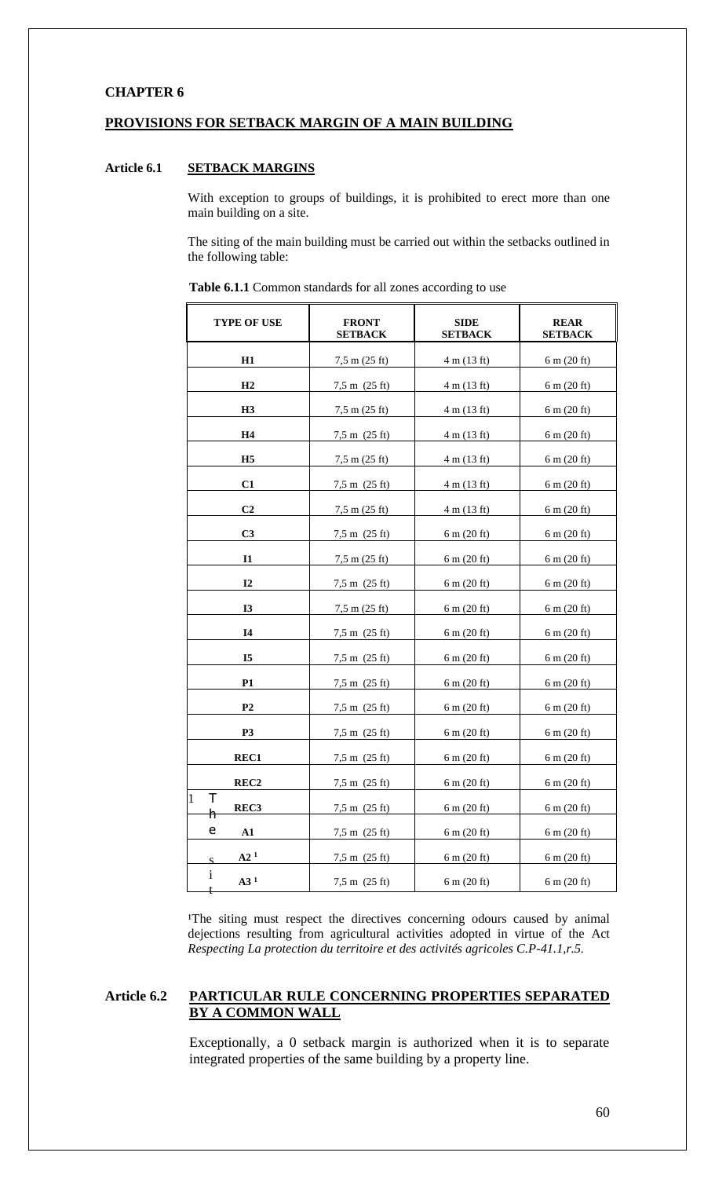# CHAPTER 6

## PROVISIONS FOR SETBACK MARGIN OF A MAIN BUILDING

### Article 6.1 SETBACK MARGINS

With exception to groups of buildings, it is prohibited to erect more than one main building on a site.

The siting of the main building must be carried out within the setbacks outlined in the following table:

**Table 6.1.1** Common standards for all zones according to use

| TYPE OF USE | FRONT SETBACK | SIDE SETBACK | REAR SETBACK |
|---|---|---|---|
| H1 | 7,5 m (25 ft) | 4 m (13 ft) | 6 m (20 ft) |
| H2 | 7,5 m (25 ft) | 4 m (13 ft) | 6 m (20 ft) |
| H3 | 7,5 m (25 ft) | 4 m (13 ft) | 6 m (20 ft) |
| H4 | 7,5 m (25 ft) | 4 m (13 ft) | 6 m (20 ft) |
| H5 | 7,5 m (25 ft) | 4 m (13 ft) | 6 m (20 ft) |
| C1 | 7,5 m (25 ft) | 4 m (13 ft) | 6 m (20 ft) |
| C2 | 7,5 m (25 ft) | 4 m (13 ft) | 6 m (20 ft) |
| C3 | 7,5 m (25 ft) | 6 m (20 ft) | 6 m (20 ft) |
| I1 | 7,5 m (25 ft) | 6 m (20 ft) | 6 m (20 ft) |
| I2 | 7,5 m (25 ft) | 6 m (20 ft) | 6 m (20 ft) |
| I3 | 7,5 m (25 ft) | 6 m (20 ft) | 6 m (20 ft) |
| I4 | 7,5 m (25 ft) | 6 m (20 ft) | 6 m (20 ft) |
| I5 | 7,5 m (25 ft) | 6 m (20 ft) | 6 m (20 ft) |
| P1 | 7,5 m (25 ft) | 6 m (20 ft) | 6 m (20 ft) |
| P2 | 7,5 m (25 ft) | 6 m (20 ft) | 6 m (20 ft) |
| P3 | 7,5 m (25 ft) | 6 m (20 ft) | 6 m (20 ft) |
| REC1 | 7,5 m (25 ft) | 6 m (20 ft) | 6 m (20 ft) |
| REC2 | 7,5 m (25 ft) | 6 m (20 ft) | 6 m (20 ft) |
| REC3 | 7,5 m (25 ft) | 6 m (20 ft) | 6 m (20 ft) |
| A1 | 7,5 m (25 ft) | 6 m (20 ft) | 6 m (20 ft) |
| A2 [1] | 7,5 m (25 ft) | 6 m (20 ft) | 6 m (20 ft) |
| A3 [1] | 7,5 m (25 ft) | 6 m (20 ft) | 6 m (20 ft) |

[1]The siting must respect the directives concerning odours caused by animal dejections resulting from agricultural activities adopted in virtue of the Act *Respecting La protection du territoire et des activités agricoles C.P-41.1,r.5.*

### Article 6.2 PARTICULAR RULE CONCERNING PROPERTIES SEPARATED BY A COMMON WALL

Exceptionally, a 0 setback margin is authorized when it is to separate integrated properties of the same building by a property line.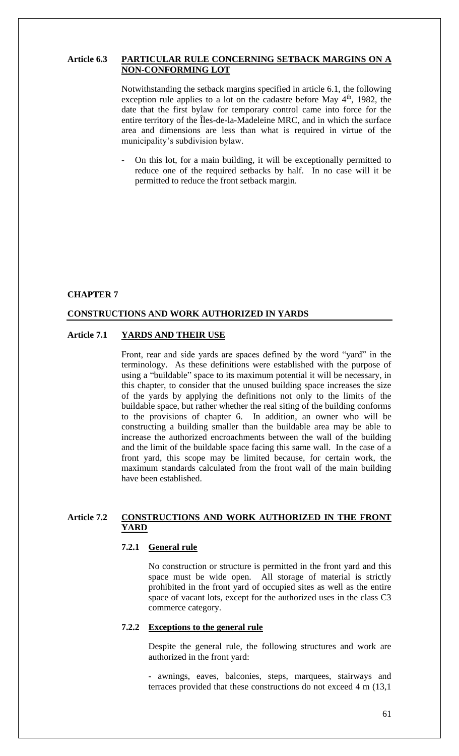### Article 6.3 PARTICULAR RULE CONCERNING SETBACK MARGINS ON A NON-CONFORMING LOT

Notwithstanding the setback margins specified in article 6.1, the following exception rule applies to a lot on the cadastre before May 4th, 1982, the date that the first bylaw for temporary control came into force for the entire territory of the Îles-de-la-Madeleine MRC, and in which the surface area and dimensions are less than what is required in virtue of the municipality's subdivision bylaw.

- On this lot, for a main building, it will be exceptionally permitted to reduce one of the required setbacks by half. In no case will it be permitted to reduce the front setback margin.

# CHAPTER 7

## CONSTRUCTIONS AND WORK AUTHORIZED IN YARDS

### Article 7.1 YARDS AND THEIR USE

Front, rear and side yards are spaces defined by the word "yard" in the terminology. As these definitions were established with the purpose of using a "buildable" space to its maximum potential it will be necessary, in this chapter, to consider that the unused building space increases the size of the yards by applying the definitions not only to the limits of the buildable space, but rather whether the real siting of the building conforms to the provisions of chapter 6. In addition, an owner who will be constructing a building smaller than the buildable area may be able to increase the authorized encroachments between the wall of the building and the limit of the buildable space facing this same wall. In the case of a front yard, this scope may be limited because, for certain work, the maximum standards calculated from the front wall of the main building have been established.

### Article 7.2 CONSTRUCTIONS AND WORK AUTHORIZED IN THE FRONT YARD

#### 7.2.1 General rule

No construction or structure is permitted in the front yard and this space must be wide open. All storage of material is strictly prohibited in the front yard of occupied sites as well as the entire space of vacant lots, except for the authorized uses in the class C3 commerce category.

#### 7.2.2 Exceptions to the general rule

Despite the general rule, the following structures and work are authorized in the front yard:

- awnings, eaves, balconies, steps, marquees, stairways and terraces provided that these constructions do not exceed 4 m (13,1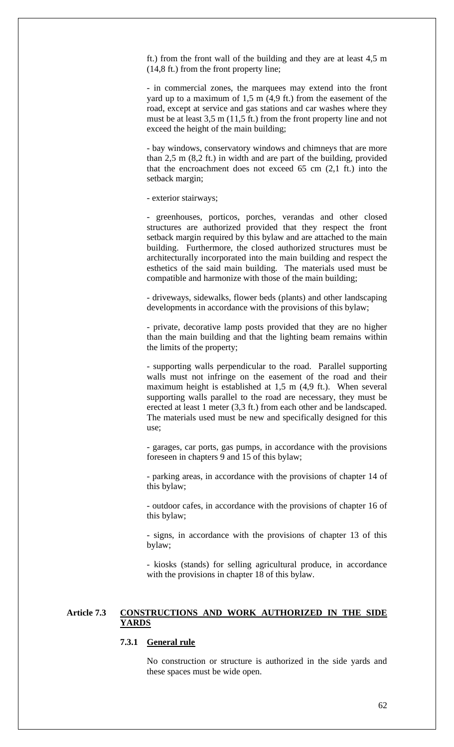ft.) from the front wall of the building and they are at least 4,5 m (14,8 ft.) from the front property line;

- in commercial zones, the marquees may extend into the front yard up to a maximum of 1,5 m (4,9 ft.) from the easement of the road, except at service and gas stations and car washes where they must be at least 3,5 m (11,5 ft.) from the front property line and not exceed the height of the main building;

- bay windows, conservatory windows and chimneys that are more than 2,5 m (8,2 ft.) in width and are part of the building, provided that the encroachment does not exceed 65 cm (2,1 ft.) into the setback margin;

- exterior stairways;

- greenhouses, porticos, porches, verandas and other closed structures are authorized provided that they respect the front setback margin required by this bylaw and are attached to the main building. Furthermore, the closed authorized structures must be architecturally incorporated into the main building and respect the esthetics of the said main building. The materials used must be compatible and harmonize with those of the main building;

- driveways, sidewalks, flower beds (plants) and other landscaping developments in accordance with the provisions of this bylaw;

- private, decorative lamp posts provided that they are no higher than the main building and that the lighting beam remains within the limits of the property;

- supporting walls perpendicular to the road. Parallel supporting walls must not infringe on the easement of the road and their maximum height is established at 1,5 m (4,9 ft.). When several supporting walls parallel to the road are necessary, they must be erected at least 1 meter (3,3 ft.) from each other and be landscaped. The materials used must be new and specifically designed for this use;

- garages, car ports, gas pumps, in accordance with the provisions foreseen in chapters 9 and 15 of this bylaw;

- parking areas, in accordance with the provisions of chapter 14 of this bylaw;

- outdoor cafes, in accordance with the provisions of chapter 16 of this bylaw;

- signs, in accordance with the provisions of chapter 13 of this bylaw;

- kiosks (stands) for selling agricultural produce, in accordance with the provisions in chapter 18 of this bylaw.

## Article 7.3 CONSTRUCTIONS AND WORK AUTHORIZED IN THE SIDE YARDS

### 7.3.1 General rule

No construction or structure is authorized in the side yards and these spaces must be wide open.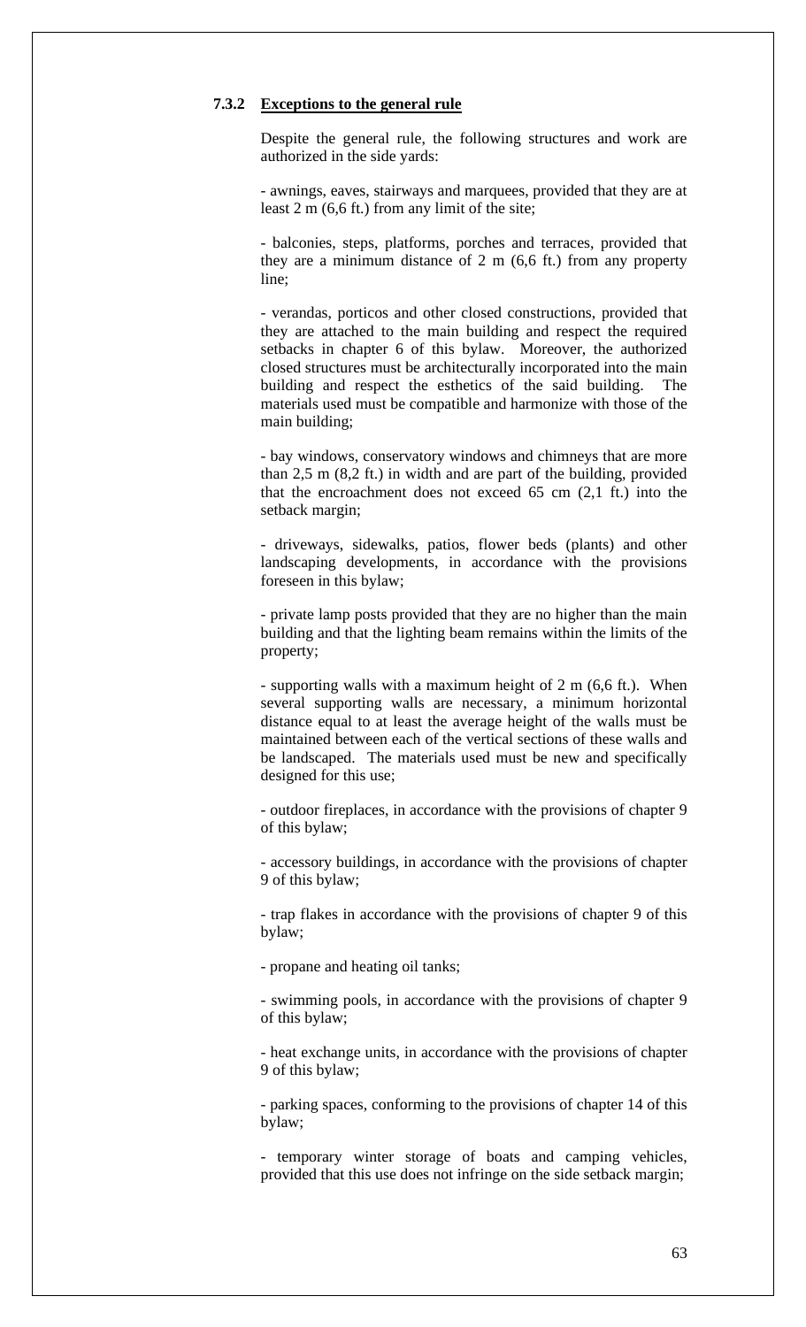### 7.3.2 Exceptions to the general rule

Despite the general rule, the following structures and work are authorized in the side yards:

- awnings, eaves, stairways and marquees, provided that they are at least 2 m (6,6 ft.) from any limit of the site;

- balconies, steps, platforms, porches and terraces, provided that they are a minimum distance of 2 m (6,6 ft.) from any property line;

- verandas, porticos and other closed constructions, provided that they are attached to the main building and respect the required setbacks in chapter 6 of this bylaw. Moreover, the authorized closed structures must be architecturally incorporated into the main building and respect the esthetics of the said building. The materials used must be compatible and harmonize with those of the main building;

- bay windows, conservatory windows and chimneys that are more than 2,5 m (8,2 ft.) in width and are part of the building, provided that the encroachment does not exceed 65 cm (2,1 ft.) into the setback margin;

- driveways, sidewalks, patios, flower beds (plants) and other landscaping developments, in accordance with the provisions foreseen in this bylaw;

- private lamp posts provided that they are no higher than the main building and that the lighting beam remains within the limits of the property;

- supporting walls with a maximum height of 2 m (6,6 ft.). When several supporting walls are necessary, a minimum horizontal distance equal to at least the average height of the walls must be maintained between each of the vertical sections of these walls and be landscaped. The materials used must be new and specifically designed for this use;

- outdoor fireplaces, in accordance with the provisions of chapter 9 of this bylaw;

- accessory buildings, in accordance with the provisions of chapter 9 of this bylaw;

- trap flakes in accordance with the provisions of chapter 9 of this bylaw;

- propane and heating oil tanks;

- swimming pools, in accordance with the provisions of chapter 9 of this bylaw;

- heat exchange units, in accordance with the provisions of chapter 9 of this bylaw;

- parking spaces, conforming to the provisions of chapter 14 of this bylaw;

- temporary winter storage of boats and camping vehicles, provided that this use does not infringe on the side setback margin;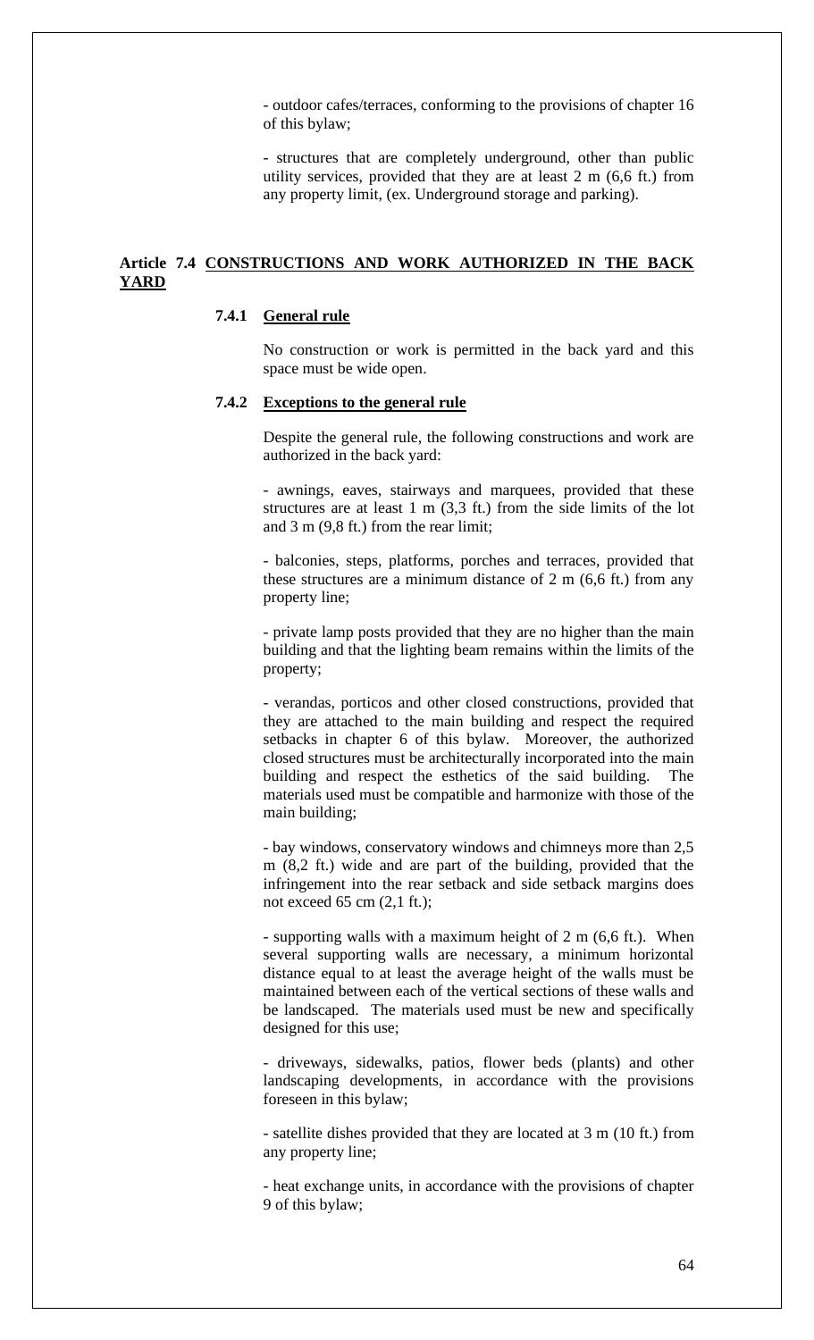- outdoor cafes/terraces, conforming to the provisions of chapter 16 of this bylaw;

- structures that are completely underground, other than public utility services, provided that they are at least 2 m (6,6 ft.) from any property limit, (ex. Underground storage and parking).

## Article 7.4 CONSTRUCTIONS AND WORK AUTHORIZED IN THE BACK YARD

### 7.4.1 General rule

No construction or work is permitted in the back yard and this space must be wide open.

### 7.4.2 Exceptions to the general rule

Despite the general rule, the following constructions and work are authorized in the back yard:

- awnings, eaves, stairways and marquees, provided that these structures are at least 1 m (3,3 ft.) from the side limits of the lot and 3 m (9,8 ft.) from the rear limit;

- balconies, steps, platforms, porches and terraces, provided that these structures are a minimum distance of 2 m (6,6 ft.) from any property line;

- private lamp posts provided that they are no higher than the main building and that the lighting beam remains within the limits of the property;

- verandas, porticos and other closed constructions, provided that they are attached to the main building and respect the required setbacks in chapter 6 of this bylaw. Moreover, the authorized closed structures must be architecturally incorporated into the main building and respect the esthetics of the said building. The materials used must be compatible and harmonize with those of the main building;

- bay windows, conservatory windows and chimneys more than 2,5 m (8,2 ft.) wide and are part of the building, provided that the infringement into the rear setback and side setback margins does not exceed 65 cm (2,1 ft.);

- supporting walls with a maximum height of 2 m (6,6 ft.). When several supporting walls are necessary, a minimum horizontal distance equal to at least the average height of the walls must be maintained between each of the vertical sections of these walls and be landscaped. The materials used must be new and specifically designed for this use;

- driveways, sidewalks, patios, flower beds (plants) and other landscaping developments, in accordance with the provisions foreseen in this bylaw;

- satellite dishes provided that they are located at 3 m (10 ft.) from any property line;

- heat exchange units, in accordance with the provisions of chapter 9 of this bylaw;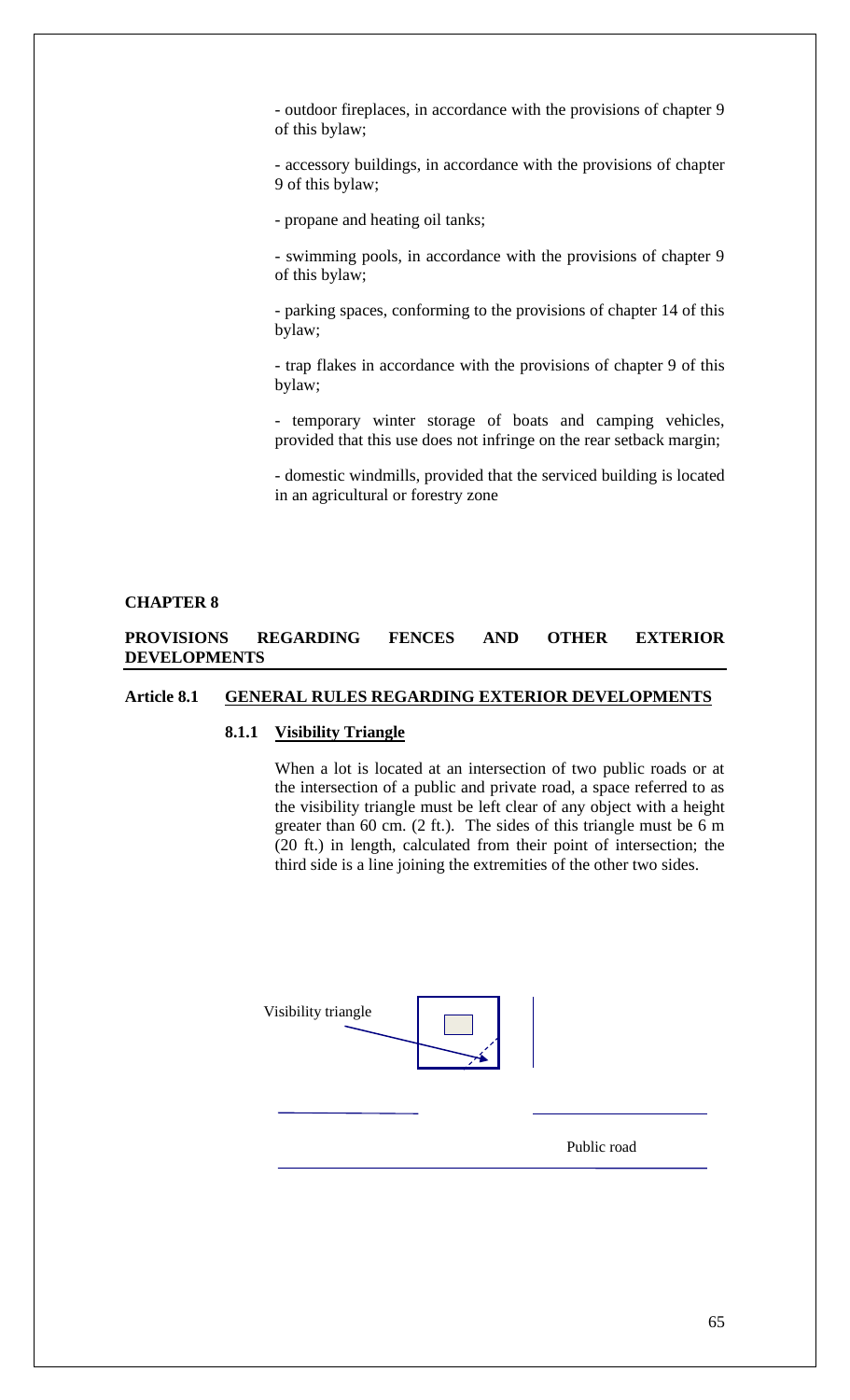- outdoor fireplaces, in accordance with the provisions of chapter 9 of this bylaw;

- accessory buildings, in accordance with the provisions of chapter 9 of this bylaw;

- propane and heating oil tanks;

- swimming pools, in accordance with the provisions of chapter 9 of this bylaw;

- parking spaces, conforming to the provisions of chapter 14 of this bylaw;

- trap flakes in accordance with the provisions of chapter 9 of this bylaw;

- temporary winter storage of boats and camping vehicles, provided that this use does not infringe on the rear setback margin;

- domestic windmills, provided that the serviced building is located in an agricultural or forestry zone

## CHAPTER 8

## PROVISIONS REGARDING FENCES AND OTHER EXTERIOR DEVELOPMENTS

### Article 8.1 GENERAL RULES REGARDING EXTERIOR DEVELOPMENTS

#### 8.1.1 Visibility Triangle

When a lot is located at an intersection of two public roads or at the intersection of a public and private road, a space referred to as the visibility triangle must be left clear of any object with a height greater than 60 cm. (2 ft.). The sides of this triangle must be 6 m (20 ft.) in length, calculated from their point of intersection; the third side is a line joining the extremities of the other two sides.

Visibility triangle

Public road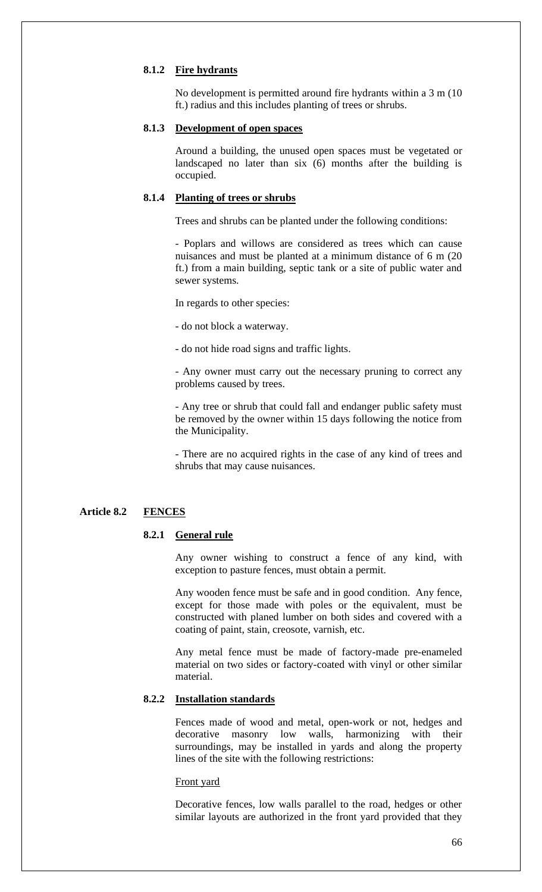#### 8.1.2 Fire hydrants

No development is permitted around fire hydrants within a 3 m (10 ft.) radius and this includes planting of trees or shrubs.

#### 8.1.3 Development of open spaces

Around a building, the unused open spaces must be vegetated or landscaped no later than six (6) months after the building is occupied.

#### 8.1.4 Planting of trees or shrubs

Trees and shrubs can be planted under the following conditions:

- Poplars and willows are considered as trees which can cause nuisances and must be planted at a minimum distance of 6 m (20 ft.) from a main building, septic tank or a site of public water and sewer systems.

In regards to other species:

- do not block a waterway.

- do not hide road signs and traffic lights.

- Any owner must carry out the necessary pruning to correct any problems caused by trees.

- Any tree or shrub that could fall and endanger public safety must be removed by the owner within 15 days following the notice from the Municipality.

- There are no acquired rights in the case of any kind of trees and shrubs that may cause nuisances.

### Article 8.2 FENCES

#### 8.2.1 General rule

Any owner wishing to construct a fence of any kind, with exception to pasture fences, must obtain a permit.

Any wooden fence must be safe and in good condition. Any fence, except for those made with poles or the equivalent, must be constructed with planed lumber on both sides and covered with a coating of paint, stain, creosote, varnish, etc.

Any metal fence must be made of factory-made pre-enameled material on two sides or factory-coated with vinyl or other similar material.

#### 8.2.2 Installation standards

Fences made of wood and metal, open-work or not, hedges and decorative masonry low walls, harmonizing with their surroundings, may be installed in yards and along the property lines of the site with the following restrictions:

Front yard

Decorative fences, low walls parallel to the road, hedges or other similar layouts are authorized in the front yard provided that they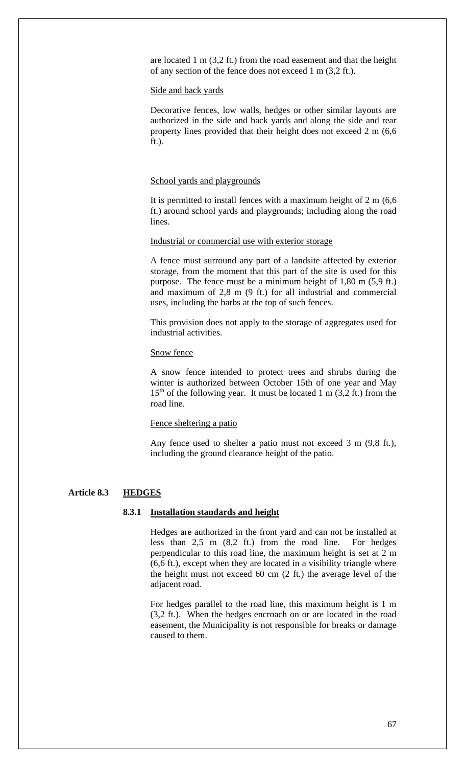are located 1 m (3,2 ft.) from the road easement and that the height of any section of the fence does not exceed 1 m (3,2 ft.).

Side and back yards

Decorative fences, low walls, hedges or other similar layouts are authorized in the side and back yards and along the side and rear property lines provided that their height does not exceed 2 m (6,6 ft.).

School yards and playgrounds

It is permitted to install fences with a maximum height of 2 m (6,6 ft.) around school yards and playgrounds; including along the road lines.

Industrial or commercial use with exterior storage

A fence must surround any part of a landsite affected by exterior storage, from the moment that this part of the site is used for this purpose. The fence must be a minimum height of 1,80 m (5,9 ft.) and maximum of 2,8 m (9 ft.) for all industrial and commercial uses, including the barbs at the top of such fences.

This provision does not apply to the storage of aggregates used for industrial activities.

Snow fence

A snow fence intended to protect trees and shrubs during the winter is authorized between October 15th of one year and May 15th of the following year. It must be located 1 m (3,2 ft.) from the road line.

Fence sheltering a patio

Any fence used to shelter a patio must not exceed 3 m (9,8 ft.), including the ground clearance height of the patio.

## Article 8.3 HEDGES

### 8.3.1 Installation standards and height

Hedges are authorized in the front yard and can not be installed at less than 2,5 m (8,2 ft.) from the road line. For hedges perpendicular to this road line, the maximum height is set at 2 m (6,6 ft.), except when they are located in a visibility triangle where the height must not exceed 60 cm (2 ft.) the average level of the adjacent road.

For hedges parallel to the road line, this maximum height is 1 m (3,2 ft.). When the hedges encroach on or are located in the road easement, the Municipality is not responsible for breaks or damage caused to them.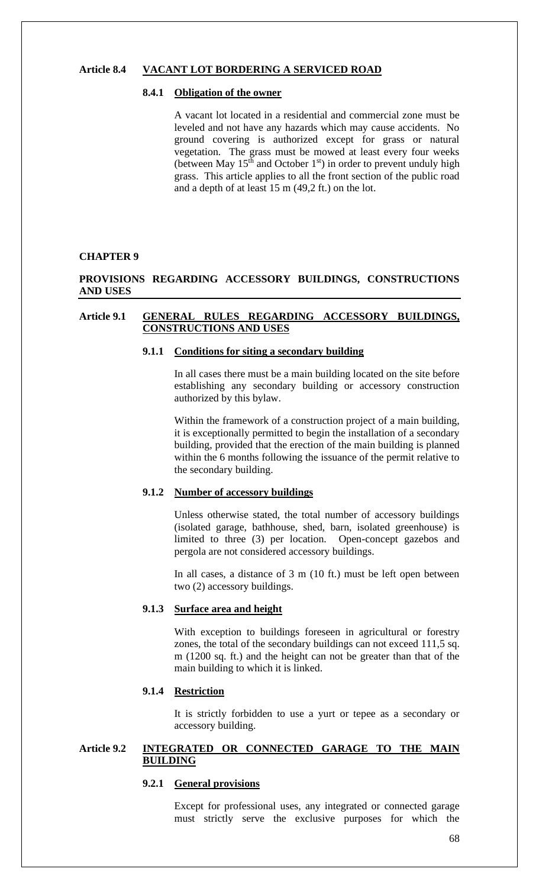### Article 8.4 VACANT LOT BORDERING A SERVICED ROAD

#### 8.4.1 Obligation of the owner

A vacant lot located in a residential and commercial zone must be leveled and not have any hazards which may cause accidents. No ground covering is authorized except for grass or natural vegetation. The grass must be mowed at least every four weeks (between May 15th and October 1st) in order to prevent unduly high grass. This article applies to all the front section of the public road and a depth of at least 15 m (49,2 ft.) on the lot.

# CHAPTER 9

## PROVISIONS REGARDING ACCESSORY BUILDINGS, CONSTRUCTIONS AND USES

### Article 9.1 GENERAL RULES REGARDING ACCESSORY BUILDINGS, CONSTRUCTIONS AND USES

#### 9.1.1 Conditions for siting a secondary building

In all cases there must be a main building located on the site before establishing any secondary building or accessory construction authorized by this bylaw.

Within the framework of a construction project of a main building, it is exceptionally permitted to begin the installation of a secondary building, provided that the erection of the main building is planned within the 6 months following the issuance of the permit relative to the secondary building.

#### 9.1.2 Number of accessory buildings

Unless otherwise stated, the total number of accessory buildings (isolated garage, bathhouse, shed, barn, isolated greenhouse) is limited to three (3) per location. Open-concept gazebos and pergola are not considered accessory buildings.

In all cases, a distance of 3 m (10 ft.) must be left open between two (2) accessory buildings.

#### 9.1.3 Surface area and height

With exception to buildings foreseen in agricultural or forestry zones, the total of the secondary buildings can not exceed 111,5 sq. m (1200 sq. ft.) and the height can not be greater than that of the main building to which it is linked.

#### 9.1.4 Restriction

It is strictly forbidden to use a yurt or tepee as a secondary or accessory building.

### Article 9.2 INTEGRATED OR CONNECTED GARAGE TO THE MAIN BUILDING

#### 9.2.1 General provisions

Except for professional uses, any integrated or connected garage must strictly serve the exclusive purposes for which the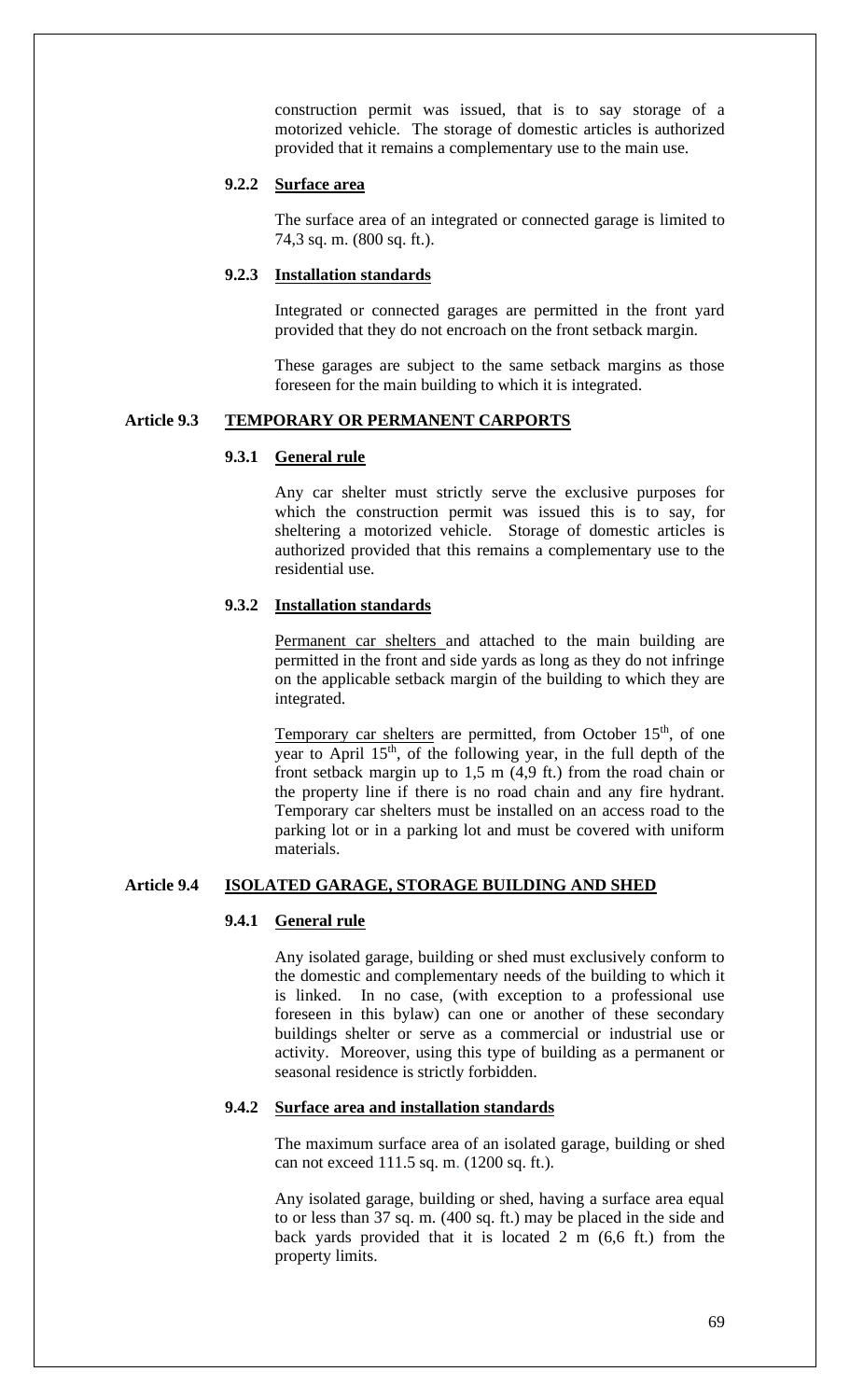construction permit was issued, that is to say storage of a motorized vehicle. The storage of domestic articles is authorized provided that it remains a complementary use to the main use.

#### 9.2.2 Surface area

The surface area of an integrated or connected garage is limited to 74,3 sq. m. (800 sq. ft.).

#### 9.2.3 Installation standards

Integrated or connected garages are permitted in the front yard provided that they do not encroach on the front setback margin.

These garages are subject to the same setback margins as those foreseen for the main building to which it is integrated.

### Article 9.3 TEMPORARY OR PERMANENT CARPORTS

#### 9.3.1 General rule

Any car shelter must strictly serve the exclusive purposes for which the construction permit was issued this is to say, for sheltering a motorized vehicle. Storage of domestic articles is authorized provided that this remains a complementary use to the residential use.

#### 9.3.2 Installation standards

Permanent car shelters and attached to the main building are permitted in the front and side yards as long as they do not infringe on the applicable setback margin of the building to which they are integrated.

Temporary car shelters are permitted, from October 15th, of one year to April 15th, of the following year, in the full depth of the front setback margin up to 1,5 m (4,9 ft.) from the road chain or the property line if there is no road chain and any fire hydrant. Temporary car shelters must be installed on an access road to the parking lot or in a parking lot and must be covered with uniform materials.

### Article 9.4 ISOLATED GARAGE, STORAGE BUILDING AND SHED

#### 9.4.1 General rule

Any isolated garage, building or shed must exclusively conform to the domestic and complementary needs of the building to which it is linked. In no case, (with exception to a professional use foreseen in this bylaw) can one or another of these secondary buildings shelter or serve as a commercial or industrial use or activity. Moreover, using this type of building as a permanent or seasonal residence is strictly forbidden.

#### 9.4.2 Surface area and installation standards

The maximum surface area of an isolated garage, building or shed can not exceed 111.5 sq. m. (1200 sq. ft.).

Any isolated garage, building or shed, having a surface area equal to or less than 37 sq. m. (400 sq. ft.) may be placed in the side and back yards provided that it is located 2 m (6,6 ft.) from the property limits.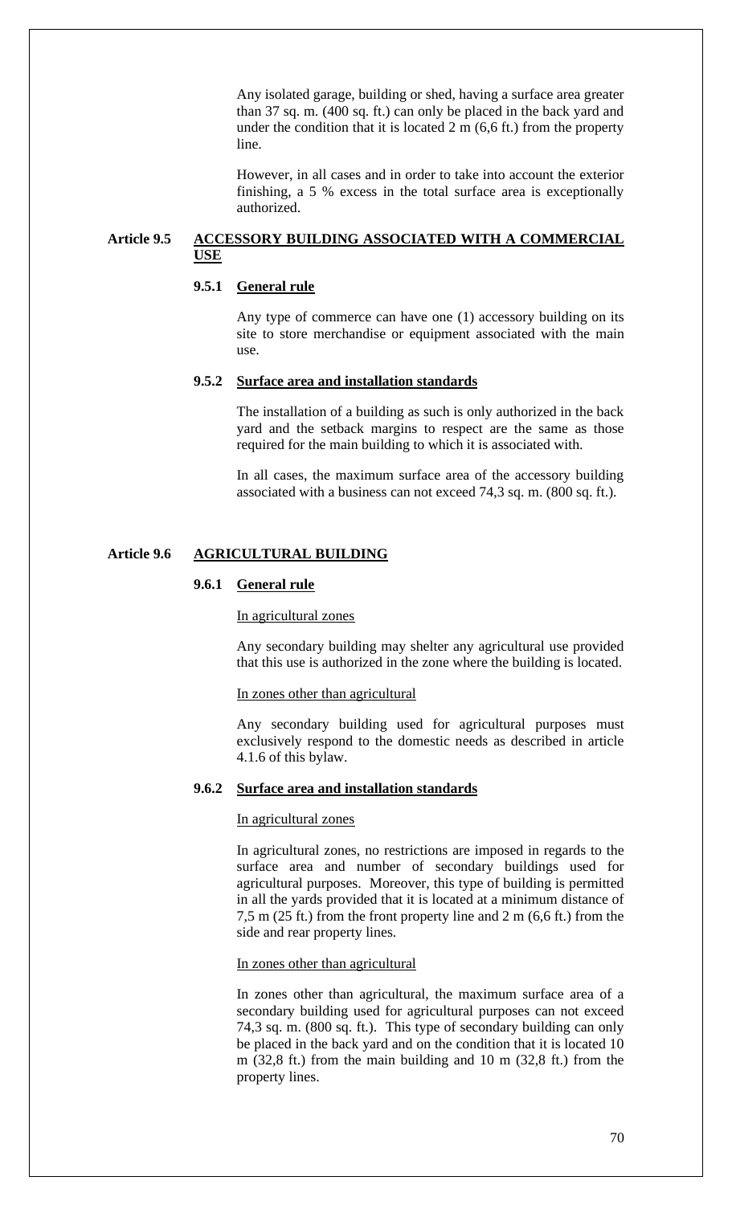Any isolated garage, building or shed, having a surface area greater than 37 sq. m. (400 sq. ft.) can only be placed in the back yard and under the condition that it is located 2 m (6,6 ft.) from the property line.

However, in all cases and in order to take into account the exterior finishing, a 5 % excess in the total surface area is exceptionally authorized.

## Article 9.5 ACCESSORY BUILDING ASSOCIATED WITH A COMMERCIAL USE

### 9.5.1 General rule

Any type of commerce can have one (1) accessory building on its site to store merchandise or equipment associated with the main use.

### 9.5.2 Surface area and installation standards

The installation of a building as such is only authorized in the back yard and the setback margins to respect are the same as those required for the main building to which it is associated with.

In all cases, the maximum surface area of the accessory building associated with a business can not exceed 74,3 sq. m. (800 sq. ft.).

## Article 9.6 AGRICULTURAL BUILDING

### 9.6.1 General rule

In agricultural zones

Any secondary building may shelter any agricultural use provided that this use is authorized in the zone where the building is located.

In zones other than agricultural

Any secondary building used for agricultural purposes must exclusively respond to the domestic needs as described in article 4.1.6 of this bylaw.

### 9.6.2 Surface area and installation standards

In agricultural zones

In agricultural zones, no restrictions are imposed in regards to the surface area and number of secondary buildings used for agricultural purposes. Moreover, this type of building is permitted in all the yards provided that it is located at a minimum distance of 7,5 m (25 ft.) from the front property line and 2 m (6,6 ft.) from the side and rear property lines.

In zones other than agricultural

In zones other than agricultural, the maximum surface area of a secondary building used for agricultural purposes can not exceed 74,3 sq. m. (800 sq. ft.). This type of secondary building can only be placed in the back yard and on the condition that it is located 10 m (32,8 ft.) from the main building and 10 m (32,8 ft.) from the property lines.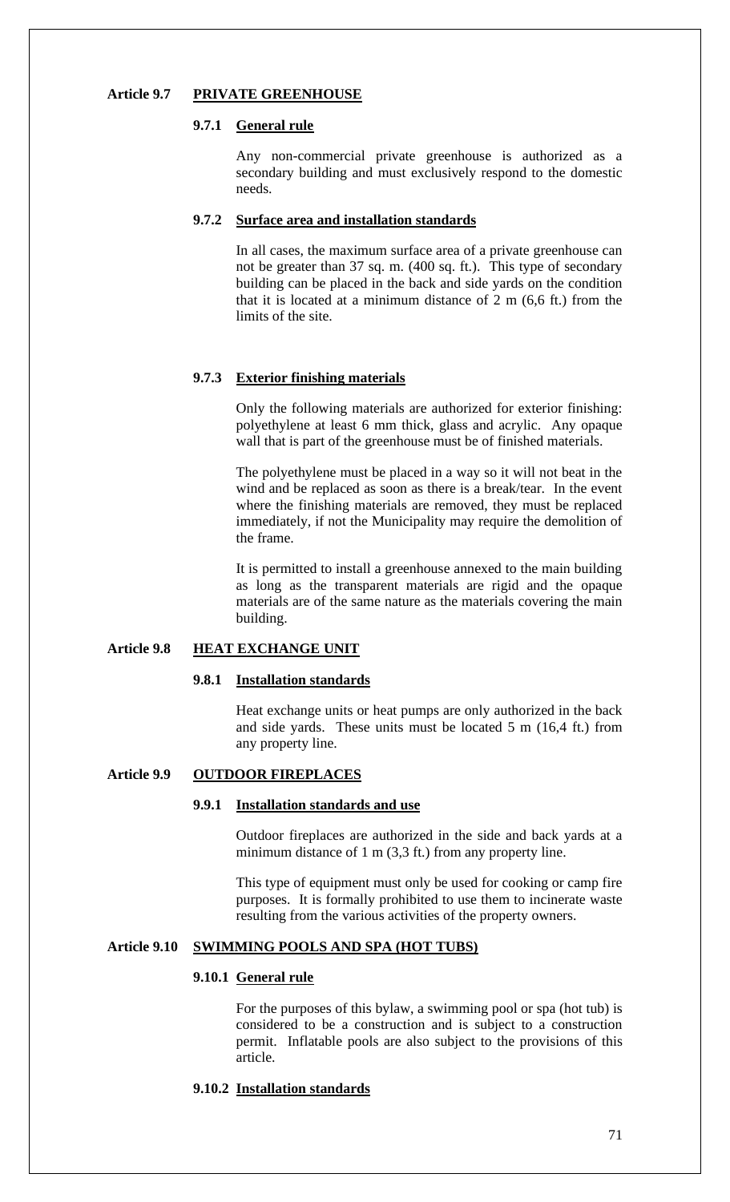## Article 9.7 PRIVATE GREENHOUSE

### 9.7.1 General rule

Any non-commercial private greenhouse is authorized as a secondary building and must exclusively respond to the domestic needs.

### 9.7.2 Surface area and installation standards

In all cases, the maximum surface area of a private greenhouse can not be greater than 37 sq. m. (400 sq. ft.). This type of secondary building can be placed in the back and side yards on the condition that it is located at a minimum distance of 2 m (6,6 ft.) from the limits of the site.

### 9.7.3 Exterior finishing materials

Only the following materials are authorized for exterior finishing: polyethylene at least 6 mm thick, glass and acrylic. Any opaque wall that is part of the greenhouse must be of finished materials.

The polyethylene must be placed in a way so it will not beat in the wind and be replaced as soon as there is a break/tear. In the event where the finishing materials are removed, they must be replaced immediately, if not the Municipality may require the demolition of the frame.

It is permitted to install a greenhouse annexed to the main building as long as the transparent materials are rigid and the opaque materials are of the same nature as the materials covering the main building.

## Article 9.8 HEAT EXCHANGE UNIT

### 9.8.1 Installation standards

Heat exchange units or heat pumps are only authorized in the back and side yards. These units must be located 5 m (16,4 ft.) from any property line.

## Article 9.9 OUTDOOR FIREPLACES

### 9.9.1 Installation standards and use

Outdoor fireplaces are authorized in the side and back yards at a minimum distance of 1 m (3,3 ft.) from any property line.

This type of equipment must only be used for cooking or camp fire purposes. It is formally prohibited to use them to incinerate waste resulting from the various activities of the property owners.

## Article 9.10 SWIMMING POOLS AND SPA (HOT TUBS)

### 9.10.1 General rule

For the purposes of this bylaw, a swimming pool or spa (hot tub) is considered to be a construction and is subject to a construction permit. Inflatable pools are also subject to the provisions of this article.

### 9.10.2 Installation standards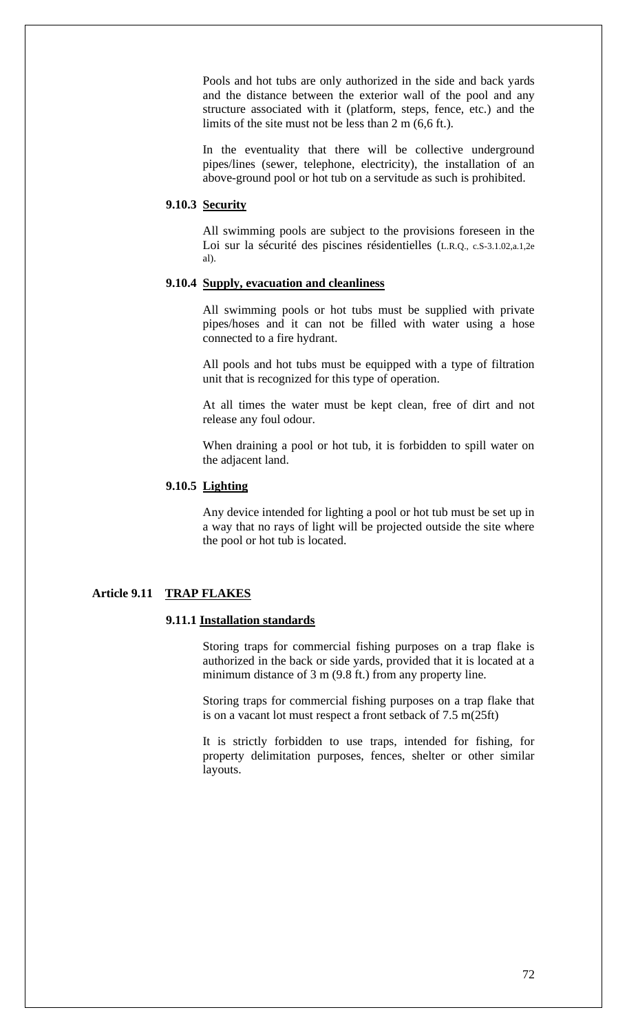Pools and hot tubs are only authorized in the side and back yards and the distance between the exterior wall of the pool and any structure associated with it (platform, steps, fence, etc.) and the limits of the site must not be less than 2 m (6,6 ft.).

In the eventuality that there will be collective underground pipes/lines (sewer, telephone, electricity), the installation of an above-ground pool or hot tub on a servitude as such is prohibited.

#### 9.10.3 Security

All swimming pools are subject to the provisions foreseen in the Loi sur la sécurité des piscines résidentielles (L.R.Q., c.S-3.1.02,a.1,2e al).

#### 9.10.4 Supply, evacuation and cleanliness

All swimming pools or hot tubs must be supplied with private pipes/hoses and it can not be filled with water using a hose connected to a fire hydrant.

All pools and hot tubs must be equipped with a type of filtration unit that is recognized for this type of operation.

At all times the water must be kept clean, free of dirt and not release any foul odour.

When draining a pool or hot tub, it is forbidden to spill water on the adjacent land.

#### 9.10.5 Lighting

Any device intended for lighting a pool or hot tub must be set up in a way that no rays of light will be projected outside the site where the pool or hot tub is located.

### Article 9.11 TRAP FLAKES

#### 9.11.1 Installation standards

Storing traps for commercial fishing purposes on a trap flake is authorized in the back or side yards, provided that it is located at a minimum distance of 3 m (9.8 ft.) from any property line.

Storing traps for commercial fishing purposes on a trap flake that is on a vacant lot must respect a front setback of 7.5 m(25ft)

It is strictly forbidden to use traps, intended for fishing, for property delimitation purposes, fences, shelter or other similar layouts.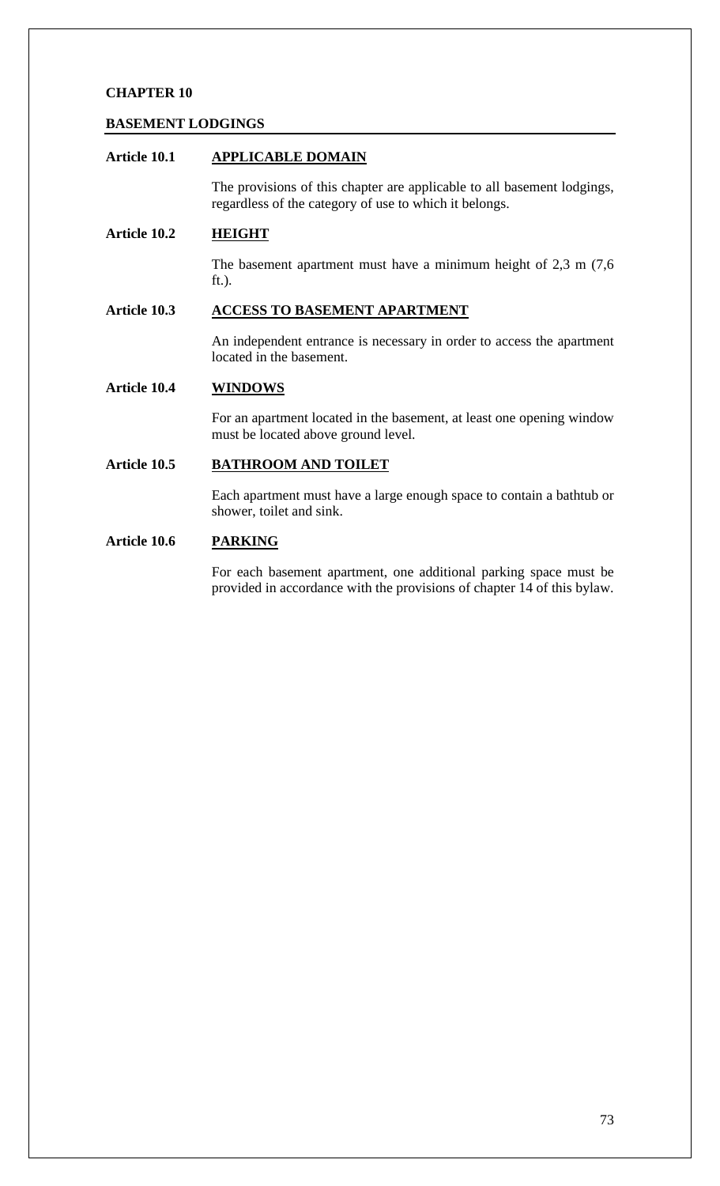# CHAPTER 10

## BASEMENT LODGINGS

### Article 10.1 APPLICABLE DOMAIN

The provisions of this chapter are applicable to all basement lodgings, regardless of the category of use to which it belongs.

### Article 10.2 HEIGHT

The basement apartment must have a minimum height of 2,3 m (7,6 ft.).

### Article 10.3 ACCESS TO BASEMENT APARTMENT

An independent entrance is necessary in order to access the apartment located in the basement.

### Article 10.4 WINDOWS

For an apartment located in the basement, at least one opening window must be located above ground level.

### Article 10.5 BATHROOM AND TOILET

Each apartment must have a large enough space to contain a bathtub or shower, toilet and sink.

### Article 10.6 PARKING

For each basement apartment, one additional parking space must be provided in accordance with the provisions of chapter 14 of this bylaw.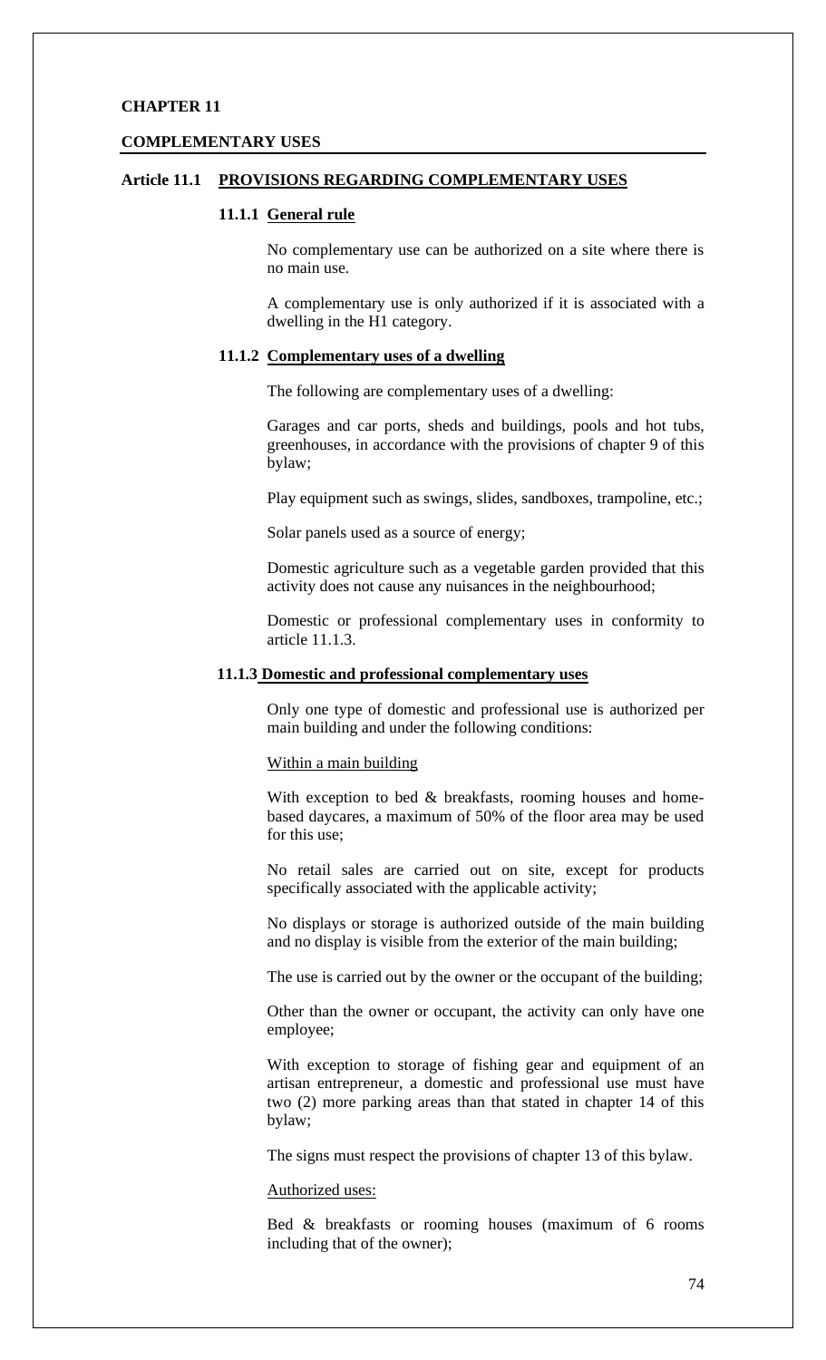# CHAPTER 11

## COMPLEMENTARY USES

### Article 11.1 PROVISIONS REGARDING COMPLEMENTARY USES

#### 11.1.1 General rule

No complementary use can be authorized on a site where there is no main use.

A complementary use is only authorized if it is associated with a dwelling in the H1 category.

#### 11.1.2 Complementary uses of a dwelling

The following are complementary uses of a dwelling:

Garages and car ports, sheds and buildings, pools and hot tubs, greenhouses, in accordance with the provisions of chapter 9 of this bylaw;

Play equipment such as swings, slides, sandboxes, trampoline, etc.;

Solar panels used as a source of energy;

Domestic agriculture such as a vegetable garden provided that this activity does not cause any nuisances in the neighbourhood;

Domestic or professional complementary uses in conformity to article 11.1.3.

#### 11.1.3 Domestic and professional complementary uses

Only one type of domestic and professional use is authorized per main building and under the following conditions:

Within a main building

With exception to bed & breakfasts, rooming houses and home-based daycares, a maximum of 50% of the floor area may be used for this use;

No retail sales are carried out on site, except for products specifically associated with the applicable activity;

No displays or storage is authorized outside of the main building and no display is visible from the exterior of the main building;

The use is carried out by the owner or the occupant of the building;

Other than the owner or occupant, the activity can only have one employee;

With exception to storage of fishing gear and equipment of an artisan entrepreneur, a domestic and professional use must have two (2) more parking areas than that stated in chapter 14 of this bylaw;

The signs must respect the provisions of chapter 13 of this bylaw.

Authorized uses:

Bed & breakfasts or rooming houses (maximum of 6 rooms including that of the owner);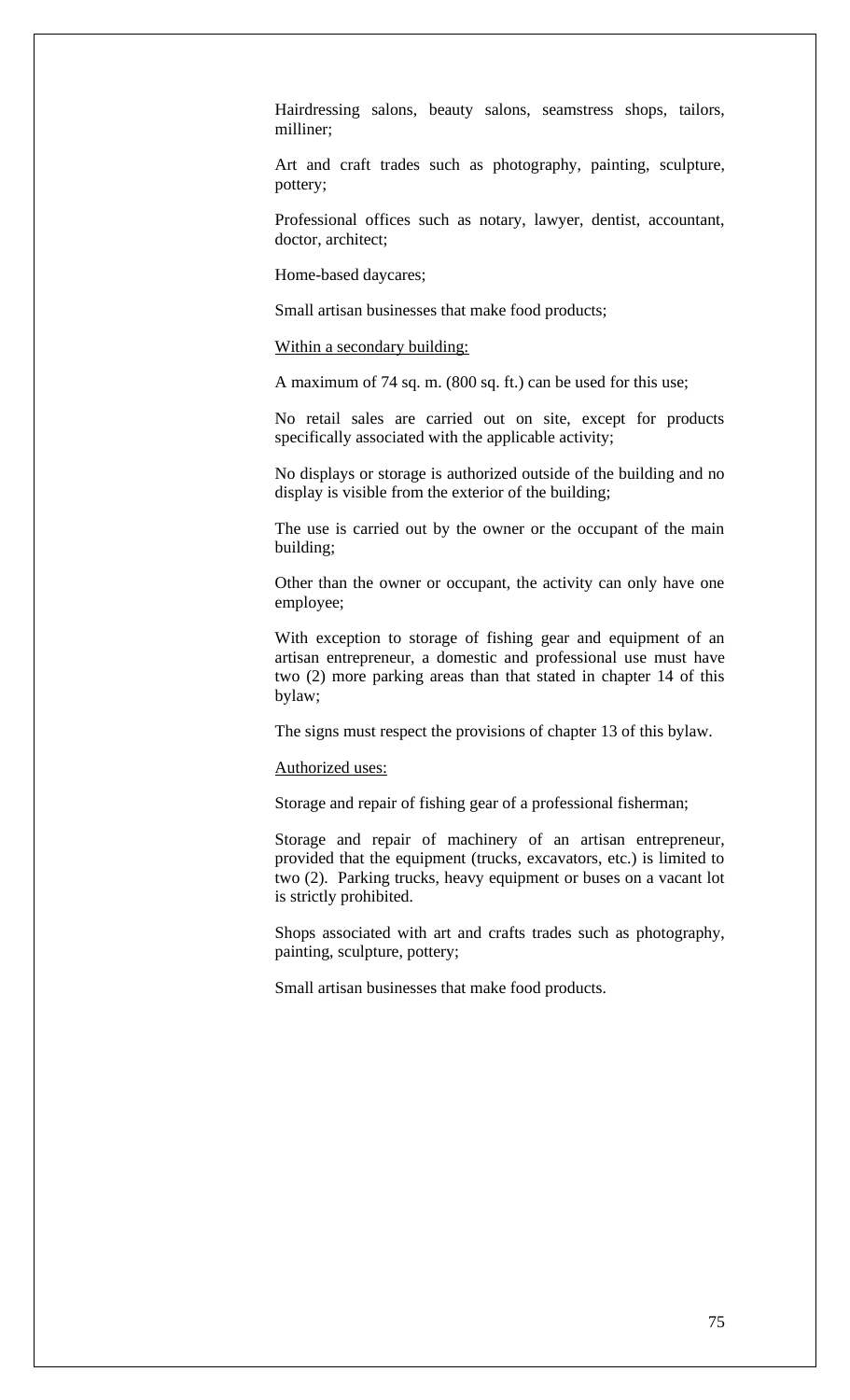Hairdressing salons, beauty salons, seamstress shops, tailors, milliner;

Art and craft trades such as photography, painting, sculpture, pottery;

Professional offices such as notary, lawyer, dentist, accountant, doctor, architect;

Home-based daycares;

Small artisan businesses that make food products;

<u>Within a secondary building:</u>

A maximum of 74 sq. m. (800 sq. ft.) can be used for this use;

No retail sales are carried out on site, except for products specifically associated with the applicable activity;

No displays or storage is authorized outside of the building and no display is visible from the exterior of the building;

The use is carried out by the owner or the occupant of the main building;

Other than the owner or occupant, the activity can only have one employee;

With exception to storage of fishing gear and equipment of an artisan entrepreneur, a domestic and professional use must have two (2) more parking areas than that stated in chapter 14 of this bylaw;

The signs must respect the provisions of chapter 13 of this bylaw.

<u>Authorized uses:</u>

Storage and repair of fishing gear of a professional fisherman;

Storage and repair of machinery of an artisan entrepreneur, provided that the equipment (trucks, excavators, etc.) is limited to two (2). Parking trucks, heavy equipment or buses on a vacant lot is strictly prohibited.

Shops associated with art and crafts trades such as photography, painting, sculpture, pottery;

Small artisan businesses that make food products.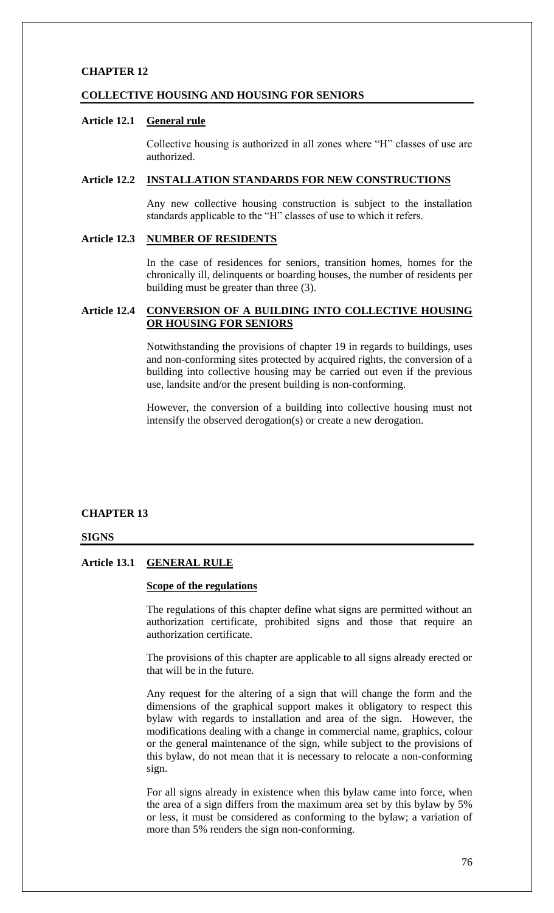## CHAPTER 12

## COLLECTIVE HOUSING AND HOUSING FOR SENIORS

### Article 12.1 General rule

Collective housing is authorized in all zones where "H" classes of use are authorized.

### Article 12.2 INSTALLATION STANDARDS FOR NEW CONSTRUCTIONS

Any new collective housing construction is subject to the installation standards applicable to the "H" classes of use to which it refers.

### Article 12.3 NUMBER OF RESIDENTS

In the case of residences for seniors, transition homes, homes for the chronically ill, delinquents or boarding houses, the number of residents per building must be greater than three (3).

### Article 12.4 CONVERSION OF A BUILDING INTO COLLECTIVE HOUSING OR HOUSING FOR SENIORS

Notwithstanding the provisions of chapter 19 in regards to buildings, uses and non-conforming sites protected by acquired rights, the conversion of a building into collective housing may be carried out even if the previous use, landsite and/or the present building is non-conforming.

However, the conversion of a building into collective housing must not intensify the observed derogation(s) or create a new derogation.

## CHAPTER 13

## SIGNS

### Article 13.1 GENERAL RULE

**Scope of the regulations**

The regulations of this chapter define what signs are permitted without an authorization certificate, prohibited signs and those that require an authorization certificate.

The provisions of this chapter are applicable to all signs already erected or that will be in the future.

Any request for the altering of a sign that will change the form and the dimensions of the graphical support makes it obligatory to respect this bylaw with regards to installation and area of the sign. However, the modifications dealing with a change in commercial name, graphics, colour or the general maintenance of the sign, while subject to the provisions of this bylaw, do not mean that it is necessary to relocate a non-conforming sign.

For all signs already in existence when this bylaw came into force, when the area of a sign differs from the maximum area set by this bylaw by 5% or less, it must be considered as conforming to the bylaw; a variation of more than 5% renders the sign non-conforming.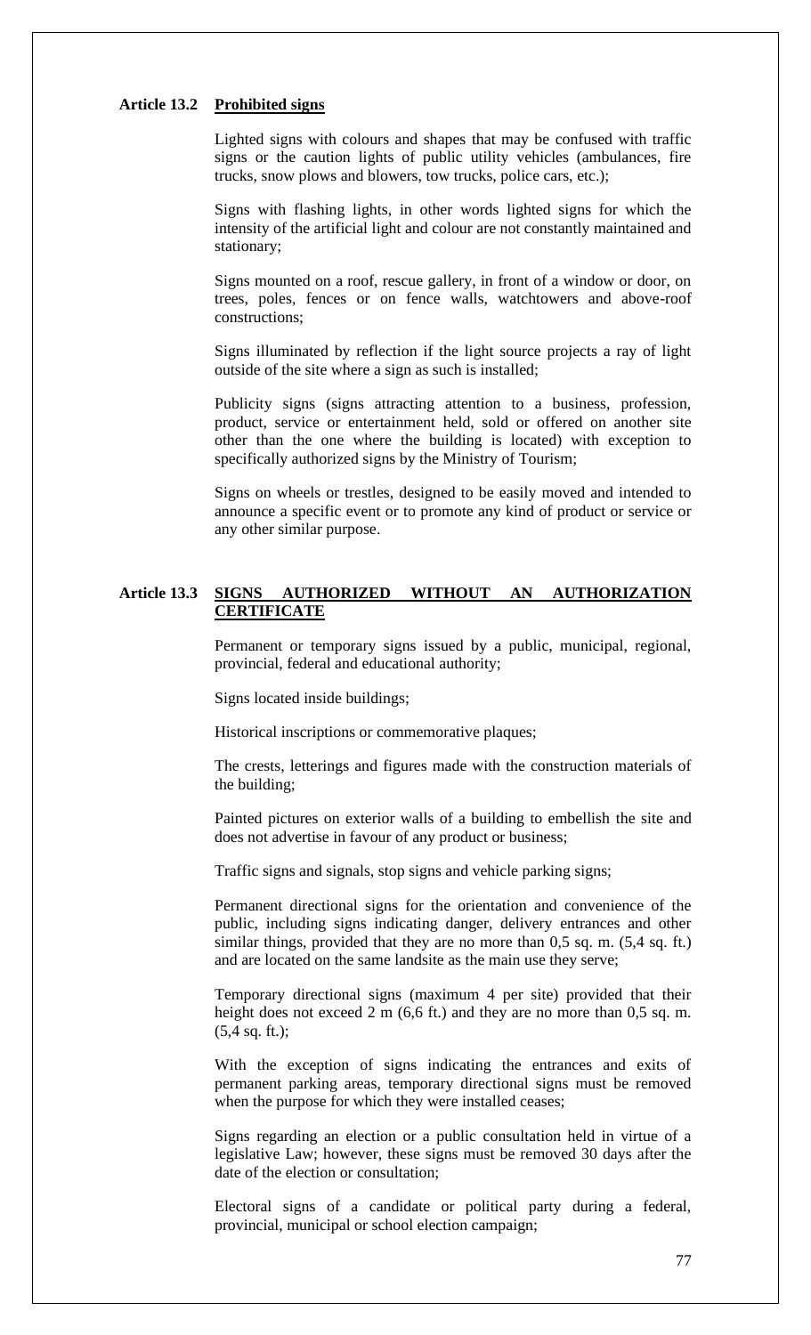### Article 13.2 Prohibited signs

Lighted signs with colours and shapes that may be confused with traffic signs or the caution lights of public utility vehicles (ambulances, fire trucks, snow plows and blowers, tow trucks, police cars, etc.);

Signs with flashing lights, in other words lighted signs for which the intensity of the artificial light and colour are not constantly maintained and stationary;

Signs mounted on a roof, rescue gallery, in front of a window or door, on trees, poles, fences or on fence walls, watchtowers and above-roof constructions;

Signs illuminated by reflection if the light source projects a ray of light outside of the site where a sign as such is installed;

Publicity signs (signs attracting attention to a business, profession, product, service or entertainment held, sold or offered on another site other than the one where the building is located) with exception to specifically authorized signs by the Ministry of Tourism;

Signs on wheels or trestles, designed to be easily moved and intended to announce a specific event or to promote any kind of product or service or any other similar purpose.

### Article 13.3 SIGNS AUTHORIZED WITHOUT AN AUTHORIZATION CERTIFICATE

Permanent or temporary signs issued by a public, municipal, regional, provincial, federal and educational authority;

Signs located inside buildings;

Historical inscriptions or commemorative plaques;

The crests, letterings and figures made with the construction materials of the building;

Painted pictures on exterior walls of a building to embellish the site and does not advertise in favour of any product or business;

Traffic signs and signals, stop signs and vehicle parking signs;

Permanent directional signs for the orientation and convenience of the public, including signs indicating danger, delivery entrances and other similar things, provided that they are no more than 0,5 sq. m. (5,4 sq. ft.) and are located on the same landsite as the main use they serve;

Temporary directional signs (maximum 4 per site) provided that their height does not exceed 2 m (6,6 ft.) and they are no more than 0,5 sq. m. (5,4 sq. ft.);

With the exception of signs indicating the entrances and exits of permanent parking areas, temporary directional signs must be removed when the purpose for which they were installed ceases;

Signs regarding an election or a public consultation held in virtue of a legislative Law; however, these signs must be removed 30 days after the date of the election or consultation;

Electoral signs of a candidate or political party during a federal, provincial, municipal or school election campaign;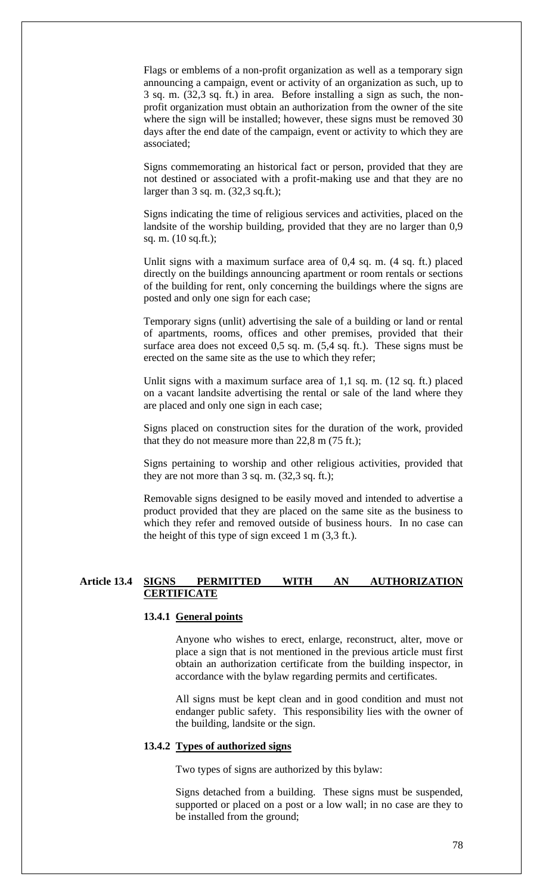Flags or emblems of a non-profit organization as well as a temporary sign announcing a campaign, event or activity of an organization as such, up to 3 sq. m. (32,3 sq. ft.) in area. Before installing a sign as such, the non-profit organization must obtain an authorization from the owner of the site where the sign will be installed; however, these signs must be removed 30 days after the end date of the campaign, event or activity to which they are associated;

Signs commemorating an historical fact or person, provided that they are not destined or associated with a profit-making use and that they are no larger than 3 sq. m. (32,3 sq.ft.);

Signs indicating the time of religious services and activities, placed on the landsite of the worship building, provided that they are no larger than 0,9 sq. m. (10 sq.ft.);

Unlit signs with a maximum surface area of 0,4 sq. m. (4 sq. ft.) placed directly on the buildings announcing apartment or room rentals or sections of the building for rent, only concerning the buildings where the signs are posted and only one sign for each case;

Temporary signs (unlit) advertising the sale of a building or land or rental of apartments, rooms, offices and other premises, provided that their surface area does not exceed 0,5 sq. m. (5,4 sq. ft.). These signs must be erected on the same site as the use to which they refer;

Unlit signs with a maximum surface area of 1,1 sq. m. (12 sq. ft.) placed on a vacant landsite advertising the rental or sale of the land where they are placed and only one sign in each case;

Signs placed on construction sites for the duration of the work, provided that they do not measure more than 22,8 m (75 ft.);

Signs pertaining to worship and other religious activities, provided that they are not more than 3 sq. m. (32,3 sq. ft.);

Removable signs designed to be easily moved and intended to advertise a product provided that they are placed on the same site as the business to which they refer and removed outside of business hours. In no case can the height of this type of sign exceed 1 m (3,3 ft.).

## Article 13.4 SIGNS PERMITTED WITH AN AUTHORIZATION CERTIFICATE

### 13.4.1 General points

Anyone who wishes to erect, enlarge, reconstruct, alter, move or place a sign that is not mentioned in the previous article must first obtain an authorization certificate from the building inspector, in accordance with the bylaw regarding permits and certificates.

All signs must be kept clean and in good condition and must not endanger public safety. This responsibility lies with the owner of the building, landsite or the sign.

### 13.4.2 Types of authorized signs

Two types of signs are authorized by this bylaw:

Signs detached from a building. These signs must be suspended, supported or placed on a post or a low wall; in no case are they to be installed from the ground;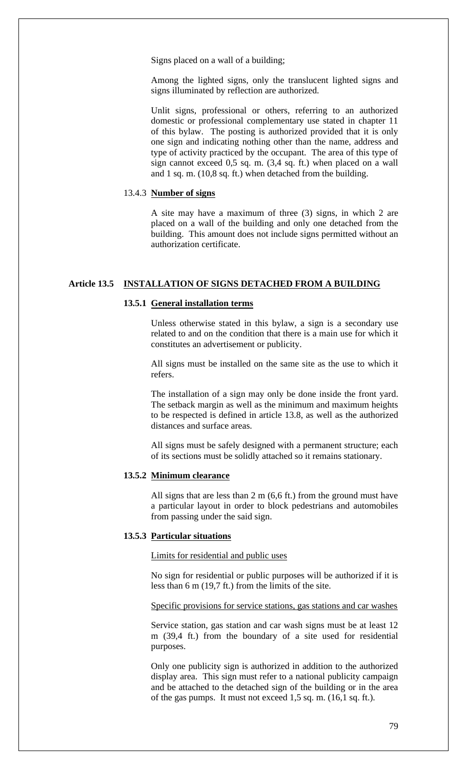Signs placed on a wall of a building;

Among the lighted signs, only the translucent lighted signs and signs illuminated by reflection are authorized.

Unlit signs, professional or others, referring to an authorized domestic or professional complementary use stated in chapter 11 of this bylaw. The posting is authorized provided that it is only one sign and indicating nothing other than the name, address and type of activity practiced by the occupant. The area of this type of sign cannot exceed 0,5 sq. m. (3,4 sq. ft.) when placed on a wall and 1 sq. m. (10,8 sq. ft.) when detached from the building.

#### 13.4.3 Number of signs

A site may have a maximum of three (3) signs, in which 2 are placed on a wall of the building and only one detached from the building. This amount does not include signs permitted without an authorization certificate.

## Article 13.5 INSTALLATION OF SIGNS DETACHED FROM A BUILDING

### 13.5.1 General installation terms

Unless otherwise stated in this bylaw, a sign is a secondary use related to and on the condition that there is a main use for which it constitutes an advertisement or publicity.

All signs must be installed on the same site as the use to which it refers.

The installation of a sign may only be done inside the front yard. The setback margin as well as the minimum and maximum heights to be respected is defined in article 13.8, as well as the authorized distances and surface areas.

All signs must be safely designed with a permanent structure; each of its sections must be solidly attached so it remains stationary.

### 13.5.2 Minimum clearance

All signs that are less than 2 m (6,6 ft.) from the ground must have a particular layout in order to block pedestrians and automobiles from passing under the said sign.

### 13.5.3 Particular situations

Limits for residential and public uses

No sign for residential or public purposes will be authorized if it is less than 6 m (19,7 ft.) from the limits of the site.

Specific provisions for service stations, gas stations and car washes

Service station, gas station and car wash signs must be at least 12 m (39,4 ft.) from the boundary of a site used for residential purposes.

Only one publicity sign is authorized in addition to the authorized display area. This sign must refer to a national publicity campaign and be attached to the detached sign of the building or in the area of the gas pumps. It must not exceed 1,5 sq. m. (16,1 sq. ft.).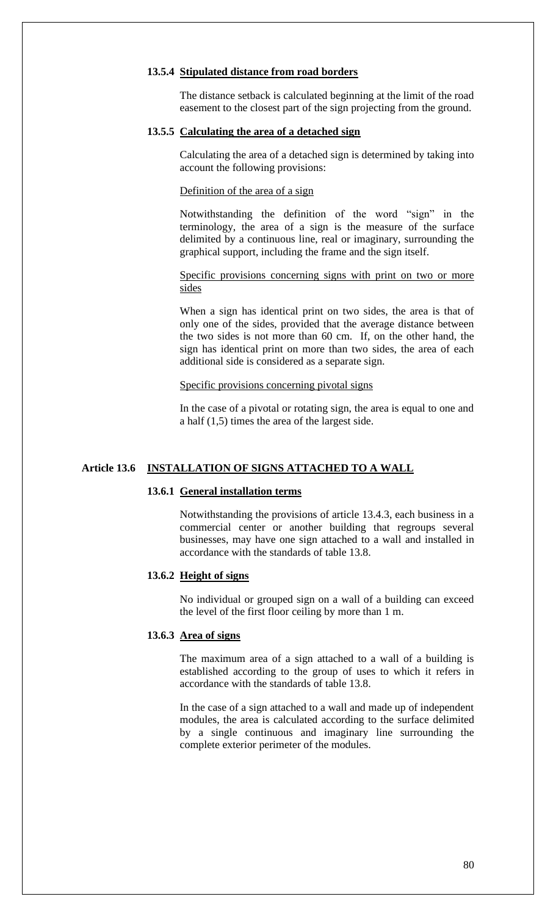#### 13.5.4 Stipulated distance from road borders

The distance setback is calculated beginning at the limit of the road easement to the closest part of the sign projecting from the ground.

#### 13.5.5 Calculating the area of a detached sign

Calculating the area of a detached sign is determined by taking into account the following provisions:

Definition of the area of a sign

Notwithstanding the definition of the word "sign" in the terminology, the area of a sign is the measure of the surface delimited by a continuous line, real or imaginary, surrounding the graphical support, including the frame and the sign itself.

Specific provisions concerning signs with print on two or more sides

When a sign has identical print on two sides, the area is that of only one of the sides, provided that the average distance between the two sides is not more than 60 cm. If, on the other hand, the sign has identical print on more than two sides, the area of each additional side is considered as a separate sign.

Specific provisions concerning pivotal signs

In the case of a pivotal or rotating sign, the area is equal to one and a half (1,5) times the area of the largest side.

### Article 13.6 INSTALLATION OF SIGNS ATTACHED TO A WALL

#### 13.6.1 General installation terms

Notwithstanding the provisions of article 13.4.3, each business in a commercial center or another building that regroups several businesses, may have one sign attached to a wall and installed in accordance with the standards of table 13.8.

#### 13.6.2 Height of signs

No individual or grouped sign on a wall of a building can exceed the level of the first floor ceiling by more than 1 m.

#### 13.6.3 Area of signs

The maximum area of a sign attached to a wall of a building is established according to the group of uses to which it refers in accordance with the standards of table 13.8.

In the case of a sign attached to a wall and made up of independent modules, the area is calculated according to the surface delimited by a single continuous and imaginary line surrounding the complete exterior perimeter of the modules.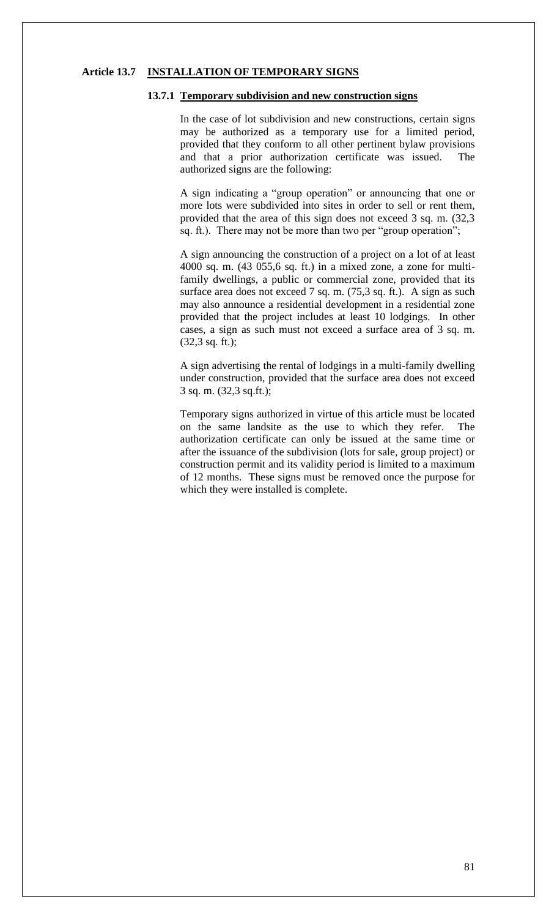## Article 13.7 INSTALLATION OF TEMPORARY SIGNS

### 13.7.1 Temporary subdivision and new construction signs

In the case of lot subdivision and new constructions, certain signs may be authorized as a temporary use for a limited period, provided that they conform to all other pertinent bylaw provisions and that a prior authorization certificate was issued. The authorized signs are the following:

A sign indicating a "group operation" or announcing that one or more lots were subdivided into sites in order to sell or rent them, provided that the area of this sign does not exceed 3 sq. m. (32,3 sq. ft.). There may not be more than two per "group operation";

A sign announcing the construction of a project on a lot of at least 4000 sq. m. (43 055,6 sq. ft.) in a mixed zone, a zone for multi-family dwellings, a public or commercial zone, provided that its surface area does not exceed 7 sq. m. (75,3 sq. ft.). A sign as such may also announce a residential development in a residential zone provided that the project includes at least 10 lodgings. In other cases, a sign as such must not exceed a surface area of 3 sq. m. (32,3 sq. ft.);

A sign advertising the rental of lodgings in a multi-family dwelling under construction, provided that the surface area does not exceed 3 sq. m. (32,3 sq.ft.);

Temporary signs authorized in virtue of this article must be located on the same landsite as the use to which they refer. The authorization certificate can only be issued at the same time or after the issuance of the subdivision (lots for sale, group project) or construction permit and its validity period is limited to a maximum of 12 months. These signs must be removed once the purpose for which they were installed is complete.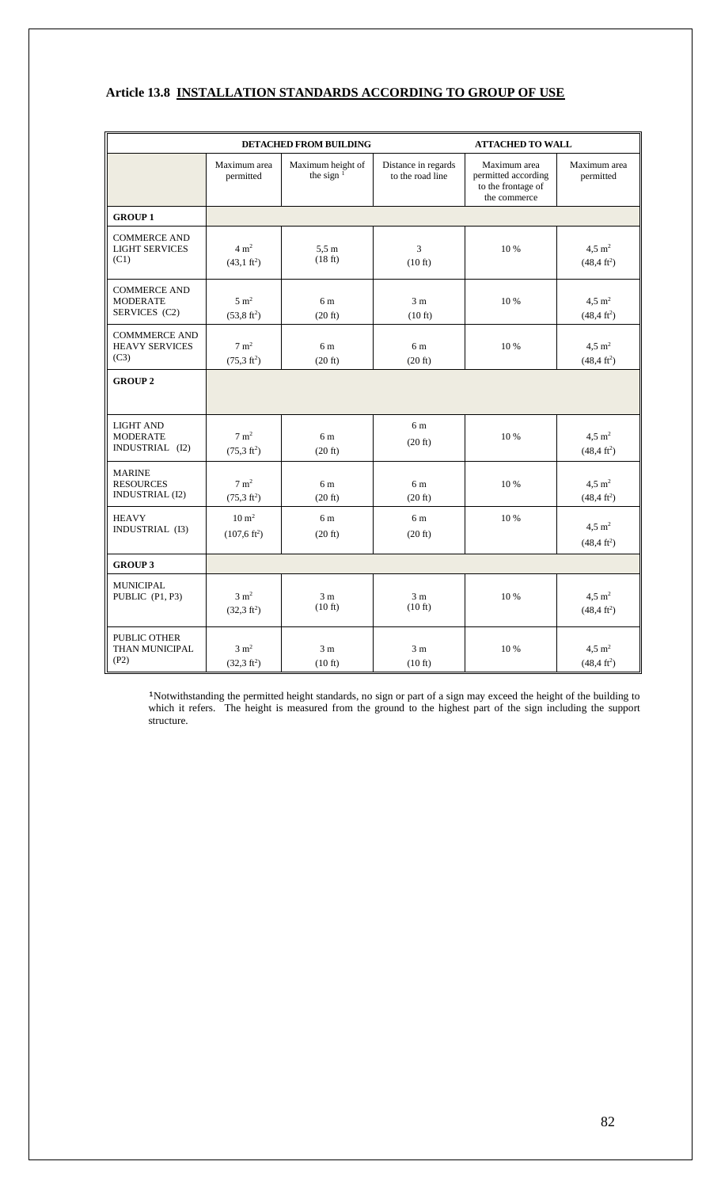## Article 13.8 INSTALLATION STANDARDS ACCORDING TO GROUP OF USE

| | DETACHED FROM BUILDING | | | ATTACHED TO WALL | |
|---|---|---|---|---|---|
| | Maximum area permitted | Maximum height of the sign [1] | Distance in regards to the road line | Maximum area permitted according to the frontage of the commerce | Maximum area permitted |
| **GROUP 1** | | | | | |
| COMMERCE AND LIGHT SERVICES (C1) | $4 \text{ m}^2$ ($43{,}1 \text{ ft}^2$) | 5,5 m (18 ft) | 3 (10 ft) | 10 % | $4{,}5 \text{ m}^2$ ($48{,}4 \text{ ft}^2$) |
| COMMERCE AND MODERATE SERVICES (C2) | $5 \text{ m}^2$ ($53{,}8 \text{ ft}^2$) | 6 m (20 ft) | 3 m (10 ft) | 10 % | $4{,}5 \text{ m}^2$ ($48{,}4 \text{ ft}^2$) |
| COMMMERCE AND HEAVY SERVICES (C3) | $7 \text{ m}^2$ ($75{,}3 \text{ ft}^2$) | 6 m (20 ft) | 6 m (20 ft) | 10 % | $4{,}5 \text{ m}^2$ ($48{,}4 \text{ ft}^2$) |
| **GROUP 2** | | | | | |
| LIGHT AND MODERATE INDUSTRIAL (I2) | $7 \text{ m}^2$ ($75{,}3 \text{ ft}^2$) | 6 m (20 ft) | 6 m (20 ft) | 10 % | $4{,}5 \text{ m}^2$ ($48{,}4 \text{ ft}^2$) |
| MARINE RESOURCES INDUSTRIAL (I2) | $7 \text{ m}^2$ ($75{,}3 \text{ ft}^2$) | 6 m (20 ft) | 6 m (20 ft) | 10 % | $4{,}5 \text{ m}^2$ ($48{,}4 \text{ ft}^2$) |
| HEAVY INDUSTRIAL (I3) | $10 \text{ m}^2$ ($107{,}6 \text{ ft}^2$) | 6 m (20 ft) | 6 m (20 ft) | 10 % | $4{,}5 \text{ m}^2$ ($48{,}4 \text{ ft}^2$) |
| **GROUP 3** | | | | | |
| MUNICIPAL PUBLIC (P1, P3) | $3 \text{ m}^2$ ($32{,}3 \text{ ft}^2$) | 3 m (10 ft) | 3 m (10 ft) | 10 % | $4{,}5 \text{ m}^2$ ($48{,}4 \text{ ft}^2$) |
| PUBLIC OTHER THAN MUNICIPAL (P2) | $3 \text{ m}^2$ ($32{,}3 \text{ ft}^2$) | 3 m (10 ft) | 3 m (10 ft) | 10 % | $4{,}5 \text{ m}^2$ ($48{,}4 \text{ ft}^2$) |

[1]Notwithstanding the permitted height standards, no sign or part of a sign may exceed the height of the building to which it refers. The height is measured from the ground to the highest part of the sign including the support structure.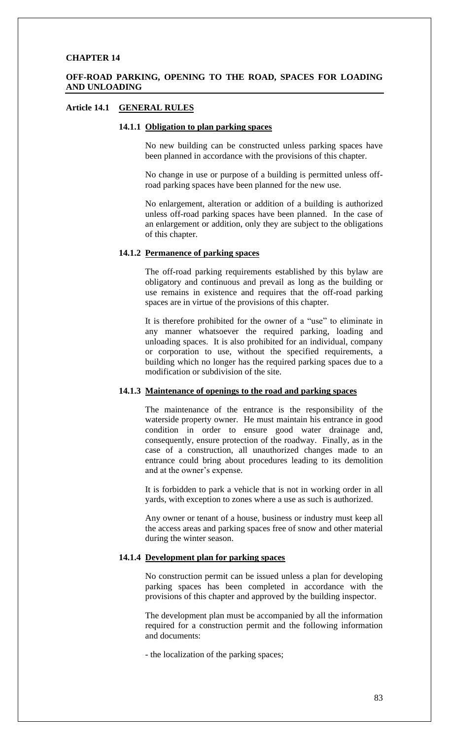# CHAPTER 14

## OFF-ROAD PARKING, OPENING TO THE ROAD, SPACES FOR LOADING AND UNLOADING

### Article 14.1 GENERAL RULES

#### 14.1.1 Obligation to plan parking spaces

No new building can be constructed unless parking spaces have been planned in accordance with the provisions of this chapter.

No change in use or purpose of a building is permitted unless off-road parking spaces have been planned for the new use.

No enlargement, alteration or addition of a building is authorized unless off-road parking spaces have been planned. In the case of an enlargement or addition, only they are subject to the obligations of this chapter.

#### 14.1.2 Permanence of parking spaces

The off-road parking requirements established by this bylaw are obligatory and continuous and prevail as long as the building or use remains in existence and requires that the off-road parking spaces are in virtue of the provisions of this chapter.

It is therefore prohibited for the owner of a "use" to eliminate in any manner whatsoever the required parking, loading and unloading spaces. It is also prohibited for an individual, company or corporation to use, without the specified requirements, a building which no longer has the required parking spaces due to a modification or subdivision of the site.

#### 14.1.3 Maintenance of openings to the road and parking spaces

The maintenance of the entrance is the responsibility of the waterside property owner. He must maintain his entrance in good condition in order to ensure good water drainage and, consequently, ensure protection of the roadway. Finally, as in the case of a construction, all unauthorized changes made to an entrance could bring about procedures leading to its demolition and at the owner's expense.

It is forbidden to park a vehicle that is not in working order in all yards, with exception to zones where a use as such is authorized.

Any owner or tenant of a house, business or industry must keep all the access areas and parking spaces free of snow and other material during the winter season.

#### 14.1.4 Development plan for parking spaces

No construction permit can be issued unless a plan for developing parking spaces has been completed in accordance with the provisions of this chapter and approved by the building inspector.

The development plan must be accompanied by all the information required for a construction permit and the following information and documents:

- the localization of the parking spaces;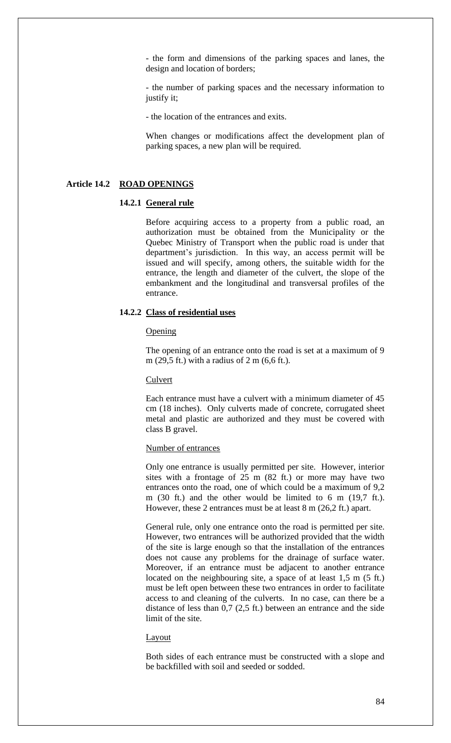- the form and dimensions of the parking spaces and lanes, the design and location of borders;

- the number of parking spaces and the necessary information to justify it;

- the location of the entrances and exits.

When changes or modifications affect the development plan of parking spaces, a new plan will be required.

## Article 14.2 ROAD OPENINGS

### 14.2.1 General rule

Before acquiring access to a property from a public road, an authorization must be obtained from the Municipality or the Quebec Ministry of Transport when the public road is under that department's jurisdiction. In this way, an access permit will be issued and will specify, among others, the suitable width for the entrance, the length and diameter of the culvert, the slope of the embankment and the longitudinal and transversal profiles of the entrance.

### 14.2.2 Class of residential uses

Opening

The opening of an entrance onto the road is set at a maximum of 9 m (29,5 ft.) with a radius of 2 m (6,6 ft.).

Culvert

Each entrance must have a culvert with a minimum diameter of 45 cm (18 inches). Only culverts made of concrete, corrugated sheet metal and plastic are authorized and they must be covered with class B gravel.

Number of entrances

Only one entrance is usually permitted per site. However, interior sites with a frontage of 25 m (82 ft.) or more may have two entrances onto the road, one of which could be a maximum of 9,2 m (30 ft.) and the other would be limited to 6 m (19,7 ft.). However, these 2 entrances must be at least 8 m (26,2 ft.) apart.

General rule, only one entrance onto the road is permitted per site. However, two entrances will be authorized provided that the width of the site is large enough so that the installation of the entrances does not cause any problems for the drainage of surface water. Moreover, if an entrance must be adjacent to another entrance located on the neighbouring site, a space of at least 1,5 m (5 ft.) must be left open between these two entrances in order to facilitate access to and cleaning of the culverts. In no case, can there be a distance of less than 0,7 (2,5 ft.) between an entrance and the side limit of the site.

Layout

Both sides of each entrance must be constructed with a slope and be backfilled with soil and seeded or sodded.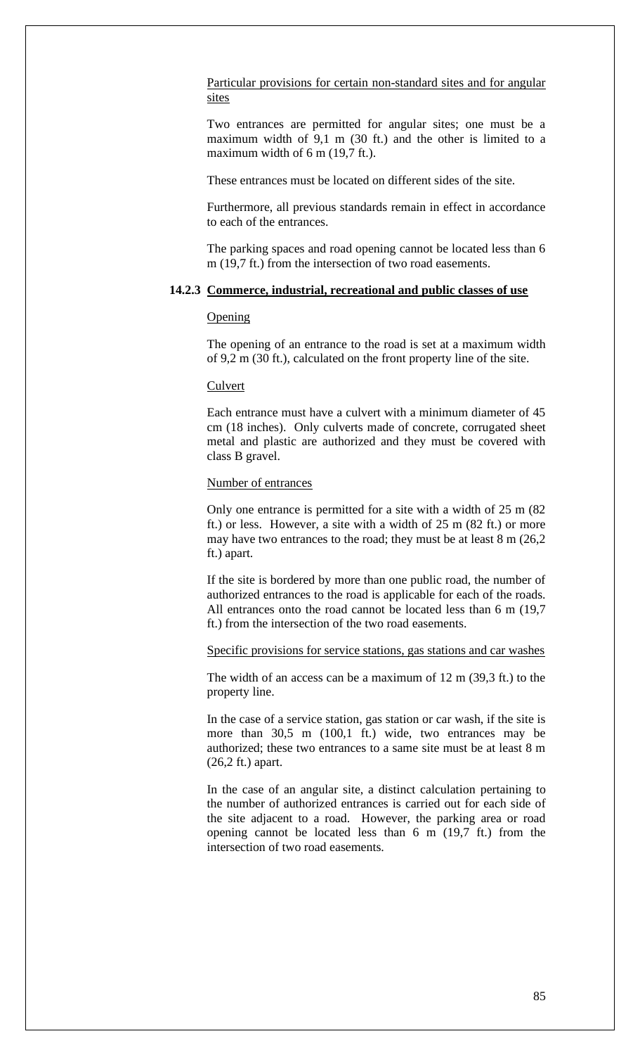Particular provisions for certain non-standard sites and for angular sites

Two entrances are permitted for angular sites; one must be a maximum width of 9,1 m (30 ft.) and the other is limited to a maximum width of 6 m (19,7 ft.).

These entrances must be located on different sides of the site.

Furthermore, all previous standards remain in effect in accordance to each of the entrances.

The parking spaces and road opening cannot be located less than 6 m (19,7 ft.) from the intersection of two road easements.

### 14.2.3 Commerce, industrial, recreational and public classes of use

Opening

The opening of an entrance to the road is set at a maximum width of 9,2 m (30 ft.), calculated on the front property line of the site.

Culvert

Each entrance must have a culvert with a minimum diameter of 45 cm (18 inches). Only culverts made of concrete, corrugated sheet metal and plastic are authorized and they must be covered with class B gravel.

Number of entrances

Only one entrance is permitted for a site with a width of 25 m (82 ft.) or less. However, a site with a width of 25 m (82 ft.) or more may have two entrances to the road; they must be at least 8 m (26,2 ft.) apart.

If the site is bordered by more than one public road, the number of authorized entrances to the road is applicable for each of the roads. All entrances onto the road cannot be located less than 6 m (19,7 ft.) from the intersection of the two road easements.

Specific provisions for service stations, gas stations and car washes

The width of an access can be a maximum of 12 m (39,3 ft.) to the property line.

In the case of a service station, gas station or car wash, if the site is more than 30,5 m (100,1 ft.) wide, two entrances may be authorized; these two entrances to a same site must be at least 8 m (26,2 ft.) apart.

In the case of an angular site, a distinct calculation pertaining to the number of authorized entrances is carried out for each side of the site adjacent to a road. However, the parking area or road opening cannot be located less than 6 m (19,7 ft.) from the intersection of two road easements.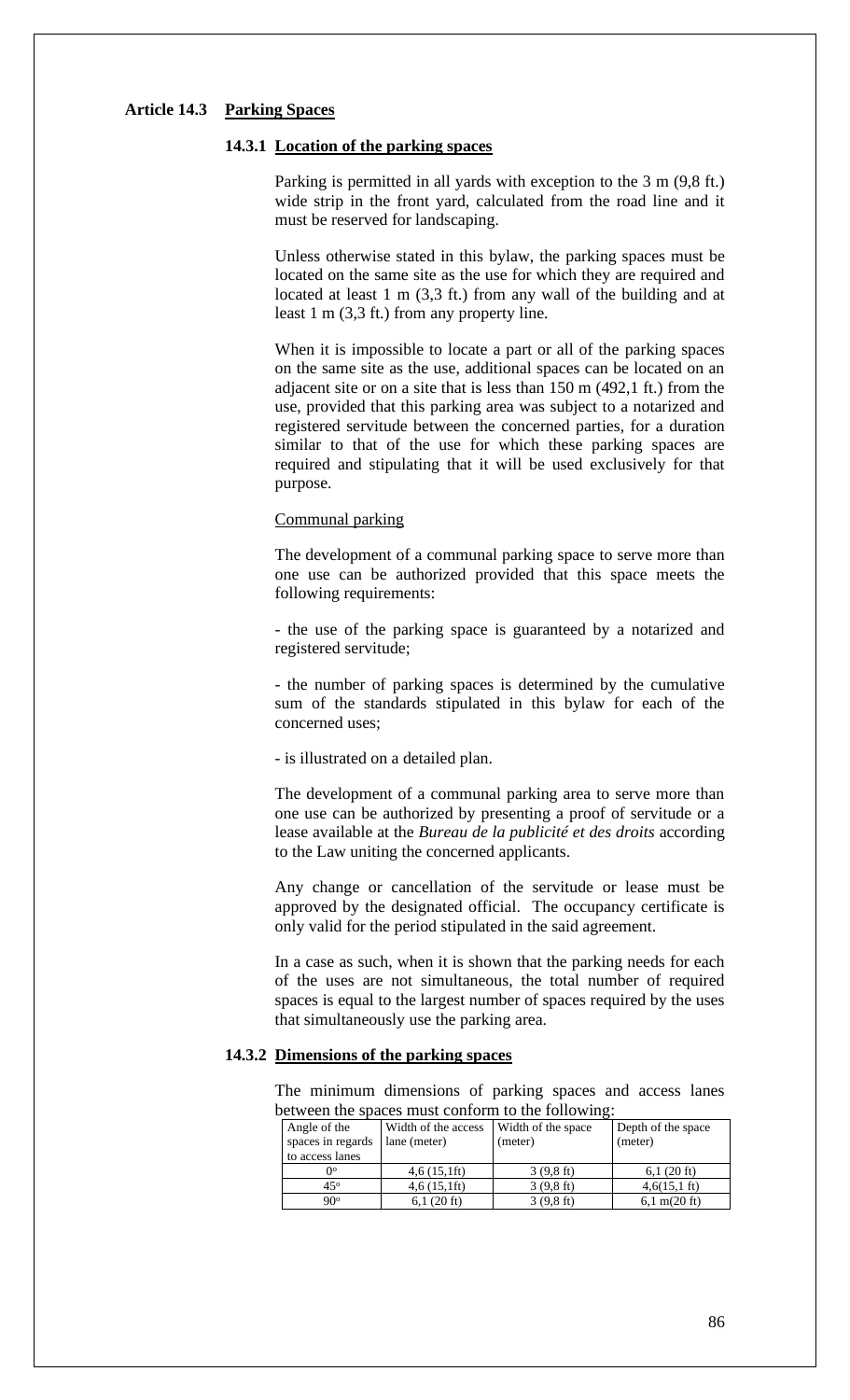## Article 14.3 Parking Spaces

### 14.3.1 Location of the parking spaces

Parking is permitted in all yards with exception to the 3 m (9,8 ft.) wide strip in the front yard, calculated from the road line and it must be reserved for landscaping.

Unless otherwise stated in this bylaw, the parking spaces must be located on the same site as the use for which they are required and located at least 1 m (3,3 ft.) from any wall of the building and at least 1 m (3,3 ft.) from any property line.

When it is impossible to locate a part or all of the parking spaces on the same site as the use, additional spaces can be located on an adjacent site or on a site that is less than 150 m (492,1 ft.) from the use, provided that this parking area was subject to a notarized and registered servitude between the concerned parties, for a duration similar to that of the use for which these parking spaces are required and stipulating that it will be used exclusively for that purpose.

Communal parking

The development of a communal parking space to serve more than one use can be authorized provided that this space meets the following requirements:

- the use of the parking space is guaranteed by a notarized and registered servitude;

- the number of parking spaces is determined by the cumulative sum of the standards stipulated in this bylaw for each of the concerned uses;

- is illustrated on a detailed plan.

The development of a communal parking area to serve more than one use can be authorized by presenting a proof of servitude or a lease available at the *Bureau de la publicité et des droits* according to the Law uniting the concerned applicants.

Any change or cancellation of the servitude or lease must be approved by the designated official. The occupancy certificate is only valid for the period stipulated in the said agreement.

In a case as such, when it is shown that the parking needs for each of the uses are not simultaneous, the total number of required spaces is equal to the largest number of spaces required by the uses that simultaneously use the parking area.

### 14.3.2 Dimensions of the parking spaces

The minimum dimensions of parking spaces and access lanes between the spaces must conform to the following:

| Angle of the spaces in regards to access lanes | Width of the access lane (meter) | Width of the space (meter) | Depth of the space (meter) |
|---|---|---|---|
| 0° | 4,6 (15,1ft) | 3 (9,8 ft) | 6,1 (20 ft) |
| 45° | 4,6 (15,1ft) | 3 (9,8 ft) | 4,6(15,1 ft) |
| 90° | 6,1 (20 ft) | 3 (9,8 ft) | 6,1 m(20 ft) |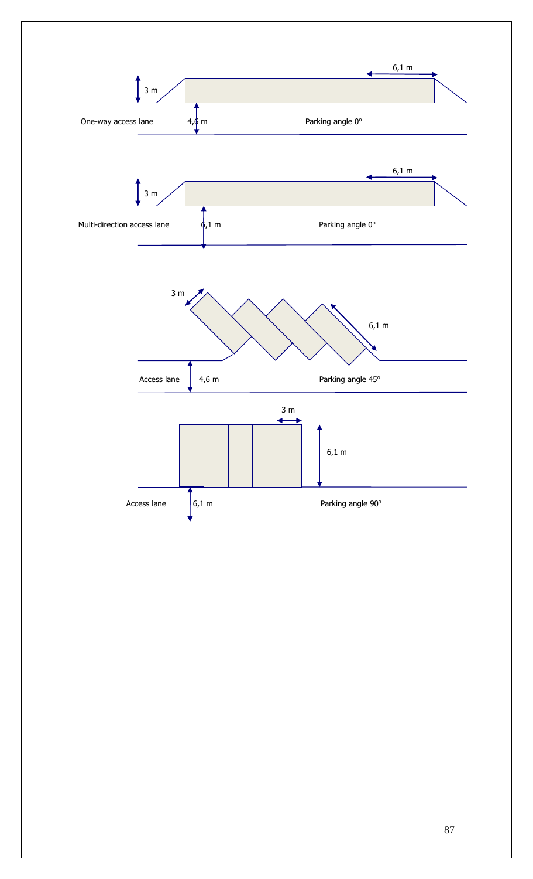6,1 m

3 m

One-way access lane 4,6 m Parking angle 0°

6,1 m

3 m

Multi-direction access lane 6,1 m Parking angle 0°

3 m

6,1 m

Access lane 4,6 m Parking angle 45°

3 m

6,1 m

Access lane 6,1 m Parking angle 90°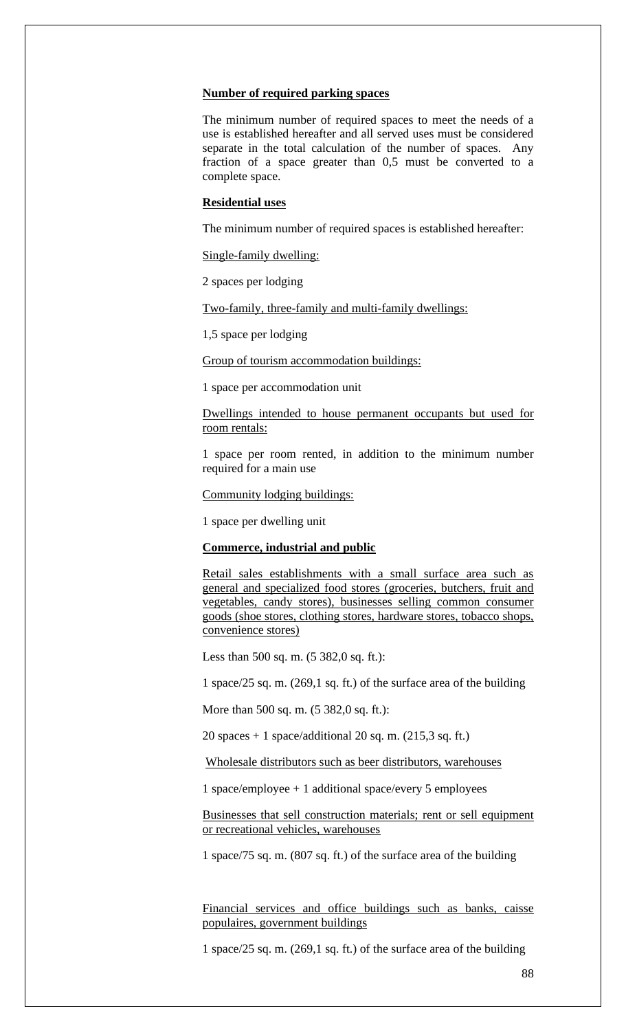**Number of required parking spaces**

The minimum number of required spaces to meet the needs of a use is established hereafter and all served uses must be considered separate in the total calculation of the number of spaces. Any fraction of a space greater than 0,5 must be converted to a complete space.

**Residential uses**

The minimum number of required spaces is established hereafter:

Single-family dwelling:

2 spaces per lodging

Two-family, three-family and multi-family dwellings:

1,5 space per lodging

Group of tourism accommodation buildings:

1 space per accommodation unit

Dwellings intended to house permanent occupants but used for room rentals:

1 space per room rented, in addition to the minimum number required for a main use

Community lodging buildings:

1 space per dwelling unit

**Commerce, industrial and public**

Retail sales establishments with a small surface area such as general and specialized food stores (groceries, butchers, fruit and vegetables, candy stores), businesses selling common consumer goods (shoe stores, clothing stores, hardware stores, tobacco shops, convenience stores)

Less than 500 sq. m. (5 382,0 sq. ft.):

1 space/25 sq. m. (269,1 sq. ft.) of the surface area of the building

More than 500 sq. m. (5 382,0 sq. ft.):

20 spaces + 1 space/additional 20 sq. m. (215,3 sq. ft.)

Wholesale distributors such as beer distributors, warehouses

1 space/employee + 1 additional space/every 5 employees

Businesses that sell construction materials; rent or sell equipment or recreational vehicles, warehouses

1 space/75 sq. m. (807 sq. ft.) of the surface area of the building

Financial services and office buildings such as banks, caisse populaires, government buildings

1 space/25 sq. m. (269,1 sq. ft.) of the surface area of the building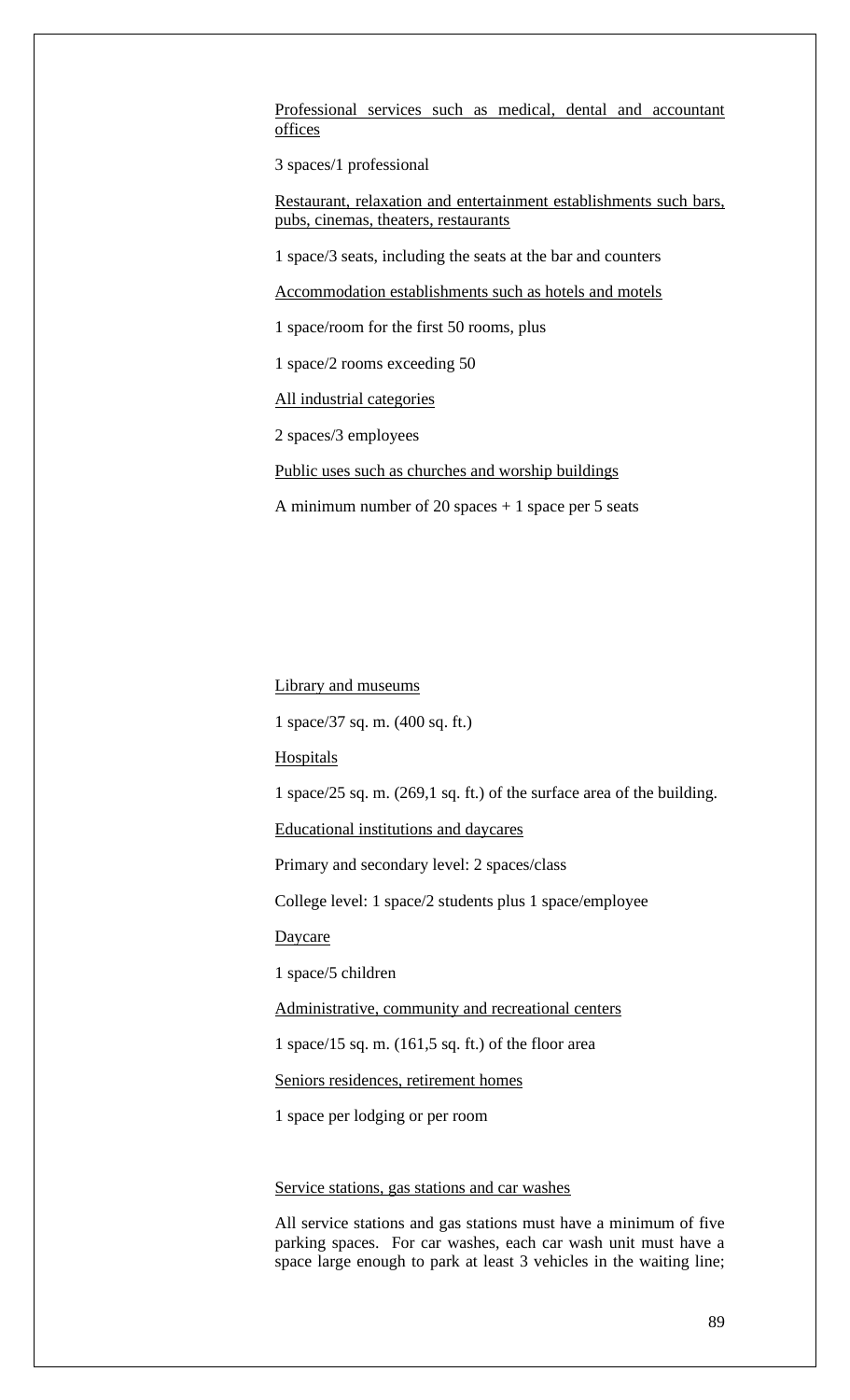Professional services such as medical, dental and accountant offices

3 spaces/1 professional

Restaurant, relaxation and entertainment establishments such bars, pubs, cinemas, theaters, restaurants

1 space/3 seats, including the seats at the bar and counters

Accommodation establishments such as hotels and motels

1 space/room for the first 50 rooms, plus

1 space/2 rooms exceeding 50

All industrial categories

2 spaces/3 employees

Public uses such as churches and worship buildings

A minimum number of 20 spaces + 1 space per 5 seats

Library and museums

1 space/37 sq. m. (400 sq. ft.)

Hospitals

1 space/25 sq. m. (269,1 sq. ft.) of the surface area of the building.

Educational institutions and daycares

Primary and secondary level: 2 spaces/class

College level: 1 space/2 students plus 1 space/employee

Daycare

1 space/5 children

Administrative, community and recreational centers

1 space/15 sq. m. (161,5 sq. ft.) of the floor area

Seniors residences, retirement homes

1 space per lodging or per room

Service stations, gas stations and car washes

All service stations and gas stations must have a minimum of five parking spaces. For car washes, each car wash unit must have a space large enough to park at least 3 vehicles in the waiting line;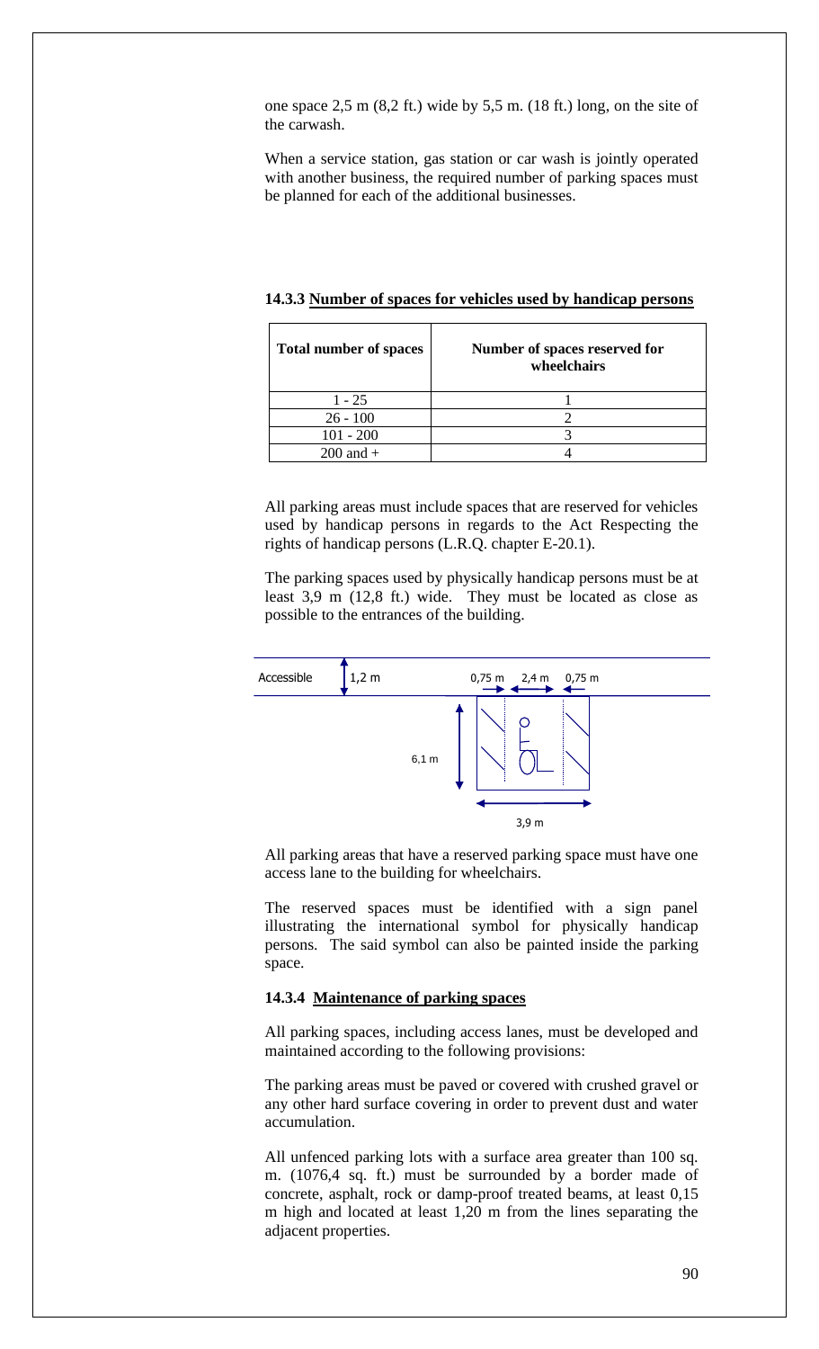one space 2,5 m (8,2 ft.) wide by 5,5 m. (18 ft.) long, on the site of the carwash.

When a service station, gas station or car wash is jointly operated with another business, the required number of parking spaces must be planned for each of the additional businesses.

**14.3.3 Number of spaces for vehicles used by handicap persons**

| Total number of spaces | Number of spaces reserved for wheelchairs |
|---|---|
| 1 - 25 | 1 |
| 26 - 100 | 2 |
| 101 - 200 | 3 |
| 200 and + | 4 |

All parking areas must include spaces that are reserved for vehicles used by handicap persons in regards to the Act Respecting the rights of handicap persons (L.R.Q. chapter E-20.1).

The parking spaces used by physically handicap persons must be at least 3,9 m (12,8 ft.) wide. They must be located as close as possible to the entrances of the building.

Accessible 1,2 m 0,75 m 2,4 m 0,75 m 6,1 m 3,9 m

All parking areas that have a reserved parking space must have one access lane to the building for wheelchairs.

The reserved spaces must be identified with a sign panel illustrating the international symbol for physically handicap persons. The said symbol can also be painted inside the parking space.

**14.3.4 Maintenance of parking spaces**

All parking spaces, including access lanes, must be developed and maintained according to the following provisions:

The parking areas must be paved or covered with crushed gravel or any other hard surface covering in order to prevent dust and water accumulation.

All unfenced parking lots with a surface area greater than 100 sq. m. (1076,4 sq. ft.) must be surrounded by a border made of concrete, asphalt, rock or damp-proof treated beams, at least 0,15 m high and located at least 1,20 m from the lines separating the adjacent properties.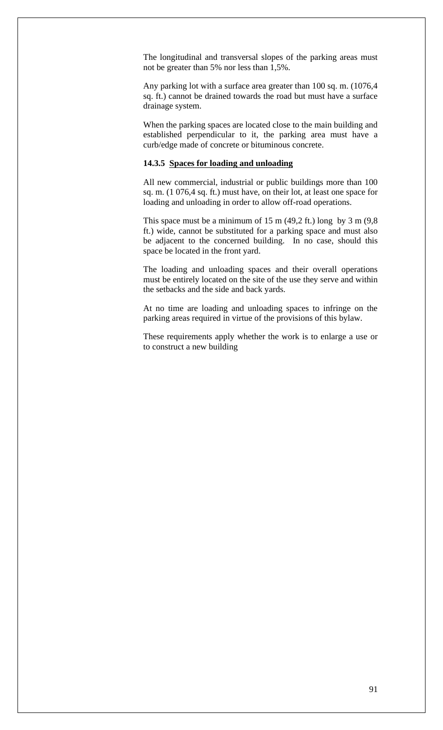The longitudinal and transversal slopes of the parking areas must not be greater than 5% nor less than 1,5%.

Any parking lot with a surface area greater than 100 sq. m. (1076,4 sq. ft.) cannot be drained towards the road but must have a surface drainage system.

When the parking spaces are located close to the main building and established perpendicular to it, the parking area must have a curb/edge made of concrete or bituminous concrete.

#### 14.3.5 <u>Spaces for loading and unloading</u>

All new commercial, industrial or public buildings more than 100 sq. m. (1 076,4 sq. ft.) must have, on their lot, at least one space for loading and unloading in order to allow off-road operations.

This space must be a minimum of 15 m (49,2 ft.) long by 3 m (9,8 ft.) wide, cannot be substituted for a parking space and must also be adjacent to the concerned building. In no case, should this space be located in the front yard.

The loading and unloading spaces and their overall operations must be entirely located on the site of the use they serve and within the setbacks and the side and back yards.

At no time are loading and unloading spaces to infringe on the parking areas required in virtue of the provisions of this bylaw.

These requirements apply whether the work is to enlarge a use or to construct a new building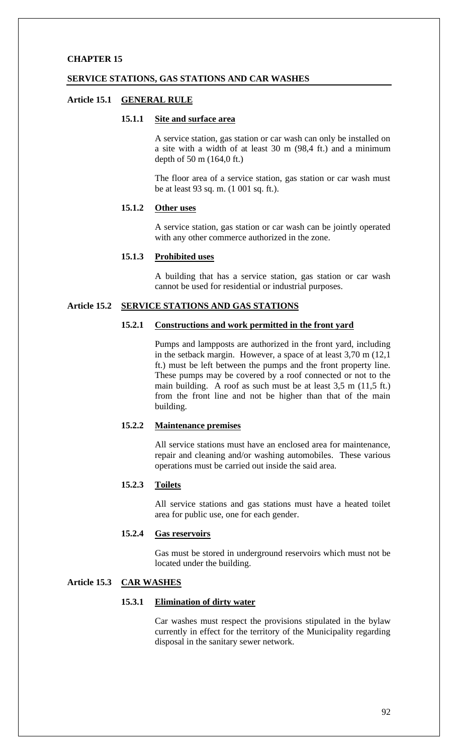# CHAPTER 15

## SERVICE STATIONS, GAS STATIONS AND CAR WASHES

### Article 15.1 GENERAL RULE

#### 15.1.1 Site and surface area

A service station, gas station or car wash can only be installed on a site with a width of at least 30 m (98,4 ft.) and a minimum depth of 50 m (164,0 ft.)

The floor area of a service station, gas station or car wash must be at least 93 sq. m. (1 001 sq. ft.).

#### 15.1.2 Other uses

A service station, gas station or car wash can be jointly operated with any other commerce authorized in the zone.

#### 15.1.3 Prohibited uses

A building that has a service station, gas station or car wash cannot be used for residential or industrial purposes.

### Article 15.2 SERVICE STATIONS AND GAS STATIONS

#### 15.2.1 Constructions and work permitted in the front yard

Pumps and lampposts are authorized in the front yard, including in the setback margin. However, a space of at least 3,70 m (12,1 ft.) must be left between the pumps and the front property line. These pumps may be covered by a roof connected or not to the main building. A roof as such must be at least 3,5 m (11,5 ft.) from the front line and not be higher than that of the main building.

#### 15.2.2 Maintenance premises

All service stations must have an enclosed area for maintenance, repair and cleaning and/or washing automobiles. These various operations must be carried out inside the said area.

#### 15.2.3 Toilets

All service stations and gas stations must have a heated toilet area for public use, one for each gender.

#### 15.2.4 Gas reservoirs

Gas must be stored in underground reservoirs which must not be located under the building.

### Article 15.3 CAR WASHES

#### 15.3.1 Elimination of dirty water

Car washes must respect the provisions stipulated in the bylaw currently in effect for the territory of the Municipality regarding disposal in the sanitary sewer network.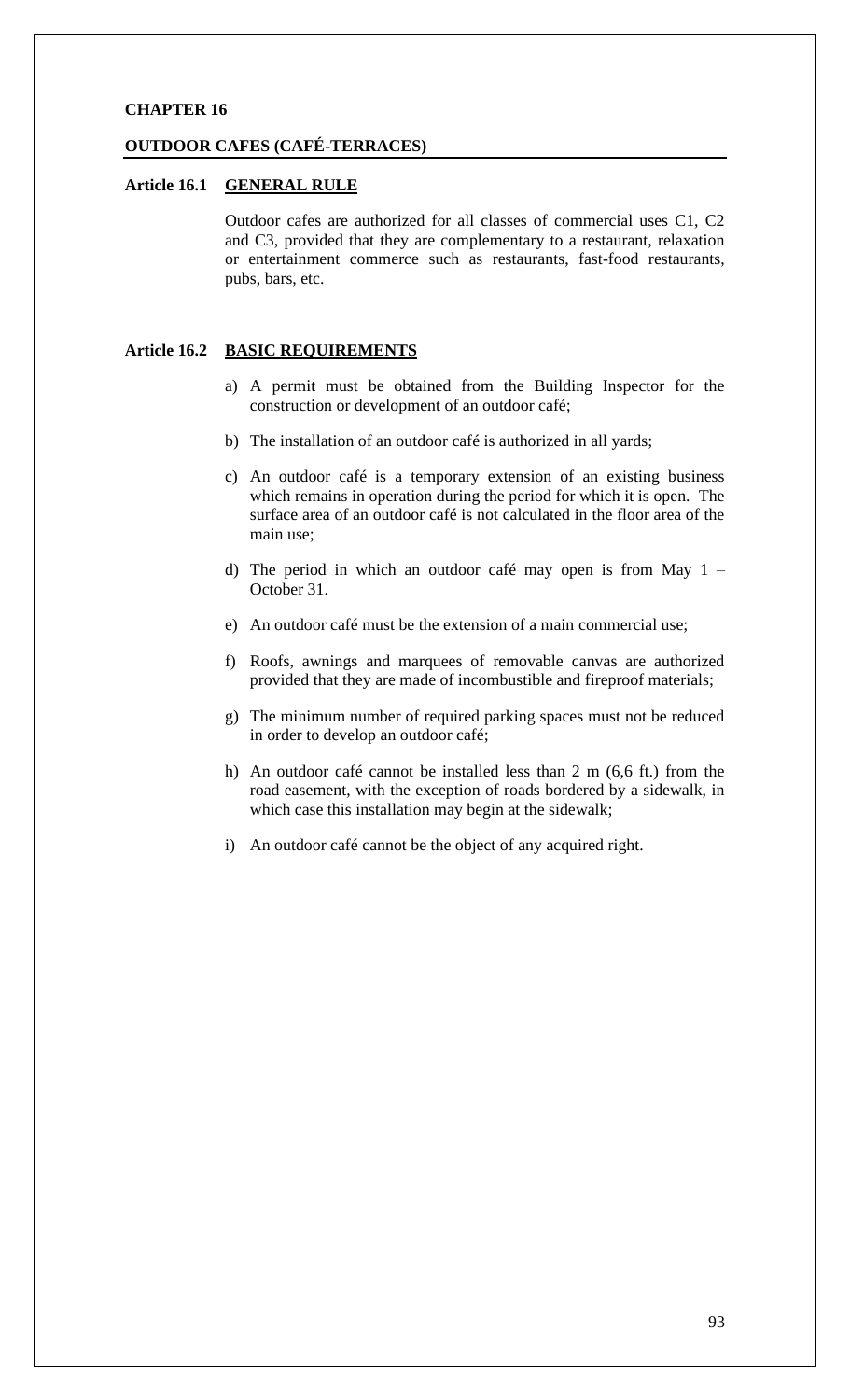# CHAPTER 16

## OUTDOOR CAFES (CAFÉ-TERRACES)

### Article 16.1 GENERAL RULE

Outdoor cafes are authorized for all classes of commercial uses C1, C2 and C3, provided that they are complementary to a restaurant, relaxation or entertainment commerce such as restaurants, fast-food restaurants, pubs, bars, etc.

### Article 16.2 BASIC REQUIREMENTS

a) A permit must be obtained from the Building Inspector for the construction or development of an outdoor café;

b) The installation of an outdoor café is authorized in all yards;

c) An outdoor café is a temporary extension of an existing business which remains in operation during the period for which it is open. The surface area of an outdoor café is not calculated in the floor area of the main use;

d) The period in which an outdoor café may open is from May 1 – October 31.

e) An outdoor café must be the extension of a main commercial use;

f) Roofs, awnings and marquees of removable canvas are authorized provided that they are made of incombustible and fireproof materials;

g) The minimum number of required parking spaces must not be reduced in order to develop an outdoor café;

h) An outdoor café cannot be installed less than 2 m (6,6 ft.) from the road easement, with the exception of roads bordered by a sidewalk, in which case this installation may begin at the sidewalk;

i) An outdoor café cannot be the object of any acquired right.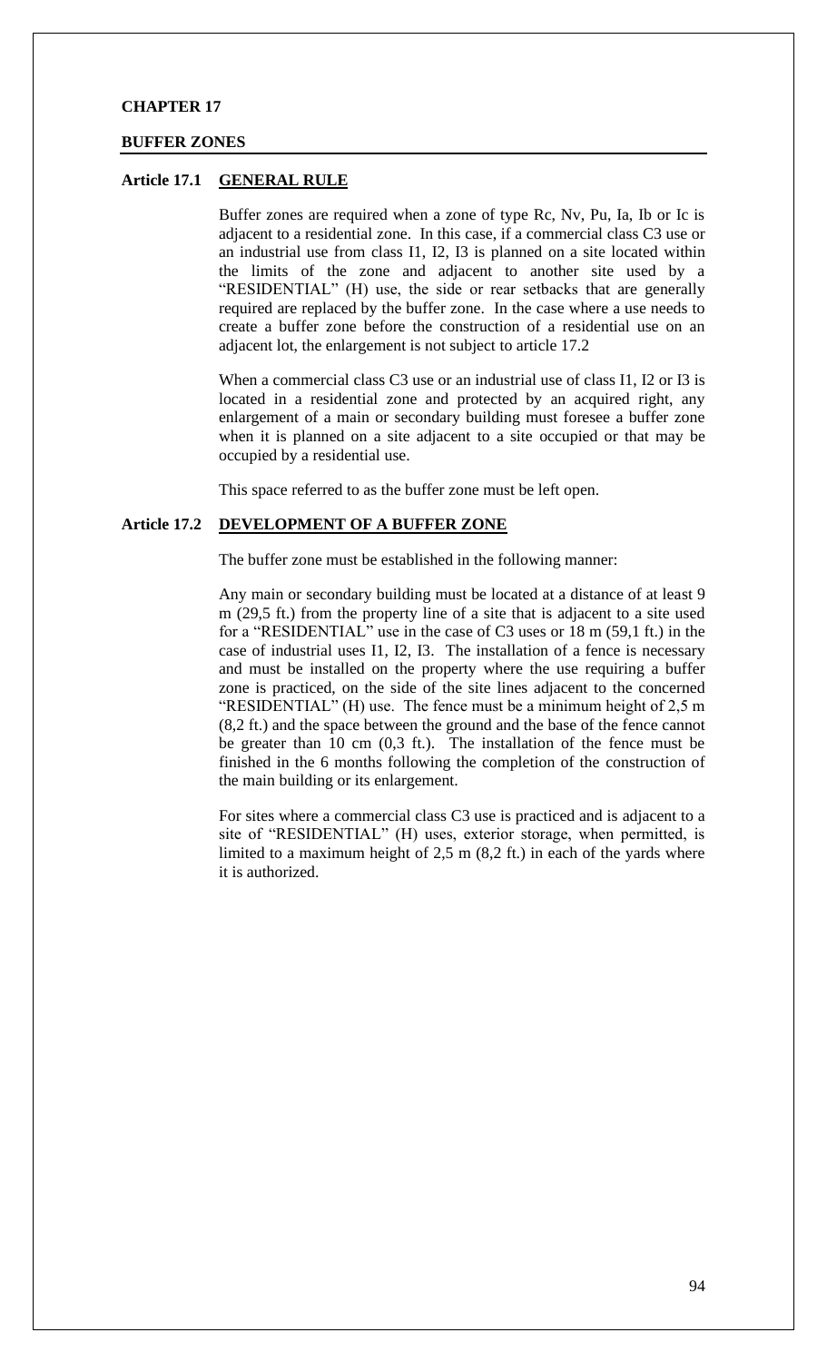# CHAPTER 17

## BUFFER ZONES

### Article 17.1 GENERAL RULE

Buffer zones are required when a zone of type Rc, Nv, Pu, Ia, Ib or Ic is adjacent to a residential zone. In this case, if a commercial class C3 use or an industrial use from class I1, I2, I3 is planned on a site located within the limits of the zone and adjacent to another site used by a "RESIDENTIAL" (H) use, the side or rear setbacks that are generally required are replaced by the buffer zone. In the case where a use needs to create a buffer zone before the construction of a residential use on an adjacent lot, the enlargement is not subject to article 17.2

When a commercial class C3 use or an industrial use of class I1, I2 or I3 is located in a residential zone and protected by an acquired right, any enlargement of a main or secondary building must foresee a buffer zone when it is planned on a site adjacent to a site occupied or that may be occupied by a residential use.

This space referred to as the buffer zone must be left open.

### Article 17.2 DEVELOPMENT OF A BUFFER ZONE

The buffer zone must be established in the following manner:

Any main or secondary building must be located at a distance of at least 9 m (29,5 ft.) from the property line of a site that is adjacent to a site used for a "RESIDENTIAL" use in the case of C3 uses or 18 m (59,1 ft.) in the case of industrial uses I1, I2, I3. The installation of a fence is necessary and must be installed on the property where the use requiring a buffer zone is practiced, on the side of the site lines adjacent to the concerned "RESIDENTIAL" (H) use. The fence must be a minimum height of 2,5 m (8,2 ft.) and the space between the ground and the base of the fence cannot be greater than 10 cm (0,3 ft.). The installation of the fence must be finished in the 6 months following the completion of the construction of the main building or its enlargement.

For sites where a commercial class C3 use is practiced and is adjacent to a site of "RESIDENTIAL" (H) uses, exterior storage, when permitted, is limited to a maximum height of 2,5 m (8,2 ft.) in each of the yards where it is authorized.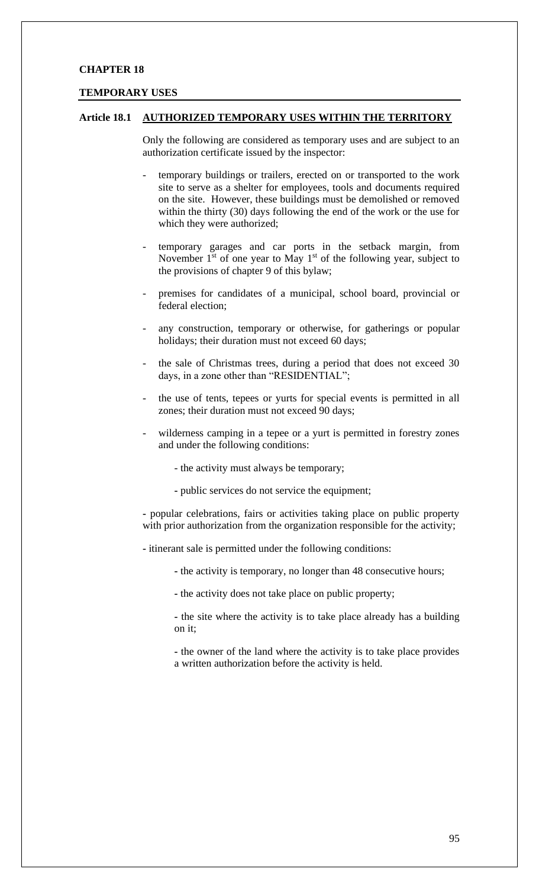# CHAPTER 18

## TEMPORARY USES

### Article 18.1 AUTHORIZED TEMPORARY USES WITHIN THE TERRITORY

Only the following are considered as temporary uses and are subject to an authorization certificate issued by the inspector:

- temporary buildings or trailers, erected on or transported to the work site to serve as a shelter for employees, tools and documents required on the site. However, these buildings must be demolished or removed within the thirty (30) days following the end of the work or the use for which they were authorized;
- temporary garages and car ports in the setback margin, from November 1st of one year to May 1st of the following year, subject to the provisions of chapter 9 of this bylaw;
- premises for candidates of a municipal, school board, provincial or federal election;
- any construction, temporary or otherwise, for gatherings or popular holidays; their duration must not exceed 60 days;
- the sale of Christmas trees, during a period that does not exceed 30 days, in a zone other than "RESIDENTIAL";
- the use of tents, tepees or yurts for special events is permitted in all zones; their duration must not exceed 90 days;
- wilderness camping in a tepee or a yurt is permitted in forestry zones and under the following conditions:
  - the activity must always be temporary;
  - public services do not service the equipment;
- popular celebrations, fairs or activities taking place on public property with prior authorization from the organization responsible for the activity;
- itinerant sale is permitted under the following conditions:
  - the activity is temporary, no longer than 48 consecutive hours;
  - the activity does not take place on public property;
  - the site where the activity is to take place already has a building on it;
  - the owner of the land where the activity is to take place provides a written authorization before the activity is held.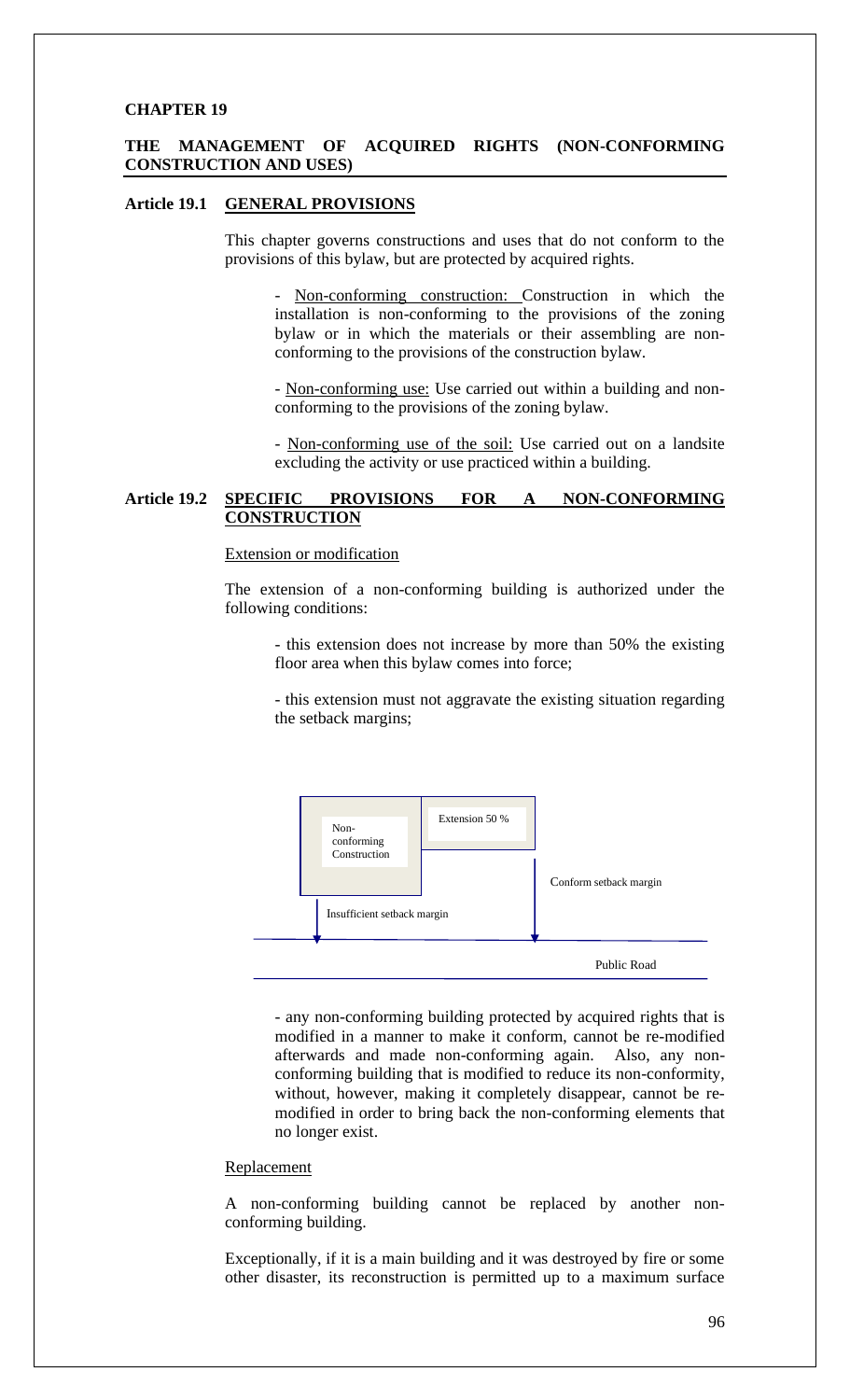## CHAPTER 19

## THE MANAGEMENT OF ACQUIRED RIGHTS (NON-CONFORMING CONSTRUCTION AND USES)

### Article 19.1 GENERAL PROVISIONS

This chapter governs constructions and uses that do not conform to the provisions of this bylaw, but are protected by acquired rights.

- Non-conforming construction: Construction in which the installation is non-conforming to the provisions of the zoning bylaw or in which the materials or their assembling are non-conforming to the provisions of the construction bylaw.

- Non-conforming use: Use carried out within a building and non-conforming to the provisions of the zoning bylaw.

- Non-conforming use of the soil: Use carried out on a landsite excluding the activity or use practiced within a building.

### Article 19.2 SPECIFIC PROVISIONS FOR A NON-CONFORMING CONSTRUCTION

Extension or modification

The extension of a non-conforming building is authorized under the following conditions:

- this extension does not increase by more than 50% the existing floor area when this bylaw comes into force;

- this extension must not aggravate the existing situation regarding the setback margins;

Non-conforming Construction | Extension 50 % | Conform setback margin | Insufficient setback margin | Public Road

- any non-conforming building protected by acquired rights that is modified in a manner to make it conform, cannot be re-modified afterwards and made non-conforming again. Also, any non-conforming building that is modified to reduce its non-conformity, without, however, making it completely disappear, cannot be re-modified in order to bring back the non-conforming elements that no longer exist.

Replacement

A non-conforming building cannot be replaced by another non-conforming building.

Exceptionally, if it is a main building and it was destroyed by fire or some other disaster, its reconstruction is permitted up to a maximum surface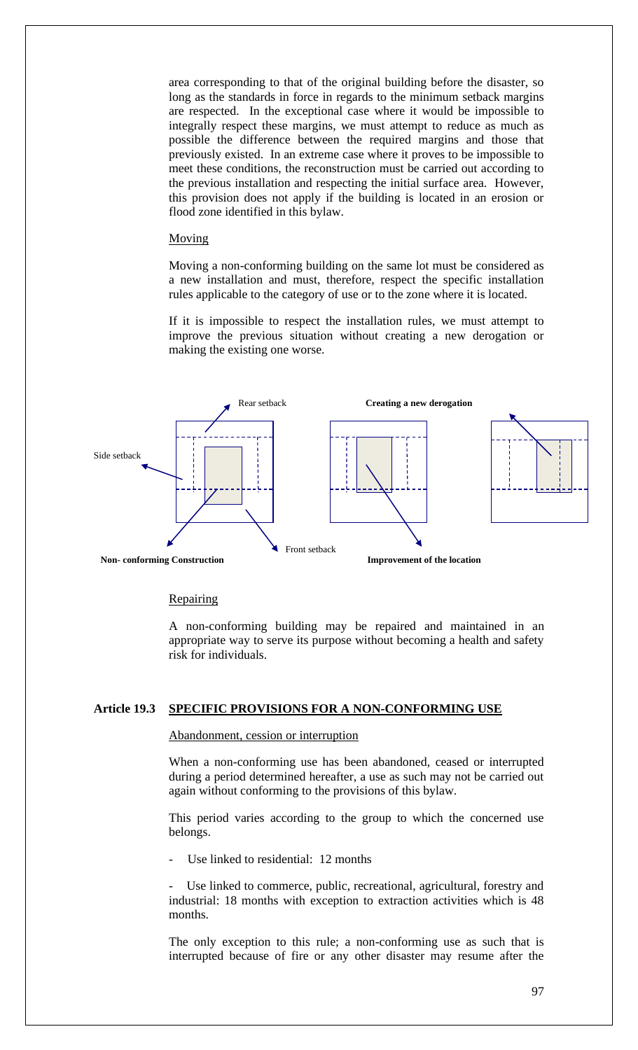area corresponding to that of the original building before the disaster, so long as the standards in force in regards to the minimum setback margins are respected. In the exceptional case where it would be impossible to integrally respect these margins, we must attempt to reduce as much as possible the difference between the required margins and those that previously existed. In an extreme case where it proves to be impossible to meet these conditions, the reconstruction must be carried out according to the previous installation and respecting the initial surface area. However, this provision does not apply if the building is located in an erosion or flood zone identified in this bylaw.

Moving

Moving a non-conforming building on the same lot must be considered as a new installation and must, therefore, respect the specific installation rules applicable to the category of use or to the zone where it is located.

If it is impossible to respect the installation rules, we must attempt to improve the previous situation without creating a new derogation or making the existing one worse.

Rear setback

Side setback

Front setback

**Non- conforming Construction**

**Creating a new derogation**

**Improvement of the location**

Repairing

A non-conforming building may be repaired and maintained in an appropriate way to serve its purpose without becoming a health and safety risk for individuals.

### Article 19.3 SPECIFIC PROVISIONS FOR A NON-CONFORMING USE

Abandonment, cession or interruption

When a non-conforming use has been abandoned, ceased or interrupted during a period determined hereafter, a use as such may not be carried out again without conforming to the provisions of this bylaw.

This period varies according to the group to which the concerned use belongs.

- Use linked to residential: 12 months

- Use linked to commerce, public, recreational, agricultural, forestry and industrial: 18 months with exception to extraction activities which is 48 months.

The only exception to this rule; a non-conforming use as such that is interrupted because of fire or any other disaster may resume after the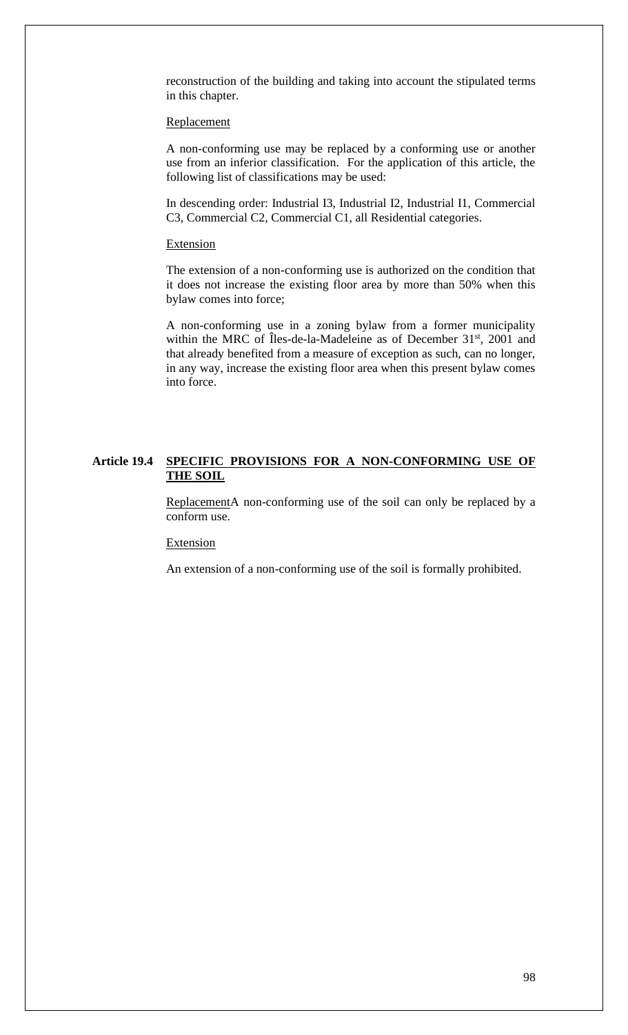reconstruction of the building and taking into account the stipulated terms in this chapter.

Replacement

A non-conforming use may be replaced by a conforming use or another use from an inferior classification. For the application of this article, the following list of classifications may be used:

In descending order: Industrial I3, Industrial I2, Industrial I1, Commercial C3, Commercial C2, Commercial C1, all Residential categories.

Extension

The extension of a non-conforming use is authorized on the condition that it does not increase the existing floor area by more than 50% when this bylaw comes into force;

A non-conforming use in a zoning bylaw from a former municipality within the MRC of Îles-de-la-Madeleine as of December 31st, 2001 and that already benefited from a measure of exception as such, can no longer, in any way, increase the existing floor area when this present bylaw comes into force.

## Article 19.4 SPECIFIC PROVISIONS FOR A NON-CONFORMING USE OF THE SOIL

ReplacementA non-conforming use of the soil can only be replaced by a conform use.

Extension

An extension of a non-conforming use of the soil is formally prohibited.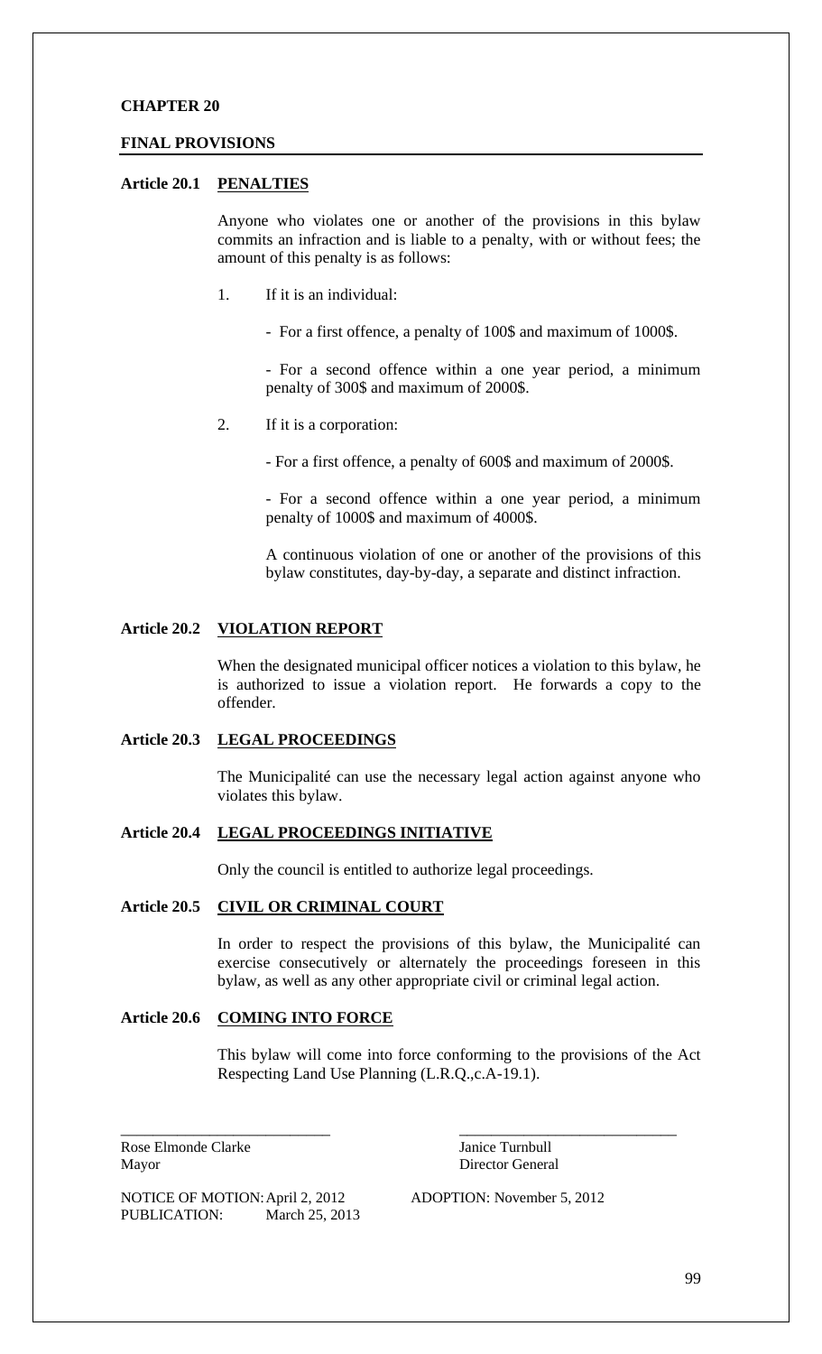# CHAPTER 20

## FINAL PROVISIONS

### Article 20.1 PENALTIES

Anyone who violates one or another of the provisions in this bylaw commits an infraction and is liable to a penalty, with or without fees; the amount of this penalty is as follows:

1. If it is an individual:

   - For a first offence, a penalty of 100$ and maximum of 1000$.

   - For a second offence within a one year period, a minimum penalty of 300$ and maximum of 2000$.

2. If it is a corporation:

   - For a first offence, a penalty of 600$ and maximum of 2000$.

   - For a second offence within a one year period, a minimum penalty of 1000$ and maximum of 4000$.

   A continuous violation of one or another of the provisions of this bylaw constitutes, day-by-day, a separate and distinct infraction.

### Article 20.2 VIOLATION REPORT

When the designated municipal officer notices a violation to this bylaw, he is authorized to issue a violation report. He forwards a copy to the offender.

### Article 20.3 LEGAL PROCEEDINGS

The Municipalité can use the necessary legal action against anyone who violates this bylaw.

### Article 20.4 LEGAL PROCEEDINGS INITIATIVE

Only the council is entitled to authorize legal proceedings.

### Article 20.5 CIVIL OR CRIMINAL COURT

In order to respect the provisions of this bylaw, the Municipalité can exercise consecutively or alternately the proceedings foreseen in this bylaw, as well as any other appropriate civil or criminal legal action.

### Article 20.6 COMING INTO FORCE

This bylaw will come into force conforming to the provisions of the Act Respecting Land Use Planning (L.R.Q.,c.A-19.1).

| | |
|---|---|
| \_\_\_\_\_\_\_\_\_\_\_\_\_\_\_\_\_\_\_\_\_\_\_\_\_\_\_ | \_\_\_\_\_\_\_\_\_\_\_\_\_\_\_\_\_\_\_\_\_\_\_\_\_\_\_ |
| Rose Elmonde Clarke | Janice Turnbull |
| Mayor | Director General |

NOTICE OF MOTION: April 2, 2012 ADOPTION: November 5, 2012
PUBLICATION: March 25, 2013